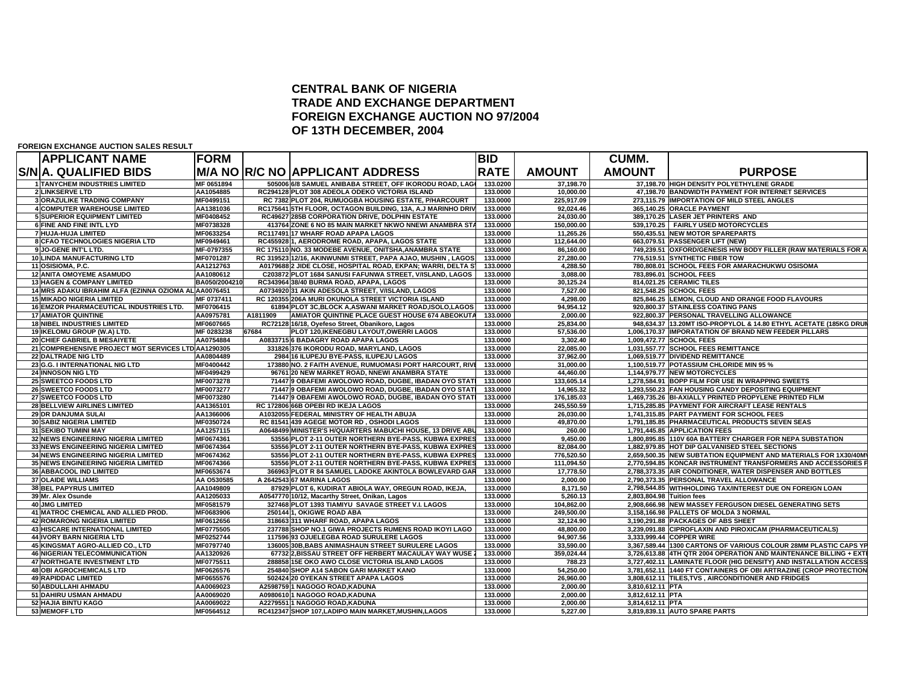# CENTRAL BANK OF NIGERIA
## TRADE AND EXCHANGE DEPARTMENT
## FOREIGN EXCHANGE AUCTION NO 97/2004
## OF 13TH DECEMBER, 2004

**FOREIGN EXCHANGE AUCTION SALES RESULT**

| S/N | APPLICANT NAME<br>A. QUALIFIED BIDS | FORM<br>M/A NO | R/C NO | APPLICANT ADDRESS | BID<br>RATE | AMOUNT | CUMM.<br>AMOUNT | PURPOSE |
|---|---|---|---|---|---|---|---|---|
| 1 | TANYCHEM INDUSTRIES LIMITED | MF 0651894 | 505006 | 6/8 SAMUEL ANIBABA STREET, OFF IKORODU ROAD, LAGO | 133.0200 | 37,198.70 | 37,198.70 | HIGH DENSITY POLYETHYLENE GRADE |
| 2 | LINKSERVE LTD | AA1054885 | RC294128 | PLOT 308 ADEOLA ODEKO VICTORIA ISLAND | 133.0000 | 10,000.00 | 47,198.70 | BANDWIDTH PAYMENT FOR INTERNET SERVICES |
| 3 | ORAZULIKE TRADING COMPANY | MF0499151 | RC 7382 | PLOT 204, RUMUOGBA HOUSING ESTATE, P/HARCOURT | 133.0000 | 225,917.09 | 273,115.79 | IMPORTATION OF MILD STEEL ANGLES |
| 4 | COMPUTER WAREHOUSE LIMITED | AA1381036 | RC175641 | 5TH FLOOR, OCTAGON BUILDING, 13A, A.J MARINHO DRIV | 133.0000 | 92,024.46 | 365,140.25 | ORACLE PAYMENT |
| 5 | SUPERIOR EQUIPMENT LIMITED | MF0408452 | RC49627 | 285B CORPORATION DRIVE, DOLPHIN ESTATE | 133.0000 | 24,030.00 | 389,170.25 | LASER JET PRINTERS AND |
| 6 | FINE AND FINE INTL LYD | MF0738328 | 413764 | ZONE 6 NO 85 MAIN MARKET NKWO NNEWI ANAMBRA STA | 133.0000 | 150,000.00 | 539,170.25 | FAIRLY USED MOTORCYCLES |
| 7 | HUJA-HUJA LIMITED | MF0633254 | RC117491 | 17 WHARF ROAD APAPA LAGOS | 133.0000 | 11,265.26 | 550,435.51 | NEW MOTOR SPAREPARTS |
| 8 | CFAO TECHNOLOGIES NIGERIA LTD | MF0949461 | RC455928 | 1, AERODROME ROAD, APAPA, LAGOS STATE | 133.0000 | 112,644.00 | 663,079.51 | PASSENGER LIFT (NEW) |
| 9 | JO-GENE INT'L LTD. | MF-0797355 | RC 175110 | NO. 33 MODEBE AVENUE, ONITSHA,ANAMBRA STATE | 133.0000 | 86,160.00 | 749,239.51 | OXFORD/GENESIS H/W BODY FILLER (RAW MATERIALS FOR A |
| 10 | LINDA MANUFACTURING LTD | MF0701287 | RC 319523 | 12/16, AKINWUNMI STREET, PAPA AJAO, MUSHIN , LAGOS | 133.0000 | 27,280.00 | 776,519.51 | SYNTHETIC FIBER TOW |
| 11 | OSISIOMA, P.C. | AA1212763 | A0179688 | 2 JIDE CLOSE, HOSPITAL ROAD, EKPAN; WARRI, DELTA S | 133.0000 | 4,288.50 | 780,808.01 | SCHOOL FEES FOR AMARACHUKWU OSISOMA |
| 12 | ANITA OMOYEME ASAMUDO | AA1080612 | C203872 | PLOT 1684 SANUSI FAFUNWA STREET, V/ISLAND, LAGOS | 133.0000 | 3,088.00 | 783,896.01 | SCHOOL FEES |
| 13 | HAGEN & COMPANY LIMITED | BA050/2004210 | RC343964 | 38/40 BURMA ROAD, APAPA, LAGOS | 133.0000 | 30,125.24 | 814,021.25 | CERAMIC TILES |
| 14 | MRS ADAKU IBRAHIM ALFA (EZINNA OZIOMA AL | AA0076451 | A0734920 | 31 AKIN ADESOLA STREET, V/ISLAND, LAGOS | 133.0000 | 7,527.00 | 821,548.25 | SCHOOL FEES |
| 15 | MIKADO NIGERIA LIMITED | MF 0737411 | RC 120355 | 206A MURI OKUNOLA STREET VICTORIA ISLAND | 133.0000 | 4,298.00 | 825,846.25 | LEMON, CLOUD AND ORANGE FOOD FLAVOURS |
| 16 | EMZOR PHARMACEUTICAL INDUSTRIES LTD. | MF0706415 | 61894 | PLOT 3C,BLOCK A,ASWANI MARKET ROAD,ISOLO,LAGOS | 133.0000 | 94,954.12 | 920,800.37 | STAINLESS COATING PANS |
| 17 | AMIATOR QUINTINE | AA0975781 | A1811909 | AMIATOR QUINTINE PLACE GUEST HOUSE 674 ABEOKUTA | 133.0000 | 2,000.00 | 922,800.37 | PERSONAL TRAVELLING ALLOWANCE |
| 18 | NIBEL INDUSTRIES LIMITED | MF0607665 | RC72128 | 16/18, Oyefeso Street, Obanikoro, Lagos | 133.0000 | 25,834.00 | 948,634.37 | 13.20MT ISO-PROPYLOL & 14.80 ETHYL ACETATE (185KG DRUM |
| 19 | IKELOMU GROUP (W.A) LTD. | MF 0283238 | 67684 | PLOT 120,IKENEGBU LAYOUT,OWERRI LAGOS | 133.0000 | 57,536.00 | 1,006,170.37 | IMPORATATION OF BRAND NEW FEEDER PILLARS |
| 20 | CHIEF GABRIEL B MESAIYETE | AA0754884 | A0833715 | 6 BADAGRY ROAD APAPA LAGOS | 133.0000 | 3,302.40 | 1,009,472.77 | SCHOOL FEES |
| 21 | COMPREHENSIVE PROJECT MGT SERVICES LTD | AA1290305 | 331826 | 376 IKORODU ROAD, MARYLAND, LAGOS | 133.0000 | 22,085.00 | 1,031,557.77 | SCHOOL FEES REMITTANCE |
| 22 | DALTRADE NIG LTD | AA0804489 | 2984 | 16 ILUPEJU BYE-PASS, ILUPEJU LAGOS | 133.0000 | 37,962.00 | 1,069,519.77 | DIVIDEND REMITTANCE |
| 23 | G.G. I INTERNATIONAL NIG LTD | MF0400442 | 173880 | NO. 2 FAITH AVENUE, RUMUOMASI PORT HARCOURT, RIVE | 133.0000 | 31,000.00 | 1,100,519.77 | POTASSIUM CHLORIDE MIN 95 % |
| 24 | INNOSON NIG LTD | MF0499429 | 96761 | 20 NEW MARKET ROAD, NNEWI ANAMBRA STATE | 133.0000 | 44,460.00 | 1,144,979.77 | NEW MOTORCYCLES |
| 25 | SWEETCO FOODS LTD | MF0073278 | 71447 | 9 OBAFEMI AWOLOWO ROAD, DUGBE, IBADAN OYO STATE | 133.0000 | 133,605.14 | 1,278,584.91 | BOPP FILM FOR USE IN WRAPPING SWEETS |
| 26 | SWEETCO FOODS LTD | MF0073277 | 71447 | 9 OBAFEMI AWOLOWO ROAD, DUGBE, IBADAN OYO STATE | 133.0000 | 14,965.32 | 1,293,550.23 | FAN HOUSING CANDY DEPOSITING EQUIPMENT |
| 27 | SWEETCO FOODS LTD | MF0073280 | 71447 | 9 OBAFEMI AWOLOWO ROAD, DUGBE, IBADAN OYO STATE | 133.0000 | 176,185.03 | 1,469,735.26 | BI-AXIALLY PRINTED PROPYLENE PRINTED FILM |
| 28 | BELLVIEW AIRLINES LIMITED | AA1365101 | RC 172806 | 66B OPEBI RD IKEJA LAGOS | 133.0000 | 245,550.59 | 1,715,285.85 | PAYMENT FOR AIRCRAFT LEASE RENTALS |
| 29 | DR DANJUMA SULAI | AA1366006 | A1032055 | FEDERAL MINISTRY OF HEALTH ABUJA | 133.0000 | 26,030.00 | 1,741,315.85 | PART PAYMENT FOR SCHOOL FEES |
| 30 | SABIZ NIGERIA LIMITED | MF0350724 | RC 81541 | 439 AGEGE MOTOR RD , OSHODI LAGOS | 133.0000 | 49,870.00 | 1,791,185.85 | PHARMACEUTICAL PRODUCTS SEVEN SEAS |
| 31 | SEKIBO TUMINI MAY | AA1257115 | A0648499 | MINISTER'S H/QUARTERS MABUCHI HOUSE, 13 DRIVE ABU | 133.0000 | 260.00 | 1,791,445.85 | APPLICATION FEES |
| 32 | NEWS ENGINEERING NIGERIA LIMITED | MF0674361 | 53556 | PLOT 2-11 OUTER NORTHERN BYE-PASS, KUBWA EXPRES | 133.0000 | 9,450.00 | 1,800,895.85 | 110V 60A BATTERY CHARGER FOR NEPA SUBSTATION |
| 33 | NEWS ENGINEERING NIGERIA LIMITED | MF0674364 | 53556 | PLOT 2-11 OUTER NORTHERN BYE-PASS, KUBWA EXPRES | 133.0000 | 82,084.00 | 1,882,979.85 | HOT DIP GALVANISED STEEL SECTIONS |
| 34 | NEWS ENGINEERING NIGERIA LIMITED | MF0674362 | 53556 | PLOT 2-11 OUTER NORTHERN BYE-PASS, KUBWA EXPRES | 133.0000 | 776,520.50 | 2,659,500.35 | NEW SUBTATION EQUIPMENT AND MATERIALS FOR 1X30/40MV |
| 35 | NEWS ENGINEERING NIGERIA LIMITED | MF0674366 | 53556 | PLOT 2-11 OUTER NORTHERN BYE-PASS, KUBWA EXPRES | 133.0000 | 111,094.50 | 2,770,594.85 | KONCAR INSTRUMENT TRANSFORMERS AND ACCESSORIES F |
| 36 | ABBACOOL IND LIMITED | MF0653674 | 366963 | PLOT R 84 SAMUEL LADOKE AKINTOLA BOWLEVARD GAR | 133.0000 | 17,778.50 | 2,788,373.35 | AIR CONDITIONER, WATER DISPENSER AND BOTTLES |
| 37 | OLAIDE WILLIAMS | AA 0530585 | A 2642543 | 67 MARINA LAGOS | 133.0000 | 2,000.00 | 2,790,373.35 | PERSONAL TRAVEL ALLOWANCE |
| 38 | BEL PAPYRUS LIMITED | AA1049809 | 87929 | PLOT 6, KUDIRAT ABIOLA WAY, OREGUN ROAD, IKEJA, | 133.0000 | 8,171.50 | 2,798,544.85 | WITHHOLDING TAX/INTEREST DUE ON FOREIGN LOAN |
| 39 | Mr. Alex Osunde | AA1205033 | A0547770 | 10/12, Macarthy Street, Onikan, Lagos | 133.0000 | 5,260.13 | 2,803,804.98 | Tuition fees |
| 40 | JMG LIMITED | MF0581579 | 327468 | PLOT 1393 TIAMIYU SAVAGE STREET V.I. LAGOS | 133.0000 | 104,862.00 | 2,908,666.98 | NEW MASSEY FERGUSON DIESEL GENERATING SETS |
| 41 | MATROC CHEMICAL AND ALLIED PROD. | MF0683906 | 250144 | 1, OKIGWE ROAD ABA | 133.0000 | 249,500.00 | 3,158,166.98 | PALLETS OF MOLDA 3 NORMAL |
| 42 | ROMARONG NIGERIA LIMITED | MF0612656 | 318663 | 311 WHARF ROAD, APAPA LAGOS | 133.0000 | 32,124.90 | 3,190,291.88 | PACKAGES OF ABS SHEET |
| 43 | HISCARE INTERNATIONAL LIMITED | MF0775505 | 237788 | SHOP NO.1 GIWA PROJECTS RUMENS ROAD IKOYI LAGO | 133.0000 | 48,800.00 | 3,239,091.88 | CIPROFLAXIN AND PIROXICAM (PHARMACEUTICALS) |
| 44 | IVORY BARN NIGERIA LTD | MF0252744 | 117596 | 93 OJUELEGBA ROAD SURULERE LAGOS | 133.0000 | 94,907.56 | 3,333,999.44 | COPPER WIRE |
| 45 | KINGSMAT AGRO-ALLIED CO., LTD | MF0797740 | 136005 | 30B,BABS ANIMASHAUN STREET SURULERE LAGOS | 133.0000 | 33,590.00 | 3,367,589.44 | 1300 CARTONS OF VARIOUS COLOUR 28MM PLASTIC CAPS YP |
| 46 | NIGERIAN TELECOMMUNICATION | AA1320926 | 67732 | 2,BISSAU STREET OFF HERBERT MACAULAY WAY WUSE 2 | 133.0000 | 359,024.44 | 3,726,613.88 | 4TH QTR 2004 OPERATION AND MAINTENANCE BILLING + EXT |
| 47 | NORTHGATE INVESTMENT LTD | MF0775511 | 288858 | 15E OKO AWO CLOSE VICTORIA ISLAND LAGOS | 133.0000 | 788.23 | 3,727,402.11 | LAMINATE FLOOR (HIG DENSITY) AND INSTALLATION ACCESS |
| 48 | OBI AGROCHEMICALS LTD | MF0626576 | 254840 | SHOP A14 SABON GARI MARKET KANO | 133.0000 | 54,250.00 | 3,781,652.11 | 1440 FT CONTAINERS OF OBI ARTRAZINE (CROP PROTECTION |
| 49 | RAPIDDAC LIMITED | MF0655576 | 502424 | 20 OYEKAN STREET APAPA LAGOS | 133.0000 | 26,960.00 | 3,808,612.11 | TILES,TVS , AIRCONDITIONER AND FRIDGES |
| 50 | ABDULLAHI AHMADU | AA0069023 | A2598759 | 1 NAGOGO ROAD,KADUNA | 133.0000 | 2,000.00 | 3,810,612.11 | PTA |
| 51 | DAHIRU USMAN AHMADU | AA0069020 | A0980610 | 1 NAGOGO ROAD,KADUNA | 133.0000 | 2,000.00 | 3,812,612.11 | PTA |
| 52 | HAJIA BINTU KAGO | AA0069022 | A2279551 | 1 NAGOGO ROAD,KADUNA | 133.0000 | 2,000.00 | 3,814,612.11 | PTA |
| 53 | MEMOFF LTD | MF0564512 | RC412347 | SHOP 107,LADIPO MAIN MARKET,MUSHIN,LAGOS | 133.0000 | 5,227.00 | 3,819,839.11 | AUTO SPARE PARTS |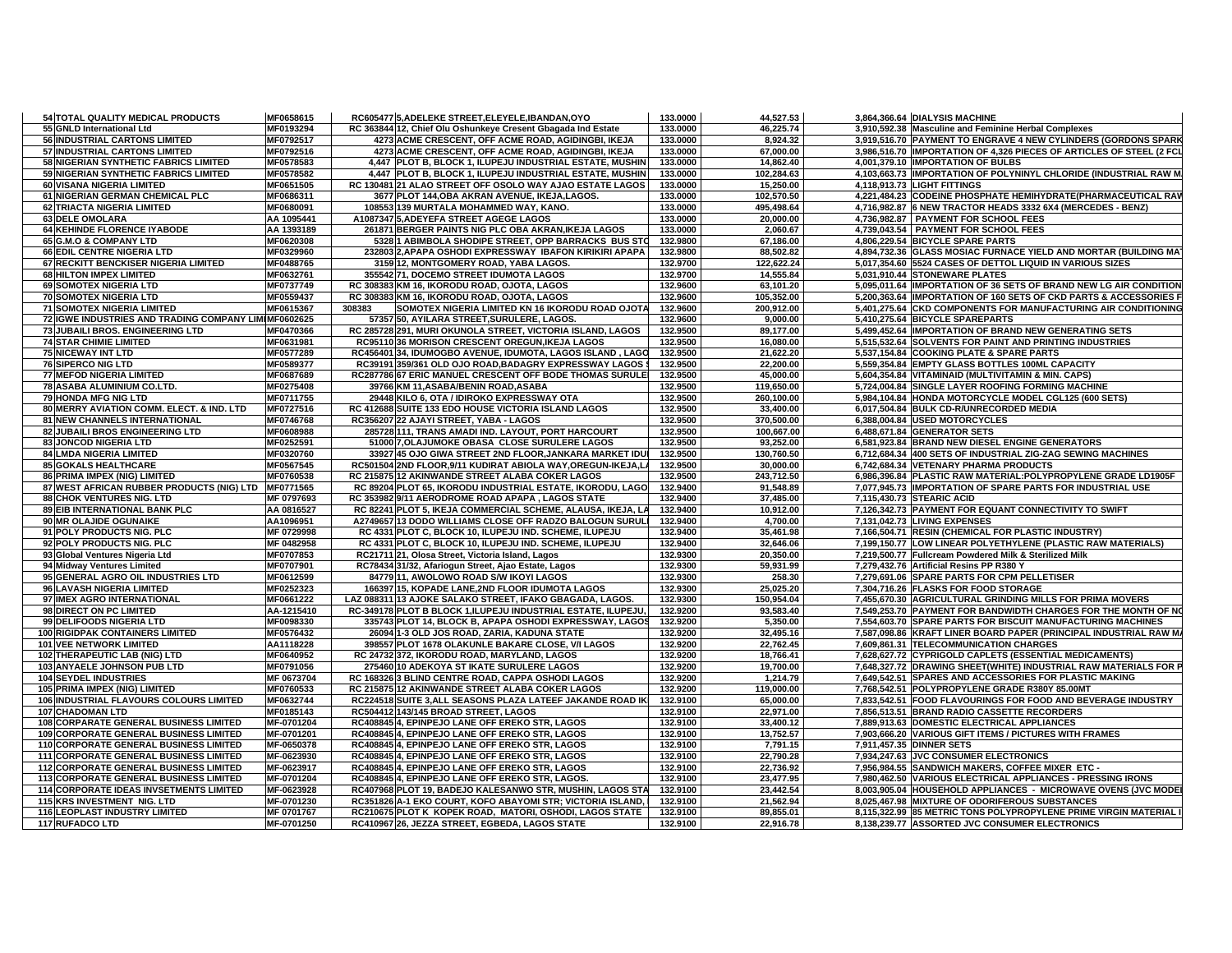| | | | | | | | |
|---|---|---|---|---|---|---|---|
| 54 | TOTAL QUALITY MEDICAL PRODUCTS | MF0658615 | RC605477 5,ADELEKE STREET,ELEYELE,IBANDAN,OYO | 133.0000 | 44,527.53 | 3,864,366.64 | DIALYSIS MACHINE |
| 55 | GNLD International Ltd | MF0193294 | RC 363844 12, Chief Olu Oshunkeye Cresent Gbagada Ind Estate | 133.0000 | 46,225.74 | 3,910,592.38 | Masculine and Feminine Herbal Complexes |
| 56 | INDUSTRIAL CARTONS LIMITED | MF0792517 | 4273 ACME CRESCENT, OFF ACME ROAD, AGIDINGBI, IKEJA | 133.0000 | 8,924.32 | 3,919,516.70 | PAYMENT TO ENGRAVE 4 NEW CYLINDERS (GORDONS SPARK |
| 57 | INDUSTRIAL CARTONS LIMITED | MF0792516 | 4273 ACME CRESCENT, OFF ACME ROAD, AGIDINGBI, IKEJA | 133.0000 | 67,000.00 | 3,986,516.70 | IMPORTATION OF 4,326 PIECES OF ARTICLES OF STEEL (2 FCL |
| 58 | NIGERIAN SYNTHETIC FABRICS LIMITED | MF0578583 | 4,447 PLOT B, BLOCK 1, ILUPEJU INDUSTRIAL ESTATE, MUSHIN | 133.0000 | 14,862.40 | 4,001,379.10 | IMPORTATION OF BULBS |
| 59 | NIGERIAN SYNTHETIC FABRICS LIMITED | MF0578582 | 4,447 PLOT B, BLOCK 1, ILUPEJU INDUSTRIAL ESTATE, MUSHIN | 133.0000 | 102,284.63 | 4,103,663.73 | IMPORTATION OF POLYNINYL CHLORIDE (INDUSTRIAL RAW M |
| 60 | VISANA NIGERIA LIMITED | MF0651505 | RC 130481 21 ALAO STREET OFF OSOLO WAY AJAO ESTATE LAGOS | 133.0000 | 15,250.00 | 4,118,913.73 | LIGHT FITTINGS |
| 61 | NIGERIAN GERMAN CHEMICAL PLC | MF0686311 | 3677 PLOT 144,OBA AKRAN AVENUE, IKEJA,LAGOS. | 133.0000 | 102,570.50 | 4,221,484.23 | CODEINE PHOSPHATE HEMIHYDRATE(PHARMACEUTICAL RAV |
| 62 | TRIACTA NIGERIA LIMITED | MF0680091 | 108553 139 MURTALA MOHAMMED WAY, KANO. | 133.0000 | 495,498.64 | 4,716,982.87 | 6 NEW TRACTOR HEADS 3332 6X4 (MERCEDES - BENZ) |
| 63 | DELE OMOLARA | AA 1095441 | A1087347 5,ADEYEFA STREET AGEGE LAGOS | 133.0000 | 20,000.00 | 4,736,982.87 | PAYMENT FOR SCHOOL FEES |
| 64 | KEHINDE FLORENCE IYABODE | AA 1393189 | 261871 BERGER PAINTS NIG PLC OBA AKRAN,IKEJA LAGOS | 133.0000 | 2,060.67 | 4,739,043.54 | PAYMENT FOR SCHOOL FEES |
| 65 | G.M.O & COMPANY LTD | MF0620308 | 5328 1 ABIMBOLA SHODIPE STREET, OPP BARRACKS BUS STO | 132.9800 | 67,186.00 | 4,806,229.54 | BICYCLE SPARE PARTS |
| 66 | EDIL CENTRE NIGERIA LTD | MF0329960 | 232803 2,APAPA OSHODI EXPRESSWAY IBAFON KIRIKIRI APAPA | 132.9800 | 88,502.82 | 4,894,732.36 | GLASS MOSIAC FURNACE YIELD AND MORTAR (BUILDING MA |
| 67 | RECKITT BENCKISER NIGERIA LIMITED | MF0488765 | 3159 12, MONTGOMERY ROAD, YABA LAGOS. | 132.9700 | 122,622.24 | 5,017,354.60 | 5524 CASES OF DETTOL LIQUID IN VARIOUS SIZES |
| 68 | HILTON IMPEX LIMITED | MF0632761 | 355542 71, DOCEMO STREET IDUMOTA LAGOS | 132.9700 | 14,555.84 | 5,031,910.44 | STONEWARE PLATES |
| 69 | SOMOTEX NIGERIA LTD | MF0737749 | RC 308383 KM 16, IKORODU ROAD, OJOTA, LAGOS | 132.9600 | 63,101.20 | 5,095,011.64 | IMPORTATION OF 36 SETS OF BRAND NEW LG AIR CONDITION |
| 70 | SOMOTEX NIGERIA LTD | MF0559437 | RC 308383 KM 16, IKORODU ROAD, OJOTA, LAGOS | 132.9600 | 105,352.00 | 5,200,363.64 | IMPORTATION OF 160 SETS OF CKD PARTS & ACCESSORIES F |
| 71 | SOMOTEX NIGERIA LIMITED | MF0615367 | 308383 SOMOTEX NIGERIA LIMITED KN 16 IKORODU ROAD OJOTA | 132.9600 | 200,912.00 | 5,401,275.64 | CKD COMPONENTS FOR MANUFACTURING AIR CONDITIONING |
| 72 | IGWE INDUSTRIES AND TRADING COMPANY LIMI | MF0602625 | 57357 50, AYILARA STREET,SURULERE, LAGOS. | 132.9600 | 9,000.00 | 5,410,275.64 | BICYCLE SPAREPARTS |
| 73 | JUBAILI BROS. ENGINEERING LTD | MF0470366 | RC 285728 291, MURI OKUNOLA STREET, VICTORIA ISLAND, LAGOS | 132.9500 | 89,177.00 | 5,499,452.64 | IMPORTATION OF BRAND NEW GENERATING SETS |
| 74 | STAR CHIMIE LIMITED | MF0631981 | RC95110 36 MORISON CRESCENT OREGUN,IKEJA LAGOS | 132.9500 | 16,080.00 | 5,515,532.64 | SOLVENTS FOR PAINT AND PRINTING INDUSTRIES |
| 75 | NICEWAY INT LTD | MF0577289 | RC456401 34, IDUMOGBO AVENUE, IDUMOTA, LAGOS ISLAND , LAGO | 132.9500 | 21,622.20 | 5,537,154.84 | COOKING PLATE & SPARE PARTS |
| 76 | SIPERCO NIG LTD | MF0589377 | RC39191 359/361 OLD OJO ROAD,BADAGRY EXPRESSWAY LAGOS | 132.9500 | 22,200.00 | 5,559,354.84 | EMPTY GLASS BOTTLES 100ML CAPACITY |
| 77 | MEFOD NIGERIA LIMITED | MF0687689 | RC287786 67 ERIC MANUEL CRESCENT OFF BODE THOMAS SURULE | 132.9500 | 45,000.00 | 5,604,354.84 | VITAMINAID (MULTIVITAMIN & MIN. CAPS) |
| 78 | ASABA ALUMINIUM CO.LTD. | MF0275408 | 39766 KM 11,ASABA/BENIN ROAD,ASABA | 132.9500 | 119,650.00 | 5,724,004.84 | SINGLE LAYER ROOFING FORMING MACHINE |
| 79 | HONDA MFG NIG LTD | MF0711755 | 29448 KILO 6, OTA / IDIROKO EXPRESSWAY OTA | 132.9500 | 260,100.00 | 5,984,104.84 | HONDA MOTORCYCLE MODEL CGL125 (600 SETS) |
| 80 | MERRY AVIATION COMM. ELECT. & IND. LTD | MF0727516 | RC 412688 SUITE 133 EDO HOUSE VICTORIA ISLAND LAGOS | 132.9500 | 33,400.00 | 6,017,504.84 | BULK CD-R/UNRECORDED MEDIA |
| 81 | NEW CHANNELS INTERNATIONAL | MF0746768 | RC356207 22 AJAYI STREET, YABA - LAGOS | 132.9500 | 370,500.00 | 6,388,004.84 | USED MOTORCYCLES |
| 82 | JUBAILI BROS ENGINEERING LTD | MF0608988 | 285728 111, TRANS AMADI IND. LAYOUT, PORT HARCOURT | 132.9500 | 100,667.00 | 6,488,671.84 | GENERATOR SETS |
| 83 | JONCOD NIGERIA LTD | MF0252591 | 51000 7,OLAJUMOKE OBASA CLOSE SURULERE LAGOS | 132.9500 | 93,252.00 | 6,581,923.84 | BRAND NEW DIESEL ENGINE GENERATORS |
| 84 | LMDA NIGERIA LIMITED | MF0320760 | 33927 45 OJO GIWA STREET 2ND FLOOR,JANKARA MARKET IDU | 132.9500 | 130,760.50 | 6,712,684.34 | 400 SETS OF INDUSTRIAL ZIG-ZAG SEWING MACHINES |
| 85 | GOKALS HEALTHCARE | MF0567545 | RC501504 2ND FLOOR,9/11 KUDIRAT ABIOLA WAY,OREGUN-IKEJA,L | 132.9500 | 30,000.00 | 6,742,684.34 | VETENARY PHARMA PRODUCTS |
| 86 | PRIMA IMPEX (NIG) LIMITED | MF0760538 | RC 215875 12 AKINWANDE STREET ALABA COKER LAGOS | 132.9500 | 243,712.50 | 6,986,396.84 | PLASTIC RAW MATERIAL:POLYPROPYLENE GRADE LD1905F |
| 87 | WEST AFRICAN RUBBER PRODUCTS (NIG) LTD | MF0771565 | RC 89204 PLOT 65, IKORODU INDUSTRIAL ESTATE, IKORODU, LAGO | 132.9400 | 91,548.89 | 7,077,945.73 | IMPORTATION OF SPARE PARTS FOR INDUSTRIAL USE |
| 88 | CHOK VENTURES NIG. LTD | MF 0797693 | RC 353982 9/11 AERODROME ROAD APAPA , LAGOS STATE | 132.9400 | 37,485.00 | 7,115,430.73 | STEARIC ACID |
| 89 | EIB INTERNATIONAL BANK PLC | AA 0816527 | RC 82241 PLOT 5, IKEJA COMMERCIAL SCHEME, ALAUSA, IKEJA, LA | 132.9400 | 10,912.00 | 7,126,342.73 | PAYMENT FOR EQUANT CONNECTIVITY TO SWIFT |
| 90 | MR OLAJIDE OGUNAIKE | AA1096951 | A2749657 13 DODO WILLIAMS CLOSE OFF RADZO BALOGUN SURUL | 132.9400 | 4,700.00 | 7,131,042.73 | LIVING EXPENSES |
| 91 | POLY PRODUCTS NIG. PLC | MF 0729998 | RC 4331 PLOT C, BLOCK 10, ILUPEJU IND. SCHEME, ILUPEJU | 132.9400 | 35,461.98 | 7,166,504.71 | RESIN (CHEMICAL FOR PLASTIC INDUSTRY) |
| 92 | POLY PRODUCTS NIG. PLC | MF 0482958 | RC 4331 PLOT C, BLOCK 10, ILUPEJU IND. SCHEME, ILUPEJU | 132.9400 | 32,646.06 | 7,199,150.77 | LOW LINEAR POLYETHYLENE (PLASTIC RAW MATERIALS) |
| 93 | Global Ventures Nigeria Ltd | MF0707853 | RC21711 21, Olosa Street, Victoria Island, Lagos | 132.9300 | 20,350.00 | 7,219,500.77 | Fullcream Powdered Milk & Sterilized Milk |
| 94 | Midway Ventures Limited | MF0707901 | RC78434 31/32, Afariogun Street, Ajao Estate, Lagos | 132.9300 | 59,931.99 | 7,279,432.76 | Artificial Resins PP R380 Y |
| 95 | GENERAL AGRO OIL INDUSTRIES LTD | MF0612599 | 84779 11, AWOLOWO ROAD S/W IKOYI LAGOS | 132.9300 | 258.30 | 7,279,691.06 | SPARE PARTS FOR CPM PELLETISER |
| 96 | LAVASH NIGERIA LIMITED | MF0252323 | 166397 15, KOPADE LANE,2ND FLOOR IDUMOTA LAGOS | 132.9300 | 25,025.20 | 7,304,716.26 | FLASKS FOR FOOD STORAGE |
| 97 | IMEX AGRO INTERNATIONAL | MF0661222 | LAZ 088311 13 AJOKE SALAKO STREET, IFAKO GBAGADA, LAGOS. | 132.9300 | 150,954.04 | 7,455,670.30 | AGRICULTURAL GRINDING MILLS FOR PRIMA MOVERS |
| 98 | DIRECT ON PC LIMITED | AA-1215410 | RC-349178 PLOT B BLOCK 1,ILUPEJU INDUSTRIAL ESTATE, ILUPEJU, | 132.9200 | 93,583.40 | 7,549,253.70 | PAYMENT FOR BANDWIDTH CHARGES FOR THE MONTH OF NO |
| 99 | DELIFOODS NIGERIA LTD | MF0098330 | 335743 PLOT 14, BLOCK B, APAPA OSHODI EXPRESSWAY, LAGOS | 132.9200 | 5,350.00 | 7,554,603.70 | SPARE PARTS FOR BISCUIT MANUFACTURING MACHINES |
| 100 | RIGIDPAK CONTAINERS LIMITED | MF0576432 | 26094 1-3 OLD JOS ROAD, ZARIA, KADUNA STATE | 132.9200 | 32,495.16 | 7,587,098.86 | KRAFT LINER BOARD PAPER (PRINCIPAL INDUSTRIAL RAW M |
| 101 | VEE NETWORK LIMITED | AA1118228 | 398557 PLOT 1678 OLAKUNLE BAKARE CLOSE, V/I LAGOS | 132.9200 | 22,762.45 | 7,609,861.31 | TELECOMMUNICATION CHARGES |
| 102 | THERAPEUTIC LAB (NIG) LTD | MF0640952 | RC 24732 372, IKORODU ROAD, MARYLAND, LAGOS | 132.9200 | 18,766.41 | 7,628,627.72 | CYPRIGOLD CAPLETS (ESSENTIAL MEDICAMENTS) |
| 103 | ANYAELE JOHNSON PUB LTD | MF0791056 | 275460 10 ADEKOYA ST IKATE SURULERE LAGOS | 132.9200 | 19,700.00 | 7,648,327.72 | DRAWING SHEET(WHITE) INDUSTRIAL RAW MATERIALS FOR P |
| 104 | SEYDEL INDUSTRIES | MF 0673704 | RC 168326 3 BLIND CENTRE ROAD, CAPPA OSHODI LAGOS | 132.9200 | 1,214.79 | 7,649,542.51 | SPARES AND ACCESSORIES FOR PLASTIC MAKING |
| 105 | PRIMA IMPEX (NIG) LIMITED | MF0760533 | RC 215875 12 AKINWANDE STREET ALABA COKER LAGOS | 132.9200 | 119,000.00 | 7,768,542.51 | POLYPROPYLENE GRADE R380Y 85.00MT |
| 106 | INDUSTRIAL FLAVOURS COLOURS LIMITED | MF0632744 | RC224518 SUITE 3,ALL SEASONS PLAZA LATEEF JAKANDE ROAD IK | 132.9100 | 65,000.00 | 7,833,542.51 | FOOD FLAVOURINGS FOR FOOD AND BEVERAGE INDUSTRY |
| 107 | CHADOMAN LTD | MF0185143 | RC504412 143/145 BROAD STREET, LAGOS | 132.9100 | 22,971.00 | 7,856,513.51 | BRAND RADIO CASSETTE RECORDERS |
| 108 | CORPARATE GENERAL BUSINESS LIMITED | MF-0701204 | RC408845 4, EPINPEJO LANE OFF EREKO STR, LAGOS | 132.9100 | 33,400.12 | 7,889,913.63 | DOMESTIC ELECTRICAL APPLIANCES |
| 109 | CORPORATE GENERAL BUSINESS LIMITED | MF-0701201 | RC408845 4, EPINPEJO LANE OFF EREKO STR, LAGOS | 132.9100 | 13,752.57 | 7,903,666.20 | VARIOUS GIFT ITEMS / PICTURES WITH FRAMES |
| 110 | CORPORATE GENERAL BUSINESS LIMITED | MF-0650378 | RC408845 4, EPINPEJO LANE OFF EREKO STR, LAGOS | 132.9100 | 7,791.15 | 7,911,457.35 | DINNER SETS |
| 111 | CORPORATE GENERAL BUSINESS LIMITED | MF-0623930 | RC408845 4, EPINPEJO LANE OFF EREKO STR, LAGOS | 132.9100 | 22,790.28 | 7,934,247.63 | JVC CONSUMER ELECTRONICS |
| 112 | CORPORATE GENERAL BUSINESS LIMITED | MF-0623917 | RC408845 4, EPINPEJO LANE OFF EREKO STR, LAGOS | 132.9100 | 22,736.92 | 7,956,984.55 | SANDWICH MAKERS, COFFEE MIXER ETC - |
| 113 | CORPORATE GENERAL BUSINESS LIMITED | MF-0701204 | RC408845 4, EPINPEJO LANE OFF EREKO STR, LAGOS. | 132.9100 | 23,477.95 | 7,980,462.50 | VARIOUS ELECTRICAL APPLIANCES - PRESSING IRONS |
| 114 | CORPORATE IDEAS INVSETMENTS LIMITED | MF-0623928 | RC407968 PLOT 19, BADEJO KALESANWO STR, MUSHIN, LAGOS STA | 132.9100 | 23,442.54 | 8,003,905.04 | HOUSEHOLD APPLIANCES - MICROWAVE OVENS (JVC MODE |
| 115 | KRS INVESTMENT NIG. LTD | MF-0701230 | RC351826 A-1 EKO COURT, KOFO ABAYOMI STR; VICTORIA ISLAND, | 132.9100 | 21,562.94 | 8,025,467.98 | MIXTURE OF ODORIFEROUS SUBSTANCES |
| 116 | LEOPLAST INDUSTRY LIMITED | MF 0701767 | RC210675 PLOT K KOPEK ROAD, MATORI, OSHODI, LAGOS STATE | 132.9100 | 89,855.01 | 8,115,322.99 | 85 METRIC TONS POLYPROPYLENE PRIME VIRGIN MATERIAL |
| 117 | RUFADCO LTD | MF-0701250 | RC410967 26, JEZZA STREET, EGBEDA, LAGOS STATE | 132.9100 | 22,916.78 | 8,138,239.77 | ASSORTED JVC CONSUMER ELECTRONICS |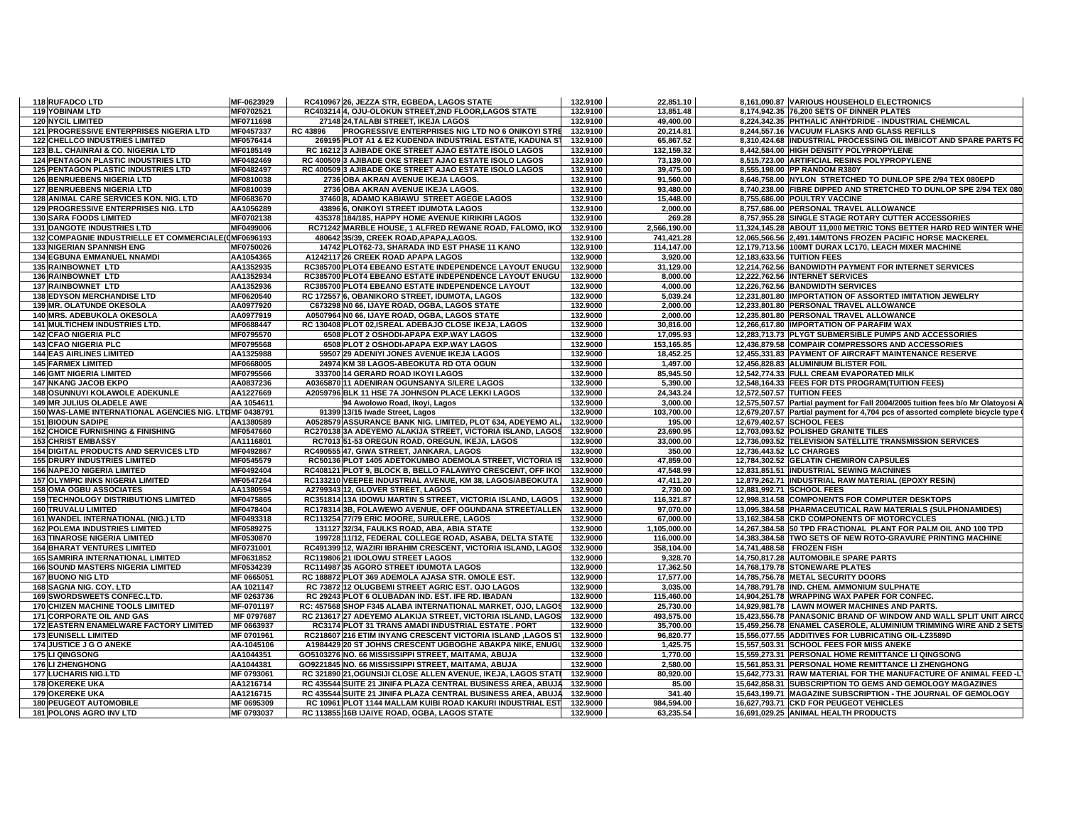| | | | | | | | |
|---|---|---|---|---|---|---|---|
| 118 | RUFADCO LTD | MF-0623929 | RC410967 26, JEZZA STR, EGBEDA, LAGOS STATE | 132.9100 | 22,851.10 | 8,161,090.87 | VARIOUS HOUSEHOLD ELECTRONICS |
| 119 | YOBINAM LTD | MF0702521 | RC403214 4, OJU-OLOKUN STREET,2ND FLOOR,LAGOS STATE | 132.9100 | 13,851.48 | 8,174,942.35 | 76,200 SETS OF DINNER PLATES |
| 120 | NYCIL LIMITED | MF0711698 | 27148 24,TALABI STREET, IKEJA LAGOS | 132.9100 | 49,400.00 | 8,224,342.35 | PHTHALIC ANHYDRIDE - INDUSTRIAL CHEMICAL |
| 121 | PROGRESSIVE ENTERPRISES NIGERIA LTD | MF0457337 | RC 43896 PROGRESSIVE ENTERPRISES NIG LTD NO 6 ONIKOYI STRE | 132.9100 | 20,214.81 | 8,244,557.16 | VACUUM FLASKS AND GLASS REFILLS |
| 122 | CHELLCO INDUSTRIES LIMITED | MF0576414 | 269195 PLOT A1 & E2 KUDENDA INDUSTRIAL ESTATE, KADUNA ST | 132.9100 | 65,867.52 | 8,310,424.68 | INDUSTRIAL PROCESSING OIL IMBICOT AND SPARE PARTS FO |
| 123 | B.L. CHAINRAI & CO. NIGERIA LTD | MF0185149 | RC 16212 3 AJIBADE OKE STREET AJAO ESTATE ISOLO LAGOS | 132.9100 | 132,159.32 | 8,442,584.00 | HIGH DENSITY POLYPROPYLENE |
| 124 | PENTAGON PLASTIC INDUSTRIES LTD | MF0482469 | RC 400509 3 AJIBADE OKE STREET AJAO ESTATE ISOLO LAGOS | 132.9100 | 73,139.00 | 8,515,723.00 | ARTIFICIAL RESINS POLYPROPYLENE |
| 125 | PENTAGON PLASTIC INDUSTRIES LTD | MF0482497 | RC 400509 3 AJIBADE OKE STREET AJAO ESTATE ISOLO LAGOS | 132.9100 | 39,475.00 | 8,555,198.00 | PP RANDOM R380Y |
| 126 | BENRUEBENS NIGERIA LTD | MF0810038 | 2736 OBA AKRAN AVENUE IKEJA LAGOS. | 132.9100 | 91,560.00 | 8,646,758.00 | NYLON STRETCHED TO DUNLOP SPE 2/94 TEX 080EPD |
| 127 | BENRUEBENS NIGERIA LTD | MF0810039 | 2736 OBA AKRAN AVENUE IKEJA LAGOS. | 132.9100 | 93,480.00 | 8,740,238.00 | FIBRE DIPPED AND STRETCHED TO DUNLOP SPE 2/94 TEX 080 |
| 128 | ANIMAL CARE SERVICES KON. NIG. LTD | MF0683670 | 37460 8, ADAMO KABIAWU STREET AGEGE LAGOS | 132.9100 | 15,448.00 | 8,755,686.00 | POULTRY VACCINE |
| 129 | PROGRESSIVE ENTERPRISES NIG. LTD | AA1056289 | 43896 6, ONIKOYI STREET IDUMOTA LAGOS | 132.9100 | 2,000.00 | 8,757,686.00 | PERSONAL TRAVEL ALLOWANCE |
| 130 | SARA FOODS LIMITED | MF0702138 | 435378 184/185, HAPPY HOME AVENUE KIRIKIRI LAGOS | 132.9100 | 269.28 | 8,757,955.28 | SINGLE STAGE ROTARY CUTTER ACCESSORIES |
| 131 | DANGOTE INDUSTRIES LTD | MF0499006 | RC71242 MARBLE HOUSE, 1 ALFRED REWANE ROAD, FALOMO, IKO | 132.9100 | 2,566,190.00 | 11,324,145.28 | ABOUT 11,000 METRIC TONS BETTER HARD RED WINTER WHE |
| 132 | COMPAGNIE INDUSTRIELLE ET COMMERCIALE( | MF0696193 | 480642 35/39, CREEK ROAD,APAPA,LAGOS. | 132.9100 | 741,421.28 | 12,065,566.56 | 2,491.14M/TONS FROZEN PACIFIC HORSE MACKEREL |
| 133 | NIGERIAN SPANNISH ENG | MF0750026 | 14742 PLOT62-73, SHARADA IND EST PHASE 11 KANO | 132.9100 | 114,147.00 | 12,179,713.56 | 100MT DURAX LC170, LEACH MIXER MACHINE |
| 134 | EGBUNA EMMANUEL NNAMDI | AA1054365 | A1242117 26 CREEK ROAD APAPA LAGOS | 132.9000 | 3,920.00 | 12,183,633.56 | TUITION FEES |
| 135 | RAINBOWNET LTD | AA1352935 | RC385700 PLOT4 EBEANO ESTATE INDEPENDENCE LAYOUT ENUGU | 132.9000 | 31,129.00 | 12,214,762.56 | BANDWIDTH PAYMENT FOR INTERNET SERVICES |
| 136 | RAINBOWNET LTD | AA1352934 | RC385700 PLOT4 EBEANO ESTATE INDEPENDENCE LAYOUT ENUGU | 132.9000 | 8,000.00 | 12,222,762.56 | INTERNET SERVICES |
| 137 | RAINBOWNET LTD | AA1352936 | RC385700 PLOT4 EBEANO ESTATE INDEPENDENCE LAYOUT | 132.9000 | 4,000.00 | 12,226,762.56 | BANDWIDTH SERVICES |
| 138 | EDYSON MERCHANDISE LTD | MF0620540 | RC 172557 6, OBANIKORO STREET, IDUMOTA, LAGOS | 132.9000 | 5,039.24 | 12,231,801.80 | IMPORTATION OF ASSORTED IMITATION JEWELRY |
| 139 | MR. OLATUNDE OKESOLA | AA0977920 | C673298 N0 66, IJAYE ROAD, OGBA, LAGOS STATE | 132.9000 | 2,000.00 | 12,233,801.80 | PERSONAL TRAVEL ALLOWANCE |
| 140 | MRS. ADEBUKOLA OKESOLA | AA0977919 | A0507964 N0 66, IJAYE ROAD, OGBA, LAGOS STATE | 132.9000 | 2,000.00 | 12,235,801.80 | PERSONAL TRAVEL ALLOWANCE |
| 141 | MULTICHEM INDUSTRIES LTD. | MF0688447 | RC 130408 PLOT 02,ISREAL ADEBAJO CLOSE IKEJA, LAGOS | 132.9000 | 30,816.00 | 12,266,617.80 | IMPORTATION OF PARAFIM WAX |
| 142 | CFAO NIGERIA PLC | MF0795570 | 6508 PLOT 2 OSHODI-APAPA EXP.WAY LAGOS | 132.9000 | 17,095.93 | 12,283,713.73 | PLYGT SUBMERSIBLE PUMPS AND ACCESSORIES |
| 143 | CFAO NIGERIA PLC | MF0795568 | 6508 PLOT 2 OSHODI-APAPA EXP.WAY LAGOS | 132.9000 | 153,165.85 | 12,436,879.58 | COMPAIR COMPRESSORS AND ACCESSORIES |
| 144 | EAS AIRLINES LIMITED | AA1325988 | 59507 29 ADENIYI JONES AVENUE IKEJA LAGOS | 132.9000 | 18,452.25 | 12,455,331.83 | PAYMENT OF AIRCRAFT MAINTENANCE RESERVE |
| 145 | FARMEX LIMITED | MF0668005 | 24974 KM 38 LAGOS-ABEOKUTA RD OTA OGUN | 132.9000 | 1,497.00 | 12,456,828.83 | ALUMINIUM BLISTER FOIL |
| 146 | GMT NIGERIA LIMITED | MF0795566 | 333700 14 GERARD ROAD IKOYI LAGOS | 132.9000 | 85,945.50 | 12,542,774.33 | FULL CREAM EVAPORATED MILK |
| 147 | NKANG JACOB EKPO | AA0837236 | A0365870 11 ADENIRAN OGUNSANYA S/LERE LAGOS | 132.9000 | 5,390.00 | 12,548,164.33 | FEES FOR DTS PROGRAM(TUITION FEES) |
| 148 | OSUNNUYI KOLAWOLE ADEKUNLE | AA1227669 | A2059796 BLK 11 HSE 7A JOHNSON PLACE LEKKI LAGOS | 132.9000 | 24,343.24 | 12,572,507.57 | TUITION FEES |
| 149 | MR JULIUS OLADELE AWE | AA 1054611 | 94 Awolowo Road, Ikoyi, Lagos | 132.9000 | 3,000.00 | 12,575,507.57 | Partial payment for Fall 2004/2005 tuition fees b/o Mr Olatoyosi A |
| 150 | WAS-LAME INTERNATIONAL AGENCIES NIG. LTD | MF 0438791 | 91399 13/15 Iwade Street, Lagos | 132.9000 | 103,700.00 | 12,679,207.57 | Partial payment for 4,704 pcs of assorted complete bicycle type ( |
| 151 | BIODUN SADIPE | AA1380589 | A0528579 ASSURANCE BANK NIG. LIMITED, PLOT 634, ADEYEMO AL | 132.9000 | 195.00 | 12,679,402.57 | SCHOOL FEES |
| 152 | CHOICE FURNISHING & FINISHING | MF0547660 | RC270138 3A ADEYEMO ALAKIJA STREET, VICTORIA ISLAND, LAGOS | 132.9000 | 23,690.95 | 12,703,093.52 | POLISHED GRANITE TILES |
| 153 | CHRIST EMBASSY | AA1116801 | RC7013 51-53 OREGUN ROAD, OREGUN, IKEJA, LAGOS | 132.9000 | 33,000.00 | 12,736,093.52 | TELEVISION SATELLITE TRANSMISSION SERVICES |
| 154 | DIGITAL PRODUCTS AND SERVICES LTD | MF0492867 | RC490555 47, GIWA STREET, JANKARA, LAGOS | 132.9000 | 350.00 | 12,736,443.52 | LC CHARGES |
| 155 | DRURY INDUSTRIES LIMITED | MF0545579 | RC50136 PLOT 1405 ADETOKUMBO ADEMOLA STREET, VICTORIA IS | 132.9000 | 47,859.00 | 12,784,302.52 | GELATIN CHEMIRON CAPSULES |
| 156 | NAPEJO NIGERIA LIMITED | MF0492404 | RC408121 PLOT 9, BLOCK B, BELLO FALAWIYO CRESCENT, OFF IKO | 132.9000 | 47,548.99 | 12,831,851.51 | INDUSTRIAL SEWING MACNINES |
| 157 | OLYMPIC INKS NIGERIA LIMITED | MF0547264 | RC133210 VEEPEE INDUSTRIAL AVENUE, KM 38, LAGOS/ABEOKUTA | 132.9000 | 47,411.20 | 12,879,262.71 | INDUSTRIAL RAW MATERIAL (EPOXY RESIN) |
| 158 | OMA OGBU ASSOCIATES | AA1380594 | A2799343 12, GLOVER STREET, LAGOS | 132.9000 | 2,730.00 | 12,881,992.71 | SCHOOL FEES |
| 159 | TECHNOLOGY DISTRIBUTIONS LIMITED | MF0475865 | RC351814 13A IDOWU MARTIN S STREET, VICTORIA ISLAND, LAGOS | 132.9000 | 116,321.87 | 12,998,314.58 | COMPONENTS FOR COMPUTER DESKTOPS |
| 160 | TRUVALU LIMITED | MF0478404 | RC178314 3B, FOLAWEWO AVENUE, OFF OGUNDANA STREET/ALLEN | 132.9000 | 97,070.00 | 13,095,384.58 | PHARMACEUTICAL RAW MATERIALS (SULPHONAMIDES) |
| 161 | WANDEL INTERNATIONAL (NIG.) LTD | MF0493318 | RC113254 77/79 ERIC MOORE, SURULERE, LAGOS | 132.9000 | 67,000.00 | 13,162,384.58 | CKD COMPONENTS OF MOTORCYCLES |
| 162 | POLEMA INDUSTRIES LIMITED | MF0589275 | 131127 32/34, FAULKS ROAD, ABA, ABIA STATE | 132.9000 | 1,105,000.00 | 14,267,384.58 | 50 TPD FRACTIONAL PLANT FOR PALM OIL AND 100 TPD |
| 163 | TINAROSE NIGERIA LIMITED | MF0530870 | 199728 11/12, FEDERAL COLLEGE ROAD, ASABA, DELTA STATE | 132.9000 | 116,000.00 | 14,383,384.58 | TWO SETS OF NEW ROTO-GRAVURE PRINTING MACHINE |
| 164 | BHARAT VENTURES LIMITED | MF0731001 | RC491399 12, WAZIRI IBRAHIM CRESCENT, VICTORIA ISLAND, LAGOS | 132.9000 | 358,104.00 | 14,741,488.58 | FROZEN FISH |
| 165 | SAMRIRA INTERNATIONAL LIMITED | MF0631852 | RC119806 21 IDOLOWU STREET LAGOS | 132.9000 | 9,328.70 | 14,750,817.28 | AUTOMOBILE SPARE PARTS |
| 166 | SOUND MASTERS NIGERIA LIMITED | MF0534239 | RC114987 35 AGORO STREET IDUMOTA LAGOS | 132.9000 | 17,362.50 | 14,768,179.78 | STONEWARE PLATES |
| 167 | BUONO NIG LTD | MF 0665051 | RC 188872 PLOT 369 ADEMOLA AJASA STR. OMOLE EST. | 132.9000 | 17,577.00 | 14,785,756.78 | METAL SECURITY DOORS |
| 168 | SAGNA NIG. COY. LTD | AA 1021147 | RC 73872 12 OLUGBEMI STREET AGRIC EST. OJO LAGOS | 132.9000 | 3,035.00 | 14,788,791.78 | IND. CHEM. AMMONIUM SULPHATE |
| 169 | SWORDSWEETS CONFEC.LTD. | MF 0263736 | RC 29243 PLOT 6 OLUBADAN IND. EST. IFE RD. IBADAN | 132.9000 | 115,460.00 | 14,904,251.78 | WRAPPING WAX PAPER FOR CONFEC. |
| 170 | CHIZEN MACHINE TOOLS LIMITED | MF-0701197 | RC: 457568 SHOP F345 ALABA INTERNATIONAL MARKET, OJO, LAGOS | 132.9000 | 25,730.00 | 14,929,981.78 | LAWN MOWER MACHINES AND PARTS. |
| 171 | CORPORATE OIL AND GAS | MF 0797687 | RC 213617 27 ADEYEMO ALAKIJA STREET, VICTORIA ISLAND, LAGOS | 132.9000 | 493,575.00 | 15,423,556.78 | PANASONIC BRAND OF WINDOW AND WALL SPLIT UNIT AIRCO |
| 172 | EASTERN ENAMELWARE FACTORY LIMITED | MF 0663937 | RC3174 PLOT 31 TRANS AMADI INDUSTRIAL ESTATE . PORT | 132.9000 | 35,700.00 | 15,459,256.78 | ENAMEL CASEROLE, ALUMINIUM TRIMMING WIRE AND 2 SETS |
| 173 | EUNISELL LIMITED | MF 0701961 | RC218607 216 ETIM INYANG CRESCENT VICTORIA ISLAND ,LAGOS ST | 132.9000 | 96,820.77 | 15,556,077.55 | ADDITIVES FOR LUBRICATING OIL-LZ3589D |
| 174 | JUSTICE J G O ANEKE | AA-1045106 | A1984429 20 ST JOHNS CRESCENT UGBOGHE ABAKPA NIKE, ENUGU | 132.9000 | 1,425.75 | 15,557,503.31 | SCHOOL FEES FOR MISS ANEKE |
| 175 | LI QINGSONG | AA1044351 | GO5103276 NO. 66 MISSISSIPPI STREET, MAITAMA, ABUJA | 132.9000 | 1,770.00 | 15,559,273.31 | PERSONAL HOME REMITTANCE LI QINGSONG |
| 176 | LI ZHENGHONG | AA1044381 | GO9221845 NO. 66 MISSISSIPPI STREET, MAITAMA, ABUJA | 132.9000 | 2,580.00 | 15,561,853.31 | PERSONAL HOME REMITTANCE LI ZHENGHONG |
| 177 | LUCHARIS NIG.LTD | MF 0793061 | RC 321890 21,OGUNSIJI CLOSE ALLEN AVENUE, IKEJA, LAGOS STATE | 132.9000 | 80,920.00 | 15,642,773.31 | RAW MATERIAL FOR THE MANUFACTURE OF ANIMAL FEED -L |
| 178 | OKEREKE UKA | AA1216714 | RC 435544 SUITE 21 JINIFA PLAZA CENTRAL BUSINESS AREA, ABUJA | 132.9000 | 85.00 | 15,642,858.31 | SUBSCRIPTION TO GEMS AND GEMOLOGY MAGAZINES |
| 179 | OKEREKE UKA | AA1216715 | RC 435544 SUITE 21 JINIFA PLAZA CENTRAL BUSINESS AREA, ABUJA | 132.9000 | 341.40 | 15,643,199.71 | MAGAZINE SUBSCRIPTION - THE JOURNAL OF GEMOLOGY |
| 180 | PEUGEOT AUTOMOBILE | MF 0695309 | RC 10961 PLOT 1144 MALLAM KUIBI ROAD KAKURI INDUSTRIAL EST | 132.9000 | 984,594.00 | 16,627,793.71 | CKD FOR PEUGEOT VEHICLES |
| 181 | POLONS AGRO INV LTD | MF 0793037 | RC 113855 16B IJAIYE ROAD, OGBA, LAGOS STATE | 132.9000 | 63,235.54 | 16,691,029.25 | ANIMAL HEALTH PRODUCTS |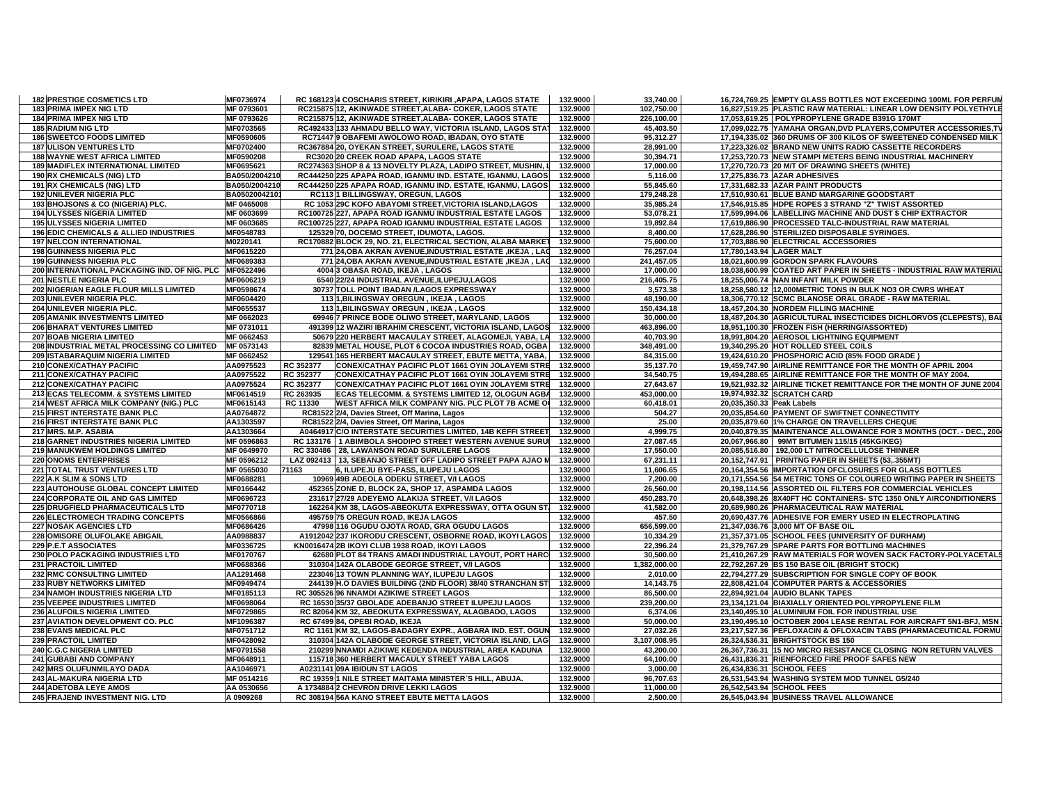| | | | | | | | |
|---|---|---|---|---|---|---|---|
| 182 | PRESTIGE COSMETICS LTD | MF0736974 | RC 168123 4 COSCHARIS STREET, KIRIKIRI ,APAPA, LAGOS STATE | 132.9000 | 33,740.00 | 16,724,769.25 | EMPTY GLASS BOTTLES NOT EXCEEDING 100ML FOR PERFUM |
| 183 | PRIMA IMPEX NIG LTD | MF 0793601 | RC215875 12, AKINWADE STREET,ALABA- COKER, LAGOS STATE | 132.9000 | 102,750.00 | 16,827,519.25 | PLASTIC RAW MATERIAL: LINEAR LOW DENSITY POLYETHYLE |
| 184 | PRIMA IMPEX NIG LTD | MF 0793626 | RC215875 12, AKINWADE STREET,ALABA- COKER, LAGOS STATE | 132.9000 | 226,100.00 | 17,053,619.25 | POLYPROPYLENE GRADE B391G 170MT |
| 185 | RADIUM NIG LTD | MF0703565 | RC492433 133 AHMADU BELLO WAY, VICTORIA ISLAND, LAGOS STAT | 132.9000 | 45,403.50 | 17,099,022.75 | YAMAHA ORGAN,DVD PLAYERS,COMPUTER ACCESSORIES,TV |
| 186 | SWEETCO FOODS LIMITED | MF0590605 | RC71447 9 OBAFEMI AWOLOWO ROAD, IBADAN, OYO STATE | 132.9000 | 95,312.27 | 17,194,335.02 | 360 DRUMS OF 300 KILOS OF SWEETENED CONDENSED MILK |
| 187 | ULISON VENTURES LTD | MF0702400 | RC367884 20, OYEKAN STREET, SURULERE, LAGOS STATE | 132.9000 | 28,991.00 | 17,223,326.02 | BRAND NEW UNITS RADIO CASSETTE RECORDERS |
| 188 | WAYNE WEST AFRICA LIMITED | MF0590208 | RC3020 20 CREEK ROAD APAPA, LAGOS STATE | 132.9000 | 30,394.71 | 17,253,720.73 | NEW STAMPI METERS BEING INDUSTRIAL MACHINERY |
| 189 | MADIFLEX INTERNATIONAL LIMITED | MF0695621 | RC274363 SHOP 8 & 13 NOVELTY PLAZA, LADIPO STREET, MUSHIN, L | 132.9000 | 17,000.00 | 17,270,720.73 | 20 M/T OF DRAWING SHEETS (WHITE) |
| 190 | RX CHEMICALS (NIG) LTD | BA050/2004210 | RC444250 225 APAPA ROAD, IGANMU IND. ESTATE, IGANMU, LAGOS | 132.9000 | 5,116.00 | 17,275,836.73 | AZAR ADHESIVES |
| 191 | RX CHEMICALS (NIG) LTD | BA050/2004210 | RC444250 225 APAPA ROAD, IGANMU IND. ESTATE, IGANMU, LAGOS | 132.9000 | 55,845.60 | 17,331,682.33 | AZAR PAINT PRODUCTS |
| 192 | UNILEVER NIGERIA PLC | BA0502004210 | RC113 1 BILLINGSWAY, OREGUN, LAGOS | 132.9000 | 179,248.28 | 17,510,930.61 | BLUE BAND MARGARINE GOODSTART |
| 193 | BHOJSONS & CO (NIGERIA) PLC. | MF 0465008 | RC 1053 29C KOFO ABAYOMI STREET,VICTORIA ISLAND,LAGOS | 132.9000 | 35,985.24 | 17,546,915.85 | HDPE ROPES 3 STRAND "Z" TWIST ASSORTED |
| 194 | ULYSSES NIGERIA LIMITED | MF 0603699 | RC100725 227, APAPA ROAD IGANMU INDUSTRIAL ESTATE LAGOS | 132.9000 | 53,078.21 | 17,599,994.06 | LABELLING MACHINE AND DUST $ CHIP EXTRACTOR |
| 195 | ULYSSES NIGERIA LIMITED | MF 0603685 | RC100725 227, APAPA ROAD IGANMU INDUSTRIAL ESTATE LAGOS | 132.9000 | 19,892.84 | 17,619,886.90 | PROCESSED TALC-INDUSTRIAL RAW MATERIAL |
| 196 | EDIC CHEMICALS & ALLIED INDUSTRIES | MF0548783 | 125329 70, DOCEMO STREET, IDUMOTA, LAGOS. | 132.9000 | 8,400.00 | 17,628,286.90 | STERILIZED DISPOSABLE SYRINGES. |
| 197 | NELCON INTERNATIONAL | M0220141 | RC170882 BLOCK 29, NO. 21, ELECTRICAL SECTION, ALABA MARKET | 132.9000 | 75,600.00 | 17,703,886.90 | ELECTRICAL ACCESSORIES |
| 198 | GUINNESS NIGERIA PLC | MF0615220 | 771 24,OBA AKRAN AVENUE,INDUSTRIAL ESTATE ,IKEJA , LAG | 132.9000 | 76,257.04 | 17,780,143.94 | LAGER MALT |
| 199 | GUINNESS NIGERIA PLC | MF0689383 | 771 24,OBA AKRAN AVENUE,INDUSTRIAL ESTATE ,IKEJA , LAG | 132.9000 | 241,457.05 | 18,021,600.99 | GORDON SPARK FLAVOURS |
| 200 | INTERNATIONAL PACKAGING IND. OF NIG. PLC | MF0522496 | 4004 3 OBASA ROAD, IKEJA , LAGOS | 132.9000 | 17,000.00 | 18,038,600.99 | COATED ART PAPER IN SHEETS - INDUSTRIAL RAW MATERIAL |
| 201 | NESTLE NIGERIA PLC | MF0606219 | 6540 22/24 INDUSTRIAL AVENUE,ILUPEJU,LAGOS | 132.9000 | 216,405.75 | 18,255,006.74 | NAN INFANT MILK POWDER |
| 202 | NIGERIAN EAGLE FLOUR MILLS LIMITED | MF0598674 | 30737 TOLL POINT IBADAN /LAGOS EXPRESSWAY | 132.9000 | 3,573.38 | 18,258,580.12 | 12,000METRIC TONS IN BULK NO3 OR CWRS WHEAT |
| 203 | UNILEVER NIGERIA PLC. | MF0604420 | 113 1,BILINGSWAY OREGUN , IKEJA , LAGOS | 132.9000 | 48,190.00 | 18,306,770.12 | SCMC BLANOSE ORAL GRADE - RAW MATERIAL |
| 204 | UNILEVER NIGERIA PLC. | MF0655537 | 113 1,BILINGSWAY OREGUN , IKEJA , LAGOS | 132.9000 | 150,434.18 | 18,457,204.30 | NORDEM FILLING MACHINE |
| 205 | AMANIK INVESTMENTS LIMITED | MF 0662023 | 69946 7 PRINCE BODE OLIWO STREET, MARYLAND, LAGOS | 132.9000 | 30,000.00 | 18,487,204.30 | AGRICULTURAL INSECTICIDES DICHLORVOS (CLEPESTS), BAI |
| 206 | BHARAT VENTURES LIMITED | MF 0731011 | 491399 12 WAZIRI IBRAHIM CRESCENT, VICTORIA ISLAND, LAGOS | 132.9000 | 463,896.00 | 18,951,100.30 | FROZEN FISH (HERRING/ASSORTED) |
| 207 | BOAB NIGERIA LIMITED | MF 0662453 | 50679 220 HERBERT MACAULAY STREET, ALAGOMEJI, YABA, LA | 132.9000 | 40,703.90 | 18,991,804.20 | AEROSOL LIGHTNING EQUIPMENT |
| 208 | INDUSTRIAL METAL PROCESSING CO LIMITED | MF 0573143 | 82839 METAL HOUSE, PLOT 6 COCOA INDUSTRIES ROAD, OGBA | 132.9000 | 348,491.00 | 19,340,295.20 | HOT ROLLED STEEL COILS |
| 209 | ISTABARAQUIM NIGERIA LIMITED | MF 0662452 | 129541 165 HERBERT MACAULAY STREET, EBUTE METTA, YABA, | 132.9000 | 84,315.00 | 19,424,610.20 | PHOSPHORIC ACID (85% FOOD GRADE ) |
| 210 | CONEX/CATHAY PACIFIC | AA0975523 | RC 352377 CONEX/CATHAY PACIFIC PLOT 1661 OYIN JOLAYEMI STRE | 132.9000 | 35,137.70 | 19,459,747.90 | AIRLINE REMITTANCE FOR THE MONTH OF APRIL 2004 |
| 211 | CONEX/CATHAY PACIFIC | AA0975522 | RC 352377 CONEX/CATHAY PACIFIC PLOT 1661 OYIN JOLAYEMI STRE | 132.9000 | 34,540.75 | 19,494,288.65 | AIRLINE REMITTANCE FOR THE MONTH OF MAY 2004. |
| 212 | CONEX/CATHAY PACIFIC | AA0975524 | RC 352377 CONEX/CATHAY PACIFIC PLOT 1661 OYIN JOLAYEMI STRE | 132.9000 | 27,643.67 | 19,521,932.32 | AIRLINE TICKET REMITTANCE FOR THE MONTH OF JUNE 2004 |
| 213 | ECAS TELECOMM. & SYSTEMS LIMITED | MF0614519 | RC 263935 ECAS TELECOMM. & SYSTEMS LIMITED 12, OLOGUN AGBA | 132.9000 | 453,000.00 | 19,974,932.32 | SCRATCH CARD |
| 214 | WEST AFRICA MILK COMPANY (NIG.) PLC | MF0615143 | RC 11330 WEST AFRICA MILK COMPANY NIG. PLC PLOT 7B ACME O | 132.9000 | 60,418.01 | 20,035,350.33 | Peak Labels |
| 215 | FIRST INTERSTATE BANK PLC | AA0764872 | RC81522 2/4, Davies Street, Off Marina, Lagos | 132.9000 | 504.27 | 20,035,854.60 | PAYMENT OF SWIFTNET CONNECTIVITY |
| 216 | FIRST INTERSTATE BANK PLC | AA1303597 | RC81522 2/4, Davies Street, Off Marina, Lagos | 132.9000 | 25.00 | 20,035,879.60 | 1% CHARGE ON TRAVELLERS CHEQUE |
| 217 | MRS. M.P. ASABIA | AA1303664 | A0464917 C/O INTERSTATE SECURITIES LIMITED, 14B KEFFI STREET | 132.9000 | 4,999.75 | 20,040,879.35 | MAINTENANCE ALLOWANCE FOR 3 MONTHS (OCT. - DEC., 2004 |
| 218 | GARNET INDUSTRIES NIGERIA LIMITED | MF 0596863 | RC 133176 1 ABIMBOLA SHODIPO STREET WESTERN AVENUE SURU | 132.9000 | 27,087.45 | 20,067,966.80 | 99MT BITUMEN 115/15 (45KG/KEG) |
| 219 | MANUKWEM HOLDINGS LIMITED | MF 0649970 | RC 330486 28, LAWANSON ROAD SURULERE LAGOS | 132.9000 | 17,550.00 | 20,085,516.80 | 192,000 LT NITROCELLULOSE THINNER |
| 220 | ONOMS ENTERPRISES | MF 0596212 | LAZ 092413 13, SEBANJO STREET OFF LADIPO STREET PAPA AJAO M | 132.9000 | 67,231.11 | 20,152,747.91 | PRINTNG PAPER IN SHEETS (53,.355MT) |
| 221 | TOTAL TRUST VENTURES LTD | MF 0565030 | 71163 6, ILUPEJU BYE-PASS, ILUPEJU LAGOS | 132.9000 | 11,606.65 | 20,164,354.56 | IMPORTATION OFCLOSURES FOR GLASS BOTTLES |
| 222 | A.K SLIM & SONS LTD | MF0688281 | 10969 49B ADEOLA ODEKU STREET, V/I LAGOS | 132.9000 | 7,200.00 | 20,171,554.56 | 54 METRIC TONS OF COLOURED WRITING PAPER IN SHEETS |
| 223 | AUTOHOUSE GLOBAL CONCEPT LIMITED | MF0166442 | 452365 ZONE D, BLOCK 2A, SHOP 17, ASPAMDA LAGOS | 132.9000 | 26,560.00 | 20,198,114.56 | ASSORTED OIL FILTERS FOR COMMERCIAL VEHICLES |
| 224 | CORPORATE OIL AND GAS LIMITED | MF0696723 | 231617 27/29 ADEYEMO ALAKIJA STREET, V/I LAGOS | 132.9000 | 450,283.70 | 20,648,398.26 | 8X40FT HC CONTAINERS- STC 1350 ONLY AIRCONDITIONERS |
| 225 | DRUGFIELD PHARMACEUTICALS LTD | MF0770718 | 162264 KM 38, LAGOS-ABEOKUTA EXPRESSWAY, OTTA OGUN ST | 132.9000 | 41,582.00 | 20,689,980.26 | PHARMACEUTICAL RAW MATERIAL |
| 226 | ELECTROMECH TRADING CONCEPTS | MF0566866 | 495759 75 OREGUN ROAD, IKEJA LAGOS | 132.9000 | 457.50 | 20,690,437.76 | ADHESIVE FOR EMERY USED IN ELECTROPLATING |
| 227 | NOSAK AGENCIES LTD | MF0686426 | 47998 116 OGUDU OJOTA ROAD, GRA OGUDU LAGOS | 132.9000 | 656,599.00 | 21,347,036.76 | 3,000 MT OF BASE OIL |
| 228 | OMISORE OLUFOLAKE ABIGAIL | AA0988837 | A1912042 237 IKORODU CRESCENT, OSBORNE ROAD, IKOYI LAGOS | 132.9000 | 10,334.29 | 21,357,371.05 | SCHOOL FEES (UNIVERSITY OF DURHAM) |
| 229 | P.E.T ASSOCIATES | MF0336725 | KN0016474 2B IKOYI CLUB 1938 ROAD, IKOYI LAGOS | 132.9000 | 22,396.24 | 21,379,767.29 | SPARE PARTS FOR BOTTLING MACHINES |
| 230 | POLO PACKAGING INDUSTRIES LTD | MF0170767 | 62680 PLOT 84 TRANS AMADI INDUSTRIAL LAYOUT, PORT HARC | 132.9000 | 30,500.00 | 21,410,267.29 | RAW MATERIALS FOR WOVEN SACK FACTORY-POLYACETALS |
| 231 | PRACTOIL LIMITED | MF0688366 | 310304 142A OLABODE GEORGE STREET, V/I LAGOS | 132.9000 | 1,382,000.00 | 22,792,267.29 | BS 150 BASE OIL (BRIGHT STOCK) |
| 232 | RMC CONSULTING LIMITED | AA1291468 | 223046 13 TOWN PLANNING WAY, ILUPEJU LAGOS | 132.9000 | 2,010.00 | 22,794,277.29 | SUBSCRIPTION FOR SINGLE COPY OF BOOK |
| 233 | RUBY NETWORKS LIMITED | MF0949474 | 244139 H.O DAVIES BUILDING (2ND FLOOR) 38/40 STRANCHAN ST | 132.9000 | 14,143.75 | 22,808,421.04 | COMPUTER PARTS & ACCESSORIES |
| 234 | NAMOH INDUSTRIES NIGERIA LTD | MF0185113 | RC 305526 96 NNAMDI AZIKIWE STREET LAGOS | 132.9000 | 86,500.00 | 22,894,921.04 | AUDIO BLANK TAPES |
| 235 | VEEPEE INDUSTRIES LIMITED | MF0698064 | RC 16530 35/37 GBOLADE ADEBANJO STREET ILUPEJU LAGOS | 132.9000 | 239,200.00 | 23,134,121.04 | BIAXIALLY ORIENTED POLYPROPYLENE FILM |
| 236 | ALUFOILS NIGERIA LIMITED | MF0729865 | RC 82064 KM 32, ABEOKUTA EXPRESSWAY, ALAGBADO, LAGOS | 132.9000 | 6,374.06 | 23,140,495.10 | ALUMINIUM FOIL FOR INDUSTRIAL USE |
| 237 | AVIATION DEVELOPMENT CO. PLC | MF1096387 | RC 67499 84, OPEBI ROAD, IKEJA | 132.9000 | 50,000.00 | 23,190,495.10 | OCTOBER 2004 LEASE RENTAL FOR AIRCRAFT 5N1-BFJ, MSN |
| 238 | EVANS MEDICAL PLC | MF0751712 | RC 1161 KM 32, LAGOS-BADAGRY EXPR., AGBARA IND. EST. OGUN | 132.9000 | 27,032.26 | 23,217,527.36 | PEFLOXACIN & OFLOXACIN TABS (PHARMACEUTICAL FORMU |
| 239 | PRACTOIL LIMITED | MF0428092 | 310304 142A OLABODE GEORGE STREET, VICTORIA ISLAND, LAG | 132.9000 | 3,107,008.95 | 26,324,536.31 | BRIGHTSTOCK BS 150 |
| 240 | C.G.C NIGERIA LIMITED | MF0791558 | 210299 NNAMDI AZIKIWE KEDENDA INDUSTRIAL AREA KADUNA | 132.9000 | 43,200.00 | 26,367,736.31 | 15 NO MICRO RESISTANCE CLOSING NON RETURN VALVES |
| 241 | GUBABI AND COMPANY | MF0648911 | 115718 360 HERBERT MACAULY STREET YABA LAGOS | 132.9000 | 64,100.00 | 26,431,836.31 | RIENFORCED FIRE PROOF SAFES NEW |
| 242 | MRS OLUFUNMILAYO DADA | AA1046971 | A0231141 09A IBIDUN ST LAGOS | 132.9000 | 3,000.00 | 26,434,836.31 | SCHOOL FEES |
| 243 | AL-MAKURA NIGERIA LTD | MF 0514216 | RC 19359 1 NILE STREET MAITAMA MINISTER`S HILL, ABUJA. | 132.9000 | 96,707.63 | 26,531,543.94 | WASHING SYSTEM MOD TUNNEL G5/240 |
| 244 | ADETOBA LEYE AMOS | AA 0530656 | A 1734884 2 CHEVRON DRIVE LEKKI LAGOS | 132.9000 | 11,000.00 | 26,542,543.94 | SCHOOL FEES |
| 245 | FRAJEND INVESTMENT NIG. LTD | A 0909268 | RC 308194 56A KANO STREET EBUTE METTA LAGOS | 132.9000 | 2,500.00 | 26,545,043.94 | BUSINESS TRAVEL ALLOWANCE |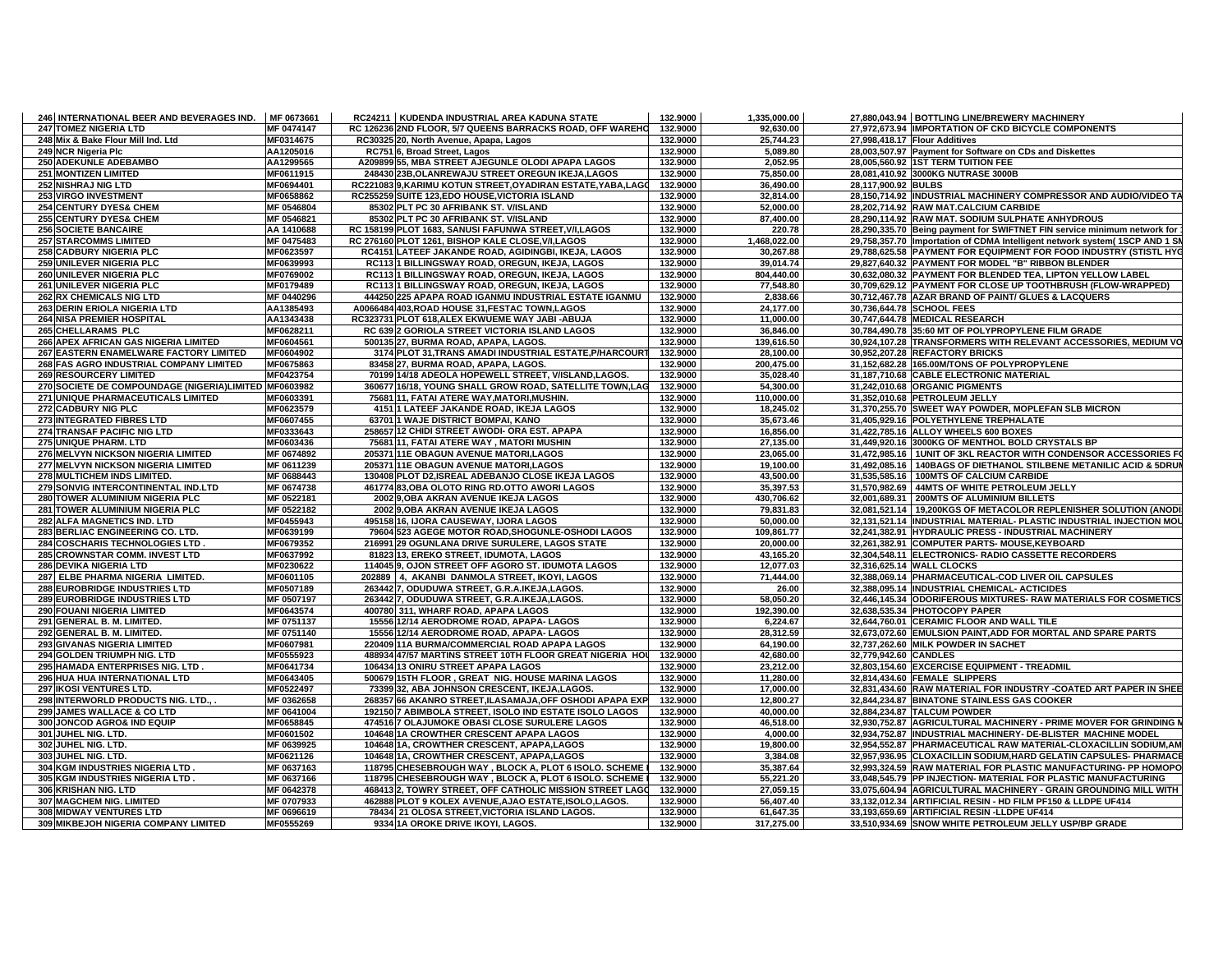| | | | | | | | |
|---|---|---|---|---|---|---|---|
| 246 | INTERNATIONAL BEER AND BEVERAGES IND. | MF 0673661 | RC24211 KUDENDA INDUSTRIAL AREA KADUNA STATE | 132.9000 | 1,335,000.00 | 27,880,043.94 | BOTTLING LINE/BREWERY MACHINERY |
| 247 | TOMEZ NIGERIA LTD | MF 0474147 | RC 126236 2ND FLOOR, 5/7 QUEENS BARRACKS ROAD, OFF WAREHO | 132.9000 | 92,630.00 | 27,972,673.94 | IMPORTATION OF CKD BICYCLE COMPONENTS |
| 248 | Mix & Bake Flour Mill Ind. Ltd | MF0314675 | RC30325 20, North Avenue, Apapa, Lagos | 132.9000 | 25,744.23 | 27,998,418.17 | Flour Additives |
| 249 | NCR Nigeria Plc | AA1205016 | RC751 6, Broad Street, Lagos | 132.9000 | 5,089.80 | 28,003,507.97 | Payment for Software on CDs and Diskettes |
| 250 | ADEKUNLE ADEBAMBO | AA1209565 | A209899 55, MBA STREET AJEGUNLE OLODI APAPA LAGOS | 132.9000 | 2,052.95 | 28,005,560.92 | 1ST TERM TUITION FEE |
| 251 | MONTIZEN LIMITED | MF0611915 | 248430 23B,OLANREWAJU STREET OREGUN IKEJA,LAGOS | 132.9000 | 75,850.00 | 28,081,410.92 | 3000KG NUTRASE 3000B |
| 252 | NISHRAJ NIG LTD | MF0694401 | RC221083 9,KARIMU KOTUN STREET,OYADIRAN ESTATE,YABA,LAGO | 132.9000 | 36,490.00 | 28,117,900.92 | BULBS |
| 253 | VIRGO INVESTMENT | MF0658862 | RC255259 SUITE 123,EDO HOUSE,VICTORIA ISLAND | 132.9000 | 32,814.00 | 28,150,714.92 | INDUSTRIAL MACHINERY COMPRESSOR AND AUDIO/VIDEO TA |
| 254 | CENTURY DYES& CHEM | MF 0546804 | 85302 PLT PC 30 AFRIBANK ST. V/ISLAND | 132.9000 | 52,000.00 | 28,202,714.92 | RAW MAT.CALCIUM CARBIDE |
| 255 | CENTURY DYES& CHEM | MF 0546821 | 85302 PLT PC 30 AFRIBANK ST. V/ISLAND | 132.9000 | 87,400.00 | 28,290,114.92 | RAW MAT. SODIUM SULPHATE ANHYDROUS |
| 256 | SOCIETE BANCAIRE | AA 1410688 | RC 158199 PLOT 1683, SANUSI FAFUNWA STREET,V/I,LAGOS | 132.9000 | 220.78 | 28,290,335.70 | Being payment for SWIFTNET FIN service minimum network for |
| 257 | STARCOMMS LIMITED | MF 0475483 | RC 276160 PLOT 1261, BISHOP KALE CLOSE,V/I,LAGOS | 132.9000 | 1,468,022.00 | 29,758,357.70 | Importation of CDMA Intelligent network system( 1SCP AND 1 SM |
| 258 | CADBURY NIGERIA PLC | MF0623597 | RC4151 LATEEF JAKANDE ROAD, AGIDINGBI, IKEJA, LAGOS | 132.9000 | 30,267.88 | 29,788,625.58 | PAYMENT FOR EQUIPMENT FOR FOOD INDUSTRY (STISTL HYG |
| 259 | UNILEVER NIGERIA PLC | MF0639993 | RC113 1 BILLINGSWAY ROAD, OREGUN, IKEJA, LAGOS | 132.9000 | 39,014.74 | 29,827,640.32 | PAYMENT FOR MODEL "B" RIBBON BLENDER |
| 260 | UNILEVER NIGERIA PLC | MF0769002 | RC113 1 BILLINGSWAY ROAD, OREGUN, IKEJA, LAGOS | 132.9000 | 804,440.00 | 30,632,080.32 | PAYMENT FOR BLENDED TEA, LIPTON YELLOW LABEL |
| 261 | UNILEVER NIGERIA PLC | MF0179489 | RC113 1 BILLINGSWAY ROAD, OREGUN, IKEJA, LAGOS | 132.9000 | 77,548.80 | 30,709,629.12 | PAYMENT FOR CLOSE UP TOOTHBRUSH (FLOW-WRAPPED) |
| 262 | RX CHEMICALS NIG LTD | MF 0440296 | 444250 225 APAPA ROAD IGANMU INDUSTRIAL ESTATE IGANMU | 132.9000 | 2,838.66 | 30,712,467.78 | AZAR BRAND OF PAINT/ GLUES & LACQUERS |
| 263 | DERIN ERIOLA NIGERIA LTD | AA1385493 | A0066484 403,ROAD HOUSE 31,FESTAC TOWN,LAGOS | 132.9000 | 24,177.00 | 30,736,644.78 | SCHOOL FEES |
| 264 | NISA PREMIER HOSPITAL | AA1343438 | RC323731 PLOT 618,ALEX EKWUEME WAY JABI -ABUJA | 132.9000 | 11,000.00 | 30,747,644.78 | MEDICAL RESEARCH |
| 265 | CHELLARAMS PLC | MF0628211 | RC 639 2 GORIOLA STREET VICTORIA ISLAND LAGOS | 132.9000 | 36,846.00 | 30,784,490.78 | 35:60 MT OF POLYPROPYLENE FILM GRADE |
| 266 | APEX AFRICAN GAS NIGERIA LIMITED | MF0604561 | 500135 27, BURMA ROAD, APAPA, LAGOS. | 132.9000 | 139,616.50 | 30,924,107.28 | TRANSFORMERS WITH RELEVANT ACCESSORIES, MEDIUM VO |
| 267 | EASTERN ENAMELWARE FACTORY LIMITED | MF0604902 | 3174 PLOT 31,TRANS AMADI INDUSTRIAL ESTATE,P/HARCOURT | 132.9000 | 28,100.00 | 30,952,207.28 | REFACTORY BRICKS |
| 268 | FAS AGRO INDUSTRIAL COMPANY LIMITED | MF0675863 | 83458 27, BURMA ROAD, APAPA, LAGOS. | 132.9000 | 200,475.00 | 31,152,682.28 | 165.00M/TONS OF POLYPROPYLENE |
| 269 | RESOURCERY LIMITED | MF0423754 | 70199 14/18 ADEOLA HOPEWELL STREET, V/ISLAND,LAGOS. | 132.9000 | 35,028.40 | 31,187,710.68 | CABLE ELECTRONIC MATERIAL |
| 270 | SOCIETE DE COMPOUNDAGE (NIGERIA)LIMITED | MF0603982 | 360677 16/18, YOUNG SHALL GROW ROAD, SATELLITE TOWN,LAG | 132.9000 | 54,300.00 | 31,242,010.68 | ORGANIC PIGMENTS |
| 271 | UNIQUE PHARMACEUTICALS LIMITED | MF0603391 | 75681 11, FATAI ATERE WAY,MATORI,MUSHIN. | 132.9000 | 110,000.00 | 31,352,010.68 | PETROLEUM JELLY |
| 272 | CADBURY NIG PLC | MF0623579 | 4151 1 LATEEF JAKANDE ROAD, IKEJA LAGOS | 132.9000 | 18,245.02 | 31,370,255.70 | SWEET WAY POWDER, MOPLEFAN SLB MICRON |
| 273 | INTEGRATED FIBRES LTD | MF0607455 | 63701 1 WAJE DISTRICT BOMPAI, KANO | 132.9000 | 35,673.46 | 31,405,929.16 | POLYETHYLENE TREPHALATE |
| 274 | TRANSAF PACIFIC NIG LTD | MF0333643 | 258657 12 CHIDI STREET AWODI- ORA EST. APAPA | 132.9000 | 16,856.00 | 31,422,785.16 | ALLOY WHEELS 600 BOXES |
| 275 | UNIQUE PHARM. LTD | MF0603436 | 75681 11, FATAI ATERE WAY , MATORI MUSHIN | 132.9000 | 27,135.00 | 31,449,920.16 | 3000KG OF MENTHOL BOLD CRYSTALS BP |
| 276 | MELVYN NICKSON NIGERIA LIMITED | MF 0674892 | 205371 11E OBAGUN AVENUE MATORI,LAGOS | 132.9000 | 23,065.00 | 31,472,985.16 | 1UNIT OF 3KL REACTOR WITH CONDENSOR ACCESSORIES FO |
| 277 | MELVYN NICKSON NIGERIA LIMITED | MF 0611239 | 205371 11E OBAGUN AVENUE MATORI,LAGOS | 132.9000 | 19,100.00 | 31,492,085.16 | 140BAGS OF DIETHANOL STILBENE METANILIC ACID & 5DRUM |
| 278 | MULTICHEM INDS LIMITED. | MF 0688443 | 130408 PLOT D2,ISREAL ADEBANJO CLOSE IKEJA LAGOS | 132.9000 | 43,500.00 | 31,535,585.16 | 100MTS OF CALCIUM CARBIDE |
| 279 | SONVIG INTERCONTINENTAL IND.LTD | MF 0674738 | 461774 83,OBA OLOTO RING RD.OTTO AWORI LAGOS | 132.9000 | 35,397.53 | 31,570,982.69 | 44MTS OF WHITE PETROLEUM JELLY |
| 280 | TOWER ALUMINIUM NIGERIA PLC | MF 0522181 | 2002 9,OBA AKRAN AVENUE IKEJA LAGOS | 132.9000 | 430,706.62 | 32,001,689.31 | 200MTS OF ALUMINIUM BILLETS |
| 281 | TOWER ALUMINIUM NIGERIA PLC | MF 0522182 | 2002 9,OBA AKRAN AVENUE IKEJA LAGOS | 132.9000 | 79,831.83 | 32,081,521.14 | 19,200KGS OF METACOLOR REPLENISHER SOLUTION (ANODI |
| 282 | ALFA MAGNETICS IND. LTD | MF0455943 | 495158 16, IJORA CAUSEWAY, IJORA LAGOS | 132.9000 | 50,000.00 | 32,131,521.14 | INDUSTRIAL MATERIAL- PLASTIC INDUSTRIAL INJECTION MOU |
| 283 | BERLIAC ENGINEERING CO. LTD. | MF0639199 | 79604 523 AGEGE MOTOR ROAD,SHOGUNLE-OSHODI LAGOS | 132.9000 | 109,861.77 | 32,241,382.91 | HYDRAULIC PRESS - INDUSTRIAL MACHINERY |
| 284 | COSCHARIS TECHNOLOGIES LTD . | MF0679352 | 216991 29 OGUNLANA DRIVE SURULERE, LAGOS STATE | 132.9000 | 20,000.00 | 32,261,382.91 | COMPUTER PARTS- MOUSE,KEYBOARD |
| 285 | CROWNSTAR COMM. INVEST LTD | MF0637992 | 81823 13, EREKO STREET, IDUMOTA, LAGOS | 132.9000 | 43,165.20 | 32,304,548.11 | ELECTRONICS- RADIO CASSETTE RECORDERS |
| 286 | DEVIKA NIGERIA LTD | MF0230622 | 114045 9, OJON STREET OFF AGORO ST. IDUMOTA LAGOS | 132.9000 | 12,077.03 | 32,316,625.14 | WALL CLOCKS |
| 287 | ELBE PHARMA NIGERIA LIMITED. | MF0601105 | 202889 4, AKANBI DANMOLA STREET, IKOYI, LAGOS | 132.9000 | 71,444.00 | 32,388,069.14 | PHARMACEUTICAL-COD LIVER OIL CAPSULES |
| 288 | EUROBRIDGE INDUSTRIES LTD | MF0507189 | 263442 7, ODUDUWA STREET, G.R.A.IKEJA,LAGOS. | 132.9000 | 26.00 | 32,388,095.14 | INDUSTRIAL CHEMICAL- ACTICIDES |
| 289 | EUROBRIDGE INDUSTRIES LTD | MF 0507197 | 263442 7, ODUDUWA STREET, G.R.A.IKEJA,LAGOS. | 132.9000 | 58,050.20 | 32,446,145.34 | ODORIFEROUS MIXTURES- RAW MATERIALS FOR COSMETICS |
| 290 | FOUANI NIGERIA LIMITED | MF0643574 | 400780 311, WHARF ROAD, APAPA LAGOS | 132.9000 | 192,390.00 | 32,638,535.34 | PHOTOCOPY PAPER |
| 291 | GENERAL B. M. LIMITED. | MF 0751137 | 15556 12/14 AERODROME ROAD, APAPA- LAGOS | 132.9000 | 6,224.67 | 32,644,760.01 | CERAMIC FLOOR AND WALL TILE |
| 292 | GENERAL B. M. LIMITED. | MF 0751140 | 15556 12/14 AERODROME ROAD, APAPA- LAGOS | 132.9000 | 28,312.59 | 32,673,072.60 | EMULSION PAINT,ADD FOR MORTAL AND SPARE PARTS |
| 293 | GIVANAS NIGERIA LIMITED | MF0607981 | 220409 11A BURMA/COMMERCIAL ROAD APAPA LAGOS | 132.9000 | 64,190.00 | 32,737,262.60 | MILK POWDER IN SACHET |
| 294 | GOLDEN TRIUMPH NIG. LTD | MF0555923 | 488934 47/57 MARTINS STREET 10TH FLOOR GREAT NIGERIA HOU | 132.9000 | 42,680.00 | 32,779,942.60 | CANDLES |
| 295 | HAMADA ENTERPRISES NIG. LTD . | MF0641734 | 106434 13 ONIRU STREET APAPA LAGOS | 132.9000 | 23,212.00 | 32,803,154.60 | EXCERCISE EQUIPMENT - TREADMIL |
| 296 | HUA HUA INTERNATIONAL LTD | MF0643405 | 500679 15TH FLOOR , GREAT NIG. HOUSE MARINA LAGOS | 132.9000 | 11,280.00 | 32,814,434.60 | FEMALE SLIPPERS |
| 297 | IKOSI VENTURES LTD. | MF0522497 | 73399 32, ABA JOHNSON CRESCENT, IKEJA,LAGOS. | 132.9000 | 17,000.00 | 32,831,434.60 | RAW MATERIAL FOR INDUSTRY -COATED ART PAPER IN SHEE |
| 298 | INTERWORLD PRODUCTS NIG. LTD., . | MF 0362658 | 268357 66 AKANRO STREET,ILASAMAJA,OFF OSHODI APAPA EXP | 132.9000 | 12,800.27 | 32,844,234.87 | BINATONE STAINLESS GAS COOKER |
| 299 | JAMES WALLACE & CO LTD | MF 0641004 | 192150 7 ABIMBOLA STREET, ISOLO IND ESTATE ISOLO LAGOS | 132.9000 | 40,000.00 | 32,884,234.87 | TALCUM POWDER |
| 300 | JONCOD AGRO& IND EQUIP | MF0658845 | 474516 7 OLAJUMOKE OBASI CLOSE SURULERE LAGOS | 132.9000 | 46,518.00 | 32,930,752.87 | AGRICULTURAL MACHINERY - PRIME MOVER FOR GRINDING M |
| 301 | JUHEL NIG. LTD. | MF0601502 | 104648 1A CROWTHER CRESCENT APAPA LAGOS | 132.9000 | 4,000.00 | 32,934,752.87 | INDUSTRIAL MACHINERY- DE-BLISTER MACHINE MODEL |
| 302 | JUHEL NIG. LTD. | MF 0639925 | 104648 1A, CROWTHER CRESCENT, APAPA,LAGOS | 132.9000 | 19,800.00 | 32,954,552.87 | PHARMACEUTICAL RAW MATERIAL-CLOXACILLIN SODIUM,AM |
| 303 | JUHEL NIG. LTD. | MF0621126 | 104648 1A, CROWTHER CRESCENT, APAPA,LAGOS | 132.9000 | 3,384.08 | 32,957,936.95 | CLOXACILLIN SODIUM,HARD GELATIN CAPSULES- PHARMACE |
| 304 | KGM INDUSTRIES NIGERIA LTD . | MF 0637163 | 118795 CHESEBROUGH WAY , BLOCK A, PLOT 6 ISOLO. SCHEME I | 132.9000 | 35,387.64 | 32,993,324.59 | RAW MATERIAL FOR PLASTIC MANUFACTURING- PP HOMOPO |
| 305 | KGM INDUSTRIES NIGERIA LTD . | MF 0637166 | 118795 CHESEBROUGH WAY , BLOCK A, PLOT 6 ISOLO. SCHEME I | 132.9000 | 55,221.20 | 33,048,545.79 | PP INJECTION- MATERIAL FOR PLASTIC MANUFACTURING |
| 306 | KRISHAN NIG. LTD | MF 0642378 | 468413 2, TOWRY STREET, OFF CATHOLIC MISSION STREET LAGO | 132.9000 | 27,059.15 | 33,075,604.94 | AGRICULTURAL MACHINERY - GRAIN GROUNDING MILL WITH |
| 307 | MAGCHEM NIG. LIMITED | MF 0707933 | 462888 PLOT 9 KOLEX AVENUE,AJAO ESTATE,ISOLO,LAGOS. | 132.9000 | 56,407.40 | 33,132,012.34 | ARTIFICIAL RESIN - HD FILM PF150 & LLDPE UF414 |
| 308 | MIDWAY VENTURES LTD | MF 0696619 | 78434 21 OLOSA STREET,VICTORIA ISLAND LAGOS. | 132.9000 | 61,647.35 | 33,193,659.69 | ARTIFICIAL RESIN -LLDPE UF414 |
| 309 | MIKBEJOH NIGERIA COMPANY LIMITED | MF0555269 | 9334 1A OROKE DRIVE IKOYI, LAGOS. | 132.9000 | 317,275.00 | 33,510,934.69 | SNOW WHITE PETROLEUM JELLY USP/BP GRADE |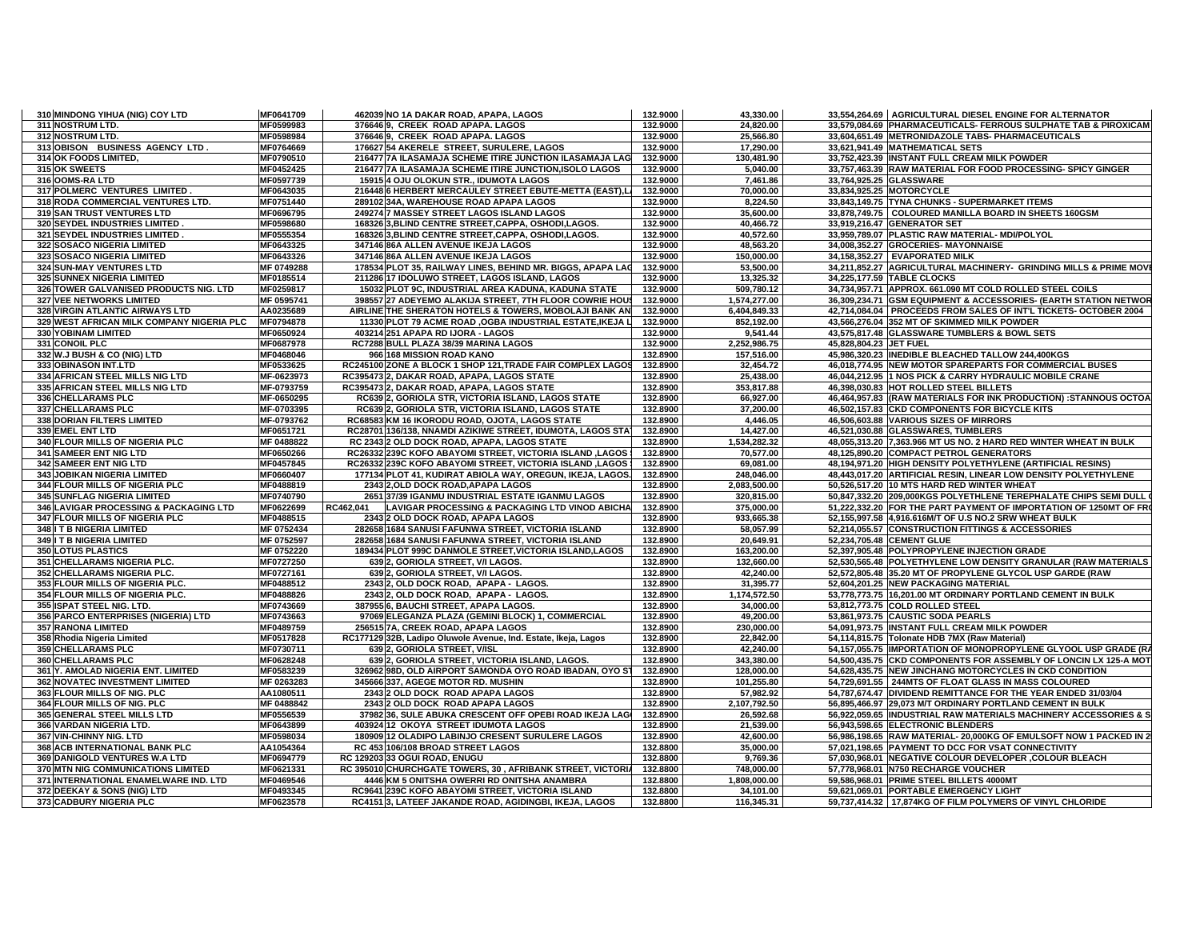| | | | | | | | |
|---|---|---|---|---|---|---|---|
| 310 | MINDONG YIHUA (NIG) COY LTD | MF0641709 | 462039 NO 1A DAKAR ROAD, APAPA, LAGOS | 132.9000 | 43,330.00 | 33,554,264.69 | AGRICULTURAL DIESEL ENGINE FOR ALTERNATOR |
| 311 | NOSTRUM LTD. | MF0599983 | 376646 9, CREEK ROAD APAPA. LAGOS | 132.9000 | 24,820.00 | 33,579,084.69 | PHARMACEUTICALS- FERROUS SULPHATE TAB & PIROXICAM |
| 312 | NOSTRUM LTD. | MF0598984 | 376646 9, CREEK ROAD APAPA. LAGOS | 132.9000 | 25,566.80 | 33,604,651.49 | METRONIDAZOLE TABS- PHARMACEUTICALS |
| 313 | OBISON BUSINESS AGENCY LTD . | MF0764669 | 176627 54 AKERELE STREET, SURULERE, LAGOS | 132.9000 | 17,290.00 | 33,621,941.49 | MATHEMATICAL SETS |
| 314 | OK FOODS LIMITED, | MF0790510 | 216477 7A ILASAMAJA SCHEME ITIRE JUNCTION ILASAMAJA LAG | 132.9000 | 130,481.90 | 33,752,423.39 | INSTANT FULL CREAM MILK POWDER |
| 315 | OK SWEETS | MF0452425 | 216477 7A ILASAMAJA SCHEME ITIRE JUNCTION,ISOLO LAGOS | 132.9000 | 5,040.00 | 33,757,463.39 | RAW MATERIAL FOR FOOD PROCESSING- SPICY GINGER |
| 316 | OOMS-RA LTD | MF0597739 | 15915 4 OJU OLOKUN STR., IDUMOTA LAGOS | 132.9000 | 7,461.86 | 33,764,925.25 | GLASSWARE |
| 317 | POLMERC VENTURES LIMITED . | MF0643035 | 216448 6 HERBERT MERCAULEY STREET EBUTE-METTA (EAST),L | 132.9000 | 70,000.00 | 33,834,925.25 | MOTORCYCLE |
| 318 | RODA COMMERCIAL VENTURES LTD. | MF0751440 | 289102 34A, WAREHOUSE ROAD APAPA LAGOS | 132.9000 | 8,224.50 | 33,843,149.75 | TYNA CHUNKS - SUPERMARKET ITEMS |
| 319 | SAN TRUST VENTURES LTD | MF0696795 | 249274 7 MASSEY STREET LAGOS ISLAND LAGOS | 132.9000 | 35,600.00 | 33,878,749.75 | COLOURED MANILLA BOARD IN SHEETS 160GSM |
| 320 | SEYDEL INDUSTRIES LIMITED . | MF0598680 | 168326 3,BLIND CENTRE STREET,CAPPA, OSHODI,LAGOS. | 132.9000 | 40,466.72 | 33,919,216.47 | GENERATOR SET |
| 321 | SEYDEL INDUSTRIES LIMITED . | MF0555354 | 168326 3,BLIND CENTRE STREET,CAPPA, OSHODI,LAGOS. | 132.9000 | 40,572.60 | 33,959,789.07 | PLASTIC RAW MATERIAL- MDI/POLYOL |
| 322 | SOSACO NIGERIA LIMITED | MF0643325 | 347146 86A ALLEN AVENUE IKEJA LAGOS | 132.9000 | 48,563.20 | 34,008,352.27 | GROCERIES- MAYONNAISE |
| 323 | SOSACO NIGERIA LIMITED | MF0643326 | 347146 86A ALLEN AVENUE IKEJA LAGOS | 132.9000 | 150,000.00 | 34,158,352.27 | EVAPORATED MILK |
| 324 | SUN-MAY VENTURES LTD | MF 0749288 | 178534 PLOT 35, RAILWAY LINES, BEHIND MR. BIGGS, APAPA LAG | 132.9000 | 53,500.00 | 34,211,852.27 | AGRICULTURAL MACHINERY- GRINDING MILLS & PRIME MOV |
| 325 | SUNNEX NIGERIA LIMITED | MF0185514 | 211286 17 IDOLUWO STREET, LAGOS ISLAND, LAGOS | 132.9000 | 13,325.32 | 34,225,177.59 | TABLE CLOCKS |
| 326 | TOWER GALVANISED PRODUCTS NIG. LTD | MF0259817 | 15032 PLOT 9C, INDUSTRIAL AREA KADUNA, KADUNA STATE | 132.9000 | 509,780.12 | 34,734,957.71 | APPROX. 661.090 MT COLD ROLLED STEEL COILS |
| 327 | VEE NETWORKS LIMITED | MF 0595741 | 398557 27 ADEYEMO ALAKIJA STREET, 7TH FLOOR COWRIE HOUS | 132.9000 | 1,574,277.00 | 36,309,234.71 | GSM EQUIPMENT & ACCESSORIES- (EARTH STATION NETWOR |
| 328 | VIRGIN ATLANTIC AIRWAYS LTD | AA0235689 | AIRLINE THE SHERATON HOTELS & TOWERS, MOBOLAJI BANK AN | 132.9000 | 6,404,849.33 | 42,714,084.04 | PROCEEDS FROM SALES OF INT'L TICKETS- OCTOBER 2004 |
| 329 | WEST AFRICAN MILK COMPANY NIGERIA PLC | MF0794878 | 11330 PLOT 79 ACME ROAD ,OGBA INDUSTRIAL ESTATE,IKEJA L | 132.9000 | 852,192.00 | 43,566,276.04 | 352 MT OF SKIMMED MILK POWDER |
| 330 | YOBINAM LIMITED | MF0650924 | 403214 251 APAPA RD IJORA - LAGOS | 132.9000 | 9,541.44 | 43,575,817.48 | GLASSWARE TUMBLERS & BOWL SETS |
| 331 | CONOIL PLC | MF0687978 | RC7288 BULL PLAZA 38/39 MARINA LAGOS | 132.9000 | 2,252,986.75 | 45,828,804.23 | JET FUEL |
| 332 | W.J BUSH & CO (NIG) LTD | MF0468046 | 966 168 MISSION ROAD KANO | 132.8900 | 157,516.00 | 45,986,320.23 | INEDIBLE BLEACHED TALLOW 244,400KGS |
| 333 | OBINASON INT.LTD | MF0533625 | RC245100 ZONE A BLOCK 1 SHOP 121,TRADE FAIR COMPLEX LAGOS | 132.8900 | 32,454.72 | 46,018,774.95 | NEW MOTOR SPAREPARTS FOR COMMERCIAL BUSES |
| 334 | AFRICAN STEEL MILLS NIG LTD | MF-0623973 | RC395473 2, DAKAR ROAD, APAPA, LAGOS STATE | 132.8900 | 25,438.00 | 46,044,212.95 | 1 NOS PICK & CARRY HYDRAULIC MOBILE CRANE |
| 335 | AFRICAN STEEL MILLS NIG LTD | MF-0793759 | RC395473 2, DAKAR ROAD, APAPA, LAGOS STATE | 132.8900 | 353,817.88 | 46,398,030.83 | HOT ROLLED STEEL BILLETS |
| 336 | CHELLARAMS PLC | MF-0650295 | RC639 2, GORIOLA STR, VICTORIA ISLAND, LAGOS STATE | 132.8900 | 66,927.00 | 46,464,957.83 | (RAW MATERIALS FOR INK PRODUCTION) :STANNOUS OCTOA |
| 337 | CHELLARAMS PLC | MF-0703395 | RC639 2, GORIOLA STR, VICTORIA ISLAND, LAGOS STATE | 132.8900 | 37,200.00 | 46,502,157.83 | CKD COMPONENTS FOR BICYCLE KITS |
| 338 | DORIAN FILTERS LIMITED | MF-0793762 | RC68583 KM 16 IKORODU ROAD, OJOTA, LAGOS STATE | 132.8900 | 4,446.05 | 46,506,603.88 | VARIOUS SIZES OF MIRRORS |
| 339 | EMEL ENT LTD | MF0651721 | RC28701 136/138, NNAMDI AZIKIWE STREET, IDUMOTA, LAGOS STA | 132.8900 | 14,427.00 | 46,521,030.88 | GLASSWARES, TUMBLERS |
| 340 | FLOUR MILLS OF NIGERIA PLC | MF 0488822 | RC 2343 2 OLD DOCK ROAD, APAPA, LAGOS STATE | 132.8900 | 1,534,282.32 | 48,055,313.20 | 7,363.966 MT US NO. 2 HARD RED WINTER WHEAT IN BULK |
| 341 | SAMEER ENT NIG LTD | MF0650266 | RC26332 239C KOFO ABAYOMI STREET, VICTORIA ISLAND ,LAGOS | 132.8900 | 70,577.00 | 48,125,890.20 | COMPACT PETROL GENERATORS |
| 342 | SAMEER ENT NIG LTD | MF0457845 | RC26332 239C KOFO ABAYOMI STREET, VICTORIA ISLAND ,LAGOS | 132.8900 | 69,081.00 | 48,194,971.20 | HIGH DENSITY POLYETHYLENE (ARTIFICIAL RESINS) |
| 343 | JOBIKAN NIGERIA LIMITED | MF0660407 | 177134 PLOT 41, KUDIRAT ABIOLA WAY, OREGUN, IKEJA, LAGOS. | 132.8900 | 248,046.00 | 48,443,017.20 | ARTIFICIAL RESIN, LINEAR LOW DENSITY POLYETHYLENE |
| 344 | FLOUR MILLS OF NIGERIA PLC | MF0488819 | 2343 2,OLD DOCK ROAD,APAPA LAGOS | 132.8900 | 2,083,500.00 | 50,526,517.20 | 10 MTS HARD RED WINTER WHEAT |
| 345 | SUNFLAG NIGERIA LIMITED | MF0740790 | 2651 37/39 IGANMU INDUSTRIAL ESTATE IGANMU LAGOS | 132.8900 | 320,815.00 | 50,847,332.20 | 209,000KGS POLYETHLENE TEREPHALATE CHIPS SEMI DULL |
| 346 | LAVIGAR PROCESSING & PACKAGING LTD | MF0622699 | RC462,041 LAVIGAR PROCESSING & PACKAGING LTD VINOD ABICHA | 132.8900 | 375,000.00 | 51,222,332.20 | FOR THE PART PAYMENT OF IMPORTATION OF 1250MT OF FR |
| 347 | FLOUR MILLS OF NIGERIA PLC | MF0488515 | 2343 2 OLD DOCK ROAD, APAPA LAGOS | 132.8900 | 933,665.38 | 52,155,997.58 | 4,916.616M/T OF U.S NO.2 SRW WHEAT BULK |
| 348 | I T B NIGERIA LIMITED | MF 0752434 | 282658 1684 SANUSI FAFUNWA STREET, VICTORIA ISLAND | 132.8900 | 58,057.99 | 52,214,055.57 | CONSTRUCTION FITTINGS & ACCESSORIES |
| 349 | I T B NIGERIA LIMITED | MF 0752597 | 282658 1684 SANUSI FAFUNWA STREET, VICTORIA ISLAND | 132.8900 | 20,649.91 | 52,234,705.48 | CEMENT GLUE |
| 350 | LOTUS PLASTICS | MF 0752220 | 189434 PLOT 999C DANMOLE STREET,VICTORIA ISLAND,LAGOS | 132.8900 | 163,200.00 | 52,397,905.48 | POLYPROPYLENE INJECTION GRADE |
| 351 | CHELLARAMS NIGERIA PLC. | MF0727250 | 639 2, GORIOLA STREET, V/I LAGOS. | 132.8900 | 132,660.00 | 52,530,565.48 | POLYETHYLENE LOW DENSITY GRANULAR (RAW MATERIALS |
| 352 | CHELLARAMS NIGERIA PLC. | MF0727161 | 639 2, GORIOLA STREET, V/I LAGOS. | 132.8900 | 42,240.00 | 52,572,805.48 | 35.20 MT OF PROPYLENE GLYCOL USP GARDE (RAW |
| 353 | FLOUR MILLS OF NIGERIA PLC. | MF0488512 | 2343 2, OLD DOCK ROAD, APAPA - LAGOS. | 132.8900 | 31,395.77 | 52,604,201.25 | NEW PACKAGING MATERIAL |
| 354 | FLOUR MILLS OF NIGERIA PLC. | MF0488826 | 2343 2, OLD DOCK ROAD, APAPA - LAGOS. | 132.8900 | 1,174,572.50 | 53,778,773.75 | 16,201.00 MT ORDINARY PORTLAND CEMENT IN BULK |
| 355 | ISPAT STEEL NIG. LTD. | MF0743669 | 387955 6, BAUCHI STREET, APAPA LAGOS. | 132.8900 | 34,000.00 | 53,812,773.75 | COLD ROLLED STEEL |
| 356 | PARCO ENTERPRISES (NIGERIA) LTD | MF0743663 | 97069 ELEGANZA PLAZA (GEMINI BLOCK) 1, COMMERCIAL | 132.8900 | 49,200.00 | 53,861,973.75 | CAUSTIC SODA PEARLS |
| 357 | RANONA LIMITED | MF0489759 | 256515 7A, CREEK ROAD, APAPA LAGOS | 132.8900 | 230,000.00 | 54,091,973.75 | INSTANT FULL CREAM MILK POWDER |
| 358 | Rhodia Nigeria Limited | MF0517828 | RC177129 32B, Ladipo Oluwole Avenue, Ind. Estate, Ikeja, Lagos | 132.8900 | 22,842.00 | 54,114,815.75 | Tolonate HDB 7MX (Raw Material) |
| 359 | CHELLARAMS PLC | MF0730711 | 639 2, GORIOLA STREET, V/ISL | 132.8900 | 42,240.00 | 54,157,055.75 | IMPORTATION OF MONOPROPYLENE GLYOOL USP GRADE (RA |
| 360 | CHELLARAMS PLC | MF0628248 | 639 2, GORIOLA STREET, VICTORIA ISLAND, LAGOS. | 132.8900 | 343,380.00 | 54,500,435.75 | CKD COMPONENTS FOR ASSEMBLY OF LONCIN LX 125-A MOT |
| 361 | Y. AMOLAD NIGERIA ENT. LIMITED | MF0583239 | 326962 98D, OLD AIRPORT SAMONDA OYO ROAD IBADAN, OYO ST | 132.8900 | 128,000.00 | 54,628,435.75 | NEW JINCHANG MOTORCYCLES IN CKD CONDITION |
| 362 | NOVATEC INVESTMENT LIMITED | MF 0263283 | 345666 337, AGEGE MOTOR RD. MUSHIN | 132.8900 | 101,255.80 | 54,729,691.55 | 244MTS OF FLOAT GLASS IN MASS COLOURED |
| 363 | FLOUR MILLS OF NIG. PLC | AA1080511 | 2343 2 OLD DOCK ROAD APAPA LAGOS | 132.8900 | 57,982.92 | 54,787,674.47 | DIVIDEND REMITTANCE FOR THE YEAR ENDED 31/03/04 |
| 364 | FLOUR MILLS OF NIG. PLC | MF 0488842 | 2343 2 OLD DOCK ROAD APAPA LAGOS | 132.8900 | 2,107,792.50 | 56,895,466.97 | 29,073 M/T ORDINARY PORTLAND CEMENT IN BULK |
| 365 | GENERAL STEEL MILLS LTD | MF0556539 | 37982 36, SULE ABUKA CRESCENT OFF OPEBI ROAD IKEJA LAG | 132.8900 | 26,592.68 | 56,922,059.65 | INDUSTRIAL RAW MATERIALS MACHINERY ACCESSORIES & S |
| 366 | VARDAN NIGERIA LTD. | MF0643899 | 403924 12 OKOYA STREET IDUMOTA LAGOS | 132.8900 | 21,539.00 | 56,943,598.65 | ELECTRONIC BLENDERS |
| 367 | VIN-CHINNY NIG. LTD | MF0598034 | 180909 12 OLADIPO LABINJO CRESENT SURULERE LAGOS | 132.8900 | 42,600.00 | 56,986,198.65 | RAW MATERIAL- 20,000KG OF EMULSOFT NOW 1 PACKED IN 2 |
| 368 | ACB INTERNATIONAL BANK PLC | AA1054364 | RC 453 106/108 BROAD STREET LAGOS | 132.8800 | 35,000.00 | 57,021,198.65 | PAYMENT TO DCC FOR VSAT CONNECTIVITY |
| 369 | DANIGOLD VENTURES W.A LTD | MF0694779 | RC 129203 33 OGUI ROAD, ENUGU | 132.8800 | 9,769.36 | 57,030,968.01 | NEGATIVE COLOUR DEVELOPER ,COLOUR BLEACH |
| 370 | MTN NIG COMMUNICATIONS LIMITED | MF0621331 | RC 395010 CHURCHGATE TOWERS, 30 , AFRIBANK STREET, VICTORI | 132.8800 | 748,000.00 | 57,778,968.01 | N750 RECHARGE VOUCHER |
| 371 | INTERNATIONAL ENAMELWARE IND. LTD | MF0469546 | 4446 KM 5 ONITSHA OWERRI RD ONITSHA ANAMBRA | 132.8800 | 1,808,000.00 | 59,586,968.01 | PRIME STEEL BILLETS 4000MT |
| 372 | DEEKAY & SONS (NIG) LTD | MF0493345 | RC9641 239C KOFO ABAYOMI STREET, VICTORIA ISLAND | 132.8800 | 34,101.00 | 59,621,069.01 | PORTABLE EMERGENCY LIGHT |
| 373 | CADBURY NIGERIA PLC | MF0623578 | RC4151 3, LATEEF JAKANDE ROAD, AGIDINGBI, IKEJA, LAGOS | 132.8800 | 116,345.31 | 59,737,414.32 | 17,874KG OF FILM POLYMERS OF VINYL CHLORIDE |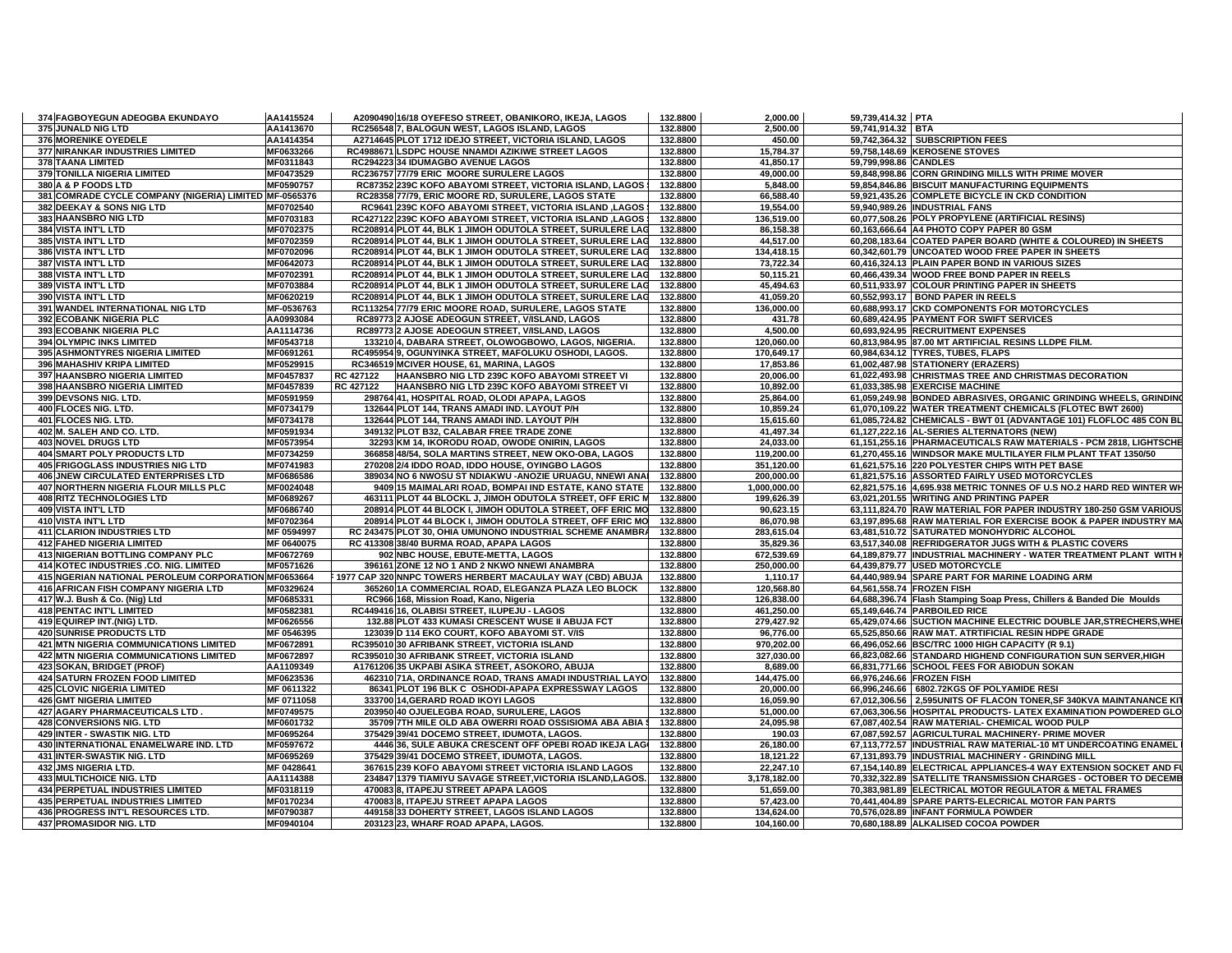| | | | | | | | |
|---|---|---|---|---|---|---|---|
| 374 | FAGBOYEGUN ADEOGBA EKUNDAYO | AA1415524 | A2090490 16/18 OYEFESO STREET, OBANIKORO, IKEJA, LAGOS | 132.8800 | 2,000.00 | 59,739,414.32 | PTA |
| 375 | JUNALD NIG LTD | AA1413670 | RC256548 7, BALOGUN WEST, LAGOS ISLAND, LAGOS | 132.8800 | 2,500.00 | 59,741,914.32 | BTA |
| 376 | MORENIKE OYEDELE | AA1414354 | A2714645 PLOT 1712 IDEJO STREET, VICTORIA ISLAND, LAGOS | 132.8800 | 450.00 | 59,742,364.32 | SUBSCRIPTION FEES |
| 377 | NIRANKAR INDUSTRIES LIMITED | MF0633266 | RC4988671 LSDPC HOUSE NNAMDI AZIKIWE STREET LAGOS | 132.8800 | 15,784.37 | 59,758,148.69 | KEROSENE STOVES |
| 378 | TAANA LIMITED | MF0311843 | RC294223 34 IDUMAGBO AVENUE LAGOS | 132.8800 | 41,850.17 | 59,799,998.86 | CANDLES |
| 379 | TONILLA NIGERIA LIMITED | MF0473529 | RC236757 77/79 ERIC MOORE SURULERE LAGOS | 132.8800 | 49,000.00 | 59,848,998.86 | CORN GRINDING MILLS WITH PRIME MOVER |
| 380 | A & P FOODS LTD | MF0590757 | RC87352 239C KOFO ABAYOMI STREET, VICTORIA ISLAND, LAGOS | 132.8800 | 5,848.00 | 59,854,846.86 | BISCUIT MANUFACTURING EQUIPMENTS |
| 381 | COMRADE CYCLE COMPANY (NIGERIA) LIMITED | MF-0565376 | RC28358 77/79, ERIC MOORE RD, SURULERE, LAGOS STATE | 132.8800 | 66,588.40 | 59,921,435.26 | COMPLETE BICYCLE IN CKD CONDITION |
| 382 | DEEKAY & SONS NIG LTD | MF0702540 | RC9641 239C KOFO ABAYOMI STREET, VICTORIA ISLAND ,LAGOS | 132.8800 | 19,554.00 | 59,940,809.26 | INDUSTRIAL FANS |
| 383 | HAANSBRO NIG LTD | MF0703183 | RC427122 239C KOFO ABAYOMI STREET, VICTORIA ISLAND ,LAGOS | 132.8800 | 136,519.00 | 60,077,508.26 | POLY PROPYLENE (ARTIFICIAL RESINS) |
| 384 | VISTA INT'L LTD | MF0702375 | RC208914 PLOT 44, BLK 1 JIMOH ODUTOLA STREET, SURULERE LAG | 132.8800 | 86,158.38 | 60,163,666.64 | A4 PHOTO COPY PAPER 80 GSM |
| 385 | VISTA INT'L LTD | MF0702359 | RC208914 PLOT 44, BLK 1 JIMOH ODUTOLA STREET, SURULERE LAG | 132.8800 | 44,517.00 | 60,208,183.64 | COATED PAPER BOARD (WHITE & COLOURED) IN SHEETS |
| 386 | VISTA INT'L LTD | MF0702096 | RC208914 PLOT 44, BLK 1 JIMOH ODUTOLA STREET, SURULERE LAG | 132.8800 | 134,418.15 | 60,342,601.79 | UNCOATED WOOD FREE PAPER IN SHEETS |
| 387 | VISTA INT'L LTD | MF0642073 | RC208914 PLOT 44, BLK 1 JIMOH ODUTOLA STREET, SURULERE LAG | 132.8800 | 73,722.34 | 60,416,324.13 | PLAIN PAPER BOND IN VARIOUS SIZES |
| 388 | VISTA INT'L LTD | MF0702391 | RC208914 PLOT 44, BLK 1 JIMOH ODUTOLA STREET, SURULERE LAG | 132.8800 | 50,115.21 | 60,466,439.34 | WOOD FREE BOND PAPER IN REELS |
| 389 | VISTA INT'L LTD | MF0703884 | RC208914 PLOT 44, BLK 1 JIMOH ODUTOLA STREET, SURULERE LAG | 132.8800 | 45,494.63 | 60,511,933.97 | COLOUR PRINTING PAPER IN SHEETS |
| 390 | VISTA INT'L LTD | MF0620219 | RC208914 PLOT 44, BLK 1 JIMOH ODUTOLA STREET, SURULERE LAG | 132.8800 | 41,059.20 | 60,552,993.17 | BOND PAPER IN REELS |
| 391 | WANDEL INTERNATIONAL NIG LTD | MF-0536763 | RC113254 77/79 ERIC MOORE ROAD, SURULERE, LAGOS STATE | 132.8800 | 136,000.00 | 60,688,993.17 | CKD COMPONENTS FOR MOTORCYCLES |
| 392 | ECOBANK NIGERIA PLC | AA0993084 | RC89773 2 AJOSE ADEOGUN STREET, V/ISLAND, LAGOS | 132.8800 | 431.78 | 60,689,424.95 | PAYMENT FOR SWIFT SERVICES |
| 393 | ECOBANK NIGERIA PLC | AA1114736 | RC89773 2 AJOSE ADEOGUN STREET, V/ISLAND, LAGOS | 132.8800 | 4,500.00 | 60,693,924.95 | RECRUITMENT EXPENSES |
| 394 | OLYMPIC INKS LIMITED | MF0543718 | 133210 4, DABARA STREET, OLOWOGBOWO, LAGOS, NIGERIA. | 132.8800 | 120,060.00 | 60,813,984.95 | 87.00 MT ARTIFICIAL RESINS LLDPE FILM. |
| 395 | ASHMONTYRES NIGERIA LIMITED | MF0691261 | RC495954 9, OGUNYINKA STREET, MAFOLUKU OSHODI, LAGOS. | 132.8800 | 170,649.17 | 60,984,634.12 | TYRES, TUBES, FLAPS |
| 396 | MAHASHIV KRIPA LIMITED | MF0529915 | RC346519 MCIVER HOUSE, 61, MARINA, LAGOS | 132.8800 | 17,853.86 | 61,002,487.98 | STATIONERY (ERAZERS) |
| 397 | HAANSBRO NIGERIA LIMITED | MF0457837 | RC 427122 HAANSBRO NIG LTD 239C KOFO ABAYOMI STREET VI | 132.8800 | 20,006.00 | 61,022,493.98 | CHRISTMAS TREE AND CHRISTMAS DECORATION |
| 398 | HAANSBRO NIGERIA LIMITED | MF0457839 | RC 427122 HAANSBRO NIG LTD 239C KOFO ABAYOMI STREET VI | 132.8800 | 10,892.00 | 61,033,385.98 | EXERCISE MACHINE |
| 399 | DEVSONS NIG. LTD. | MF0591959 | 298764 41, HOSPITAL ROAD, OLODI APAPA, LAGOS | 132.8800 | 25,864.00 | 61,059,249.98 | BONDED ABRASIVES, ORGANIC GRINDING WHEELS, GRINDING |
| 400 | FLOCES NIG. LTD. | MF0734179 | 132644 PLOT 144, TRANS AMADI IND. LAYOUT P/H | 132.8800 | 10,859.24 | 61,070,109.22 | WATER TREATMENT CHEMICALS (FLOTEC BWT 2600) |
| 401 | FLOCES NIG. LTD. | MF0734178 | 132644 PLOT 144, TRANS AMADI IND. LAYOUT P/H | 132.8800 | 15,615.60 | 61,085,724.82 | CHEMICALS - BWT 01 (ADVANTAGE 101) FLOFLOC 485 CON BL |
| 402 | M. SALEH AND CO. LTD. | MF0591934 | 349132 PLOT B32, CALABAR FREE TRADE ZONE | 132.8800 | 41,497.34 | 61,127,222.16 | AL-SERIES ALTERNATORS (NEW) |
| 403 | NOVEL DRUGS LTD | MF0573954 | 32293 KM 14, IKORODU ROAD, OWODE ONIRIN, LAGOS | 132.8800 | 24,033.00 | 61,151,255.16 | PHARMACEUTICALS RAW MATERIALS - PCM 2818, LIGHTSCHE |
| 404 | SMART POLY PRODUCTS LTD | MF0734259 | 366858 48/54, SOLA MARTINS STREET, NEW OKO-OBA, LAGOS | 132.8800 | 119,200.00 | 61,270,455.16 | WINDSOR MAKE MULTILAYER FILM PLANT TFAT 1350/50 |
| 405 | FRIGOGLASS INDUSTRIES NIG LTD | MF0741983 | 270208 2/4 IDDO ROAD, IDDO HOUSE, OYINGBO LAGOS | 132.8800 | 351,120.00 | 61,621,575.16 | 220 POLYESTER CHIPS WITH PET BASE |
| 406 | JNEW CIRCULATED ENTERPRISES LTD | MF0686586 | 389034 NO 6 NWOSU ST NDIAKWU -ANOZIE URUAGU, NNEWI ANA | 132.8800 | 200,000.00 | 61,821,575.16 | ASSORTED FAIRLY USED MOTORCYCLES |
| 407 | NORTHERN NIGERIA FLOUR MILLS PLC | MF0024048 | 9409 15 MAIMALARI ROAD, BOMPAI IND ESTATE, KANO STATE | 132.8800 | 1,000,000.00 | 62,821,575.16 | 4,695.938 METRIC TONNES OF U.S NO.2 HARD RED WINTER WH |
| 408 | RITZ TECHNOLOGIES LTD | MF0689267 | 463111 PLOT 44 BLOCKL J, JIMOH ODUTOLA STREET, OFF ERIC M | 132.8800 | 199,626.39 | 63,021,201.55 | WRITING AND PRINTING PAPER |
| 409 | VISTA INT'L LTD | MF0686740 | 208914 PLOT 44 BLOCK I, JIMOH ODUTOLA STREET, OFF ERIC MO | 132.8800 | 90,623.15 | 63,111,824.70 | RAW MATERIAL FOR PAPER INDUSTRY 180-250 GSM VARIOUS |
| 410 | VISTA INT'L LTD | MF0702364 | 208914 PLOT 44 BLOCK I, JIMOH ODUTOLA STREET, OFF ERIC MO | 132.8800 | 86,070.98 | 63,197,895.68 | RAW MATERIAL FOR EXERCISE BOOK & PAPER INDUSTRY MA |
| 411 | CLARION INDUSTRIES LTD | MF 0594997 | RC 243475 PLOT 30, OHIA UMUNONO INDUSTRIAL SCHEME ANAMBRA | 132.8800 | 283,615.04 | 63,481,510.72 | SATURATED MONOHYDRIC ALCOHOL |
| 412 | FAHED NIGERIA LIMITED | MF 0640075 | RC 413308 38/40 BURMA ROAD, APAPA LAGOS | 132.8800 | 35,829.36 | 63,517,340.08 | REFRIDGERATOR JUGS WITH & PLASTIC COVERS |
| 413 | NIGERIAN BOTTLING COMPANY PLC | MF0672769 | 902 NBC HOUSE, EBUTE-METTA, LAGOS | 132.8800 | 672,539.69 | 64,189,879.77 | INDUSTRIAL MACHINERY - WATER TREATMENT PLANT WITH H |
| 414 | KOTEC INDUSTRIES .CO. NIG. LIMITED | MF0571626 | 396161 ZONE 12 NO 1 AND 2 NKWO NNEWI ANAMBRA | 132.8800 | 250,000.00 | 64,439,879.77 | USED MOTORCYCLE |
| 415 | NGERIAN NATIONAL PEROLEUM CORPORATION | MF0653664 | 1977 CAP 320 NNPC TOWERS HERBERT MACAULAY WAY (CBD) ABUJA | 132.8800 | 1,110.17 | 64,440,989.94 | SPARE PART FOR MARINE LOADING ARM |
| 416 | AFRICAN FISH COMPANY NIGERIA LTD | MF0329624 | 365260 1A COMMERCIAL ROAD, ELEGANZA PLAZA LEO BLOCK | 132.8800 | 120,568.80 | 64,561,558.74 | FROZEN FISH |
| 417 | W.J. Bush & Co. (Nig) Ltd | MF0685331 | RC966 168, Mission Road, Kano, Nigeria | 132.8800 | 126,838.00 | 64,688,396.74 | Flash Stamping Soap Press, Chillers & Banded Die Moulds |
| 418 | PENTAC INT'L LIMITED | MF0582381 | RC449416 16, OLABISI STREET, ILUPEJU - LAGOS | 132.8800 | 461,250.00 | 65,149,646.74 | PARBOILED RICE |
| 419 | EQUIREP INT.(NIG) LTD. | MF0626556 | 132.88 PLOT 433 KUMASI CRESCENT WUSE II ABUJA FCT | 132.8800 | 279,427.92 | 65,429,074.66 | SUCTION MACHINE ELECTRIC DOUBLE JAR,STRECHERS,WHE |
| 420 | SUNRISE PRODUCTS LTD | MF 0546395 | 123039 D 114 EKO COURT, KOFO ABAYOMI ST. V/IS | 132.8800 | 96,776.00 | 65,525,850.66 | RAW MAT. ATRTIFICIAL RESIN HDPE GRADE |
| 421 | MTN NIGERIA COMMUNICATIONS LIMITED | MF0672891 | RC395010 30 AFRIBANK STREET, VICTORIA ISLAND | 132.8800 | 970,202.00 | 66,496,052.66 | BSC/TRC 1000 HIGH CAPACITY (R 9.1) |
| 422 | MTN NIGERIA COMMUNICATIONS LIMITED | MF0672897 | RC395010 30 AFRIBANK STREET, VICTORIA ISLAND | 132.8800 | 327,030.00 | 66,823,082.66 | STANDARD HIGHEND CONFIGURATION SUN SERVER,HIGH |
| 423 | SOKAN, BRIDGET (PROF) | AA1109349 | A1761206 35 UKPABI ASIKA STREET, ASOKORO, ABUJA | 132.8800 | 8,689.00 | 66,831,771.66 | SCHOOL FEES FOR ABIODUN SOKAN |
| 424 | SATURN FROZEN FOOD LIMITED | MF0623536 | 462310 71A, ORDINANCE ROAD, TRANS AMADI INDUSTRIAL LAYO | 132.8800 | 144,475.00 | 66,976,246.66 | FROZEN FISH |
| 425 | CLOVIC NIGERIA LIMITED | MF 0611322 | 86341 PLOT 196 BLK C OSHODI-APAPA EXPRESSWAY LAGOS | 132.8800 | 20,000.00 | 66,996,246.66 | 6802.72KGS OF POLYAMIDE RESI |
| 426 | GMT NIGERIA LIMITED | MF 0711058 | 333700 14,GERARD ROAD IKOYI LAGOS | 132.8800 | 16,059.90 | 67,012,306.56 | 2,595UNITS OF FLACON TONER,SF 340KVA MAINTANANCE KIT |
| 427 | AGARY PHARMACEUTICALS LTD . | MF0749575 | 203950 40 OJUELEGBA ROAD, SURULERE, LAGOS | 132.8800 | 51,000.00 | 67,063,306.56 | HOSPITAL PRODUCTS- LATEX EXAMINATION POWDERED GLO |
| 428 | CONVERSIONS NIG. LTD | MF0601732 | 35709 7TH MILE OLD ABA OWERRI ROAD OSSISIOMA ABA ABIA | 132.8800 | 24,095.98 | 67,087,402.54 | RAW MATERIAL- CHEMICAL WOOD PULP |
| 429 | INTER - SWASTIK NIG. LTD | MF0695264 | 375429 39/41 DOCEMO STREET, IDUMOTA, LAGOS. | 132.8800 | 190.03 | 67,087,592.57 | AGRICULTURAL MACHINERY- PRIME MOVER |
| 430 | INTERNATIONAL ENAMELWARE IND. LTD | MF0597672 | 4446 36, SULE ABUKA CRESCENT OFF OPEBI ROAD IKEJA LAG | 132.8800 | 26,180.00 | 67,113,772.57 | INDUSTRIAL RAW MATERIAL-10 MT UNDERCOATING ENAMEL |
| 431 | INTER-SWASTIK NIG. LTD | MF0695269 | 375429 39/41 DOCEMO STREET, IDUMOTA, LAGOS. | 132.8800 | 18,121.22 | 67,131,893.79 | INDUSTRIAL MACHINERY - GRINDING MILL |
| 432 | JMS NIGERIA LTD. | MF 0428641 | 367615 239 KOFO ABAYOMI STREET VICTORIA ISLAND LAGOS | 132.8800 | 22,247.10 | 67,154,140.89 | ELECTRICAL APPLIANCES-4 WAY EXTENSION SOCKET AND FU |
| 433 | MULTICHOICE NIG. LTD | AA1114388 | 234847 1379 TIAMIYU SAVAGE STREET,VICTORIA ISLAND,LAGOS. | 132.8800 | 3,178,182.00 | 70,332,322.89 | SATELLITE TRANSMISSION CHARGES - OCTOBER TO DECEMB |
| 434 | PERPETUAL INDUSTRIES LIMITED | MF0318119 | 470083 8, ITAPEJU STREET APAPA LAGOS | 132.8800 | 51,659.00 | 70,383,981.89 | ELECTRICAL MOTOR REGULATOR & METAL FRAMES |
| 435 | PERPETUAL INDUSTRIES LIMITED | MF0170234 | 470083 8, ITAPEJU STREET APAPA LAGOS | 132.8800 | 57,423.00 | 70,441,404.89 | SPARE PARTS-ELECRICAL MOTOR FAN PARTS |
| 436 | PROGRESS INT'L RESOURCES LTD. | MF0790387 | 449158 33 DOHERTY STREET, LAGOS ISLAND LAGOS | 132.8800 | 134,624.00 | 70,576,028.89 | INFANT FORMULA POWDER |
| 437 | PROMASIDOR NIG. LTD | MF0940104 | 203123 23, WHARF ROAD APAPA, LAGOS. | 132.8800 | 104,160.00 | 70,680,188.89 | ALKALISED COCOA POWDER |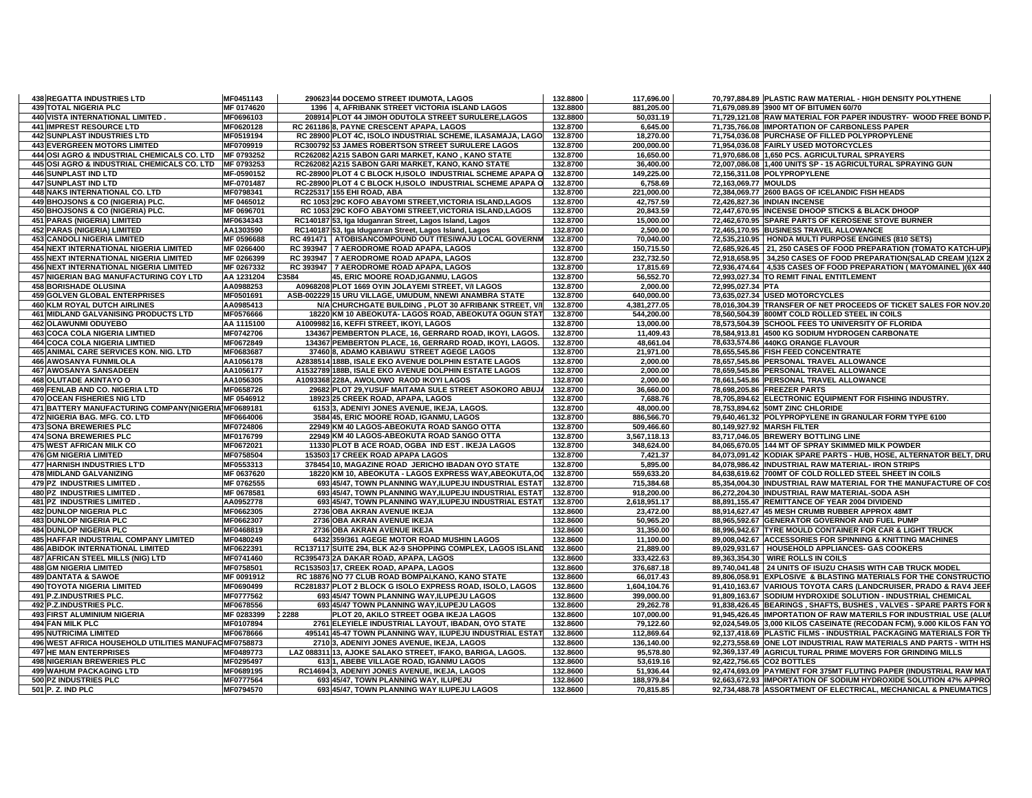| | | | | | | | |
|---|---|---|---|---|---|---|---|
| 438 | REGATTA INDUSTRIES LTD | MF0451143 | 290623 44 DOCEMO STREET IDUMOTA, LAGOS | 132.8800 | 117,696.00 | 70,797,884.89 | PLASTIC RAW MATERIAL - HIGH DENSITY POLYTHENE |
| 439 | TOTAL NIGERIA PLC | MF 0174620 | 1396 4, AFRIBANK STREET VICTORIA ISLAND LAGOS | 132.8800 | 881,205.00 | 71,679,089.89 | 3900 MT OF BITUMEN 60/70 |
| 440 | VISTA INTERNATIONAL LIMITED . | MF0696103 | 208914 PLOT 44 JIMOH ODUTOLA STREET SURULERE,LAGOS | 132.8800 | 50,031.19 | 71,729,121.08 | RAW MATERIAL FOR PAPER INDUSTRY- WOOD FREE BOND P |
| 441 | IMPREST RESOURCE LTD | MF0620128 | RC 261186 8, PAYNE CRESCENT APAPA, LAGOS | 132.8700 | 6,645.00 | 71,735,766.08 | IMPORTATION OF CARBONLESS PAPER |
| 442 | SUNPLAST INDUSTRIES LTD | MF0519194 | RC 28900 PLOT 4C, ISOLO INDUSTRIAL SCHEME, ILASAMAJA, LAGO | 132.8700 | 18,270.00 | 71,754,036.08 | PURCHASE OF FILLED POLYPROPYLENE |
| 443 | EVERGREEN MOTORS LIMITED | MF0709919 | RC300792 53 JAMES ROBERTSON STREET SURULERE LAGOS | 132.8700 | 200,000.00 | 71,954,036.08 | FAIRLY USED MOTORCYCLES |
| 444 | OSI AGRO & INDUSTRIAL CHEMICALS CO. LTD | MF 0793252 | RC262082 A215 SABON GARI MARKET, KANO , KANO STATE | 132.8700 | 16,650.00 | 71,970,686.08 | 1,650 PCS. AGRICULTURAL SPRAYERS |
| 445 | OSI AGRO & INDUSTRIAL CHEMICALS CO. LTD | MF 0793253 | RC262082 A215 SABON GARI MARKET, KANO, KANO STATE | 132.8700 | 36,400.00 | 72,007,086.08 | 1,400 UNITS SP - 15 AGRICULTURAL SPRAYING GUN |
| 446 | SUNPLAST IND LTD | MF-0590152 | RC-28900 PLOT 4 C BLOCK H,ISOLO INDUSTRIAL SCHEME APAPA O | 132.8700 | 149,225.00 | 72,156,311.08 | POLYPROPYLENE |
| 447 | SUNPLAST IND LTD | MF-0701487 | RC-28900 PLOT 4 C BLOCK H,ISOLO INDUSTRIAL SCHEME APAPA O | 132.8700 | 6,758.69 | 72,163,069.77 | MOULDS |
| 448 | NAKS INTERNATIONAL CO. LTD | MF0798341 | RC225317 155 EHI ROAD, ABA | 132.8700 | 221,000.00 | 72,384,069.77 | 2600 BAGS OF ICELANDIC FISH HEADS |
| 449 | BHOJSONS & CO (NIGERIA) PLC. | MF 0465012 | RC 1053 29C KOFO ABAYOMI STREET,VICTORIA ISLAND,LAGOS | 132.8700 | 42,757.59 | 72,426,827.36 | INDIAN INCENSE |
| 450 | BHOJSONS & CO (NIGERIA) PLC. | MF 0696701 | RC 1053 29C KOFO ABAYOMI STREET,VICTORIA ISLAND,LAGOS | 132.8700 | 20,843.59 | 72,447,670.95 | INCENSE DHOOP STICKS & BLACK DHOOP |
| 451 | PARAS (NIGERIA) LIMITED | MF0634343 | RC140187 53, Iga Iduganran Street, Lagos Island, Lagos | 132.8700 | 15,000.00 | 72,462,670.95 | SPARE PARTS OF KEROSENE STOVE BURNER |
| 452 | PARAS (NIGERIA) LIMITED | AA1303590 | RC140187 53, Iga Iduganran Street, Lagos Island, Lagos | 132.8700 | 2,500.00 | 72,465,170.95 | BUSINESS TRAVEL ALLOWANCE |
| 453 | CANDOLI NIGERIA LIMITED | MF 0596688 | RC 491471 ATOBISANCOMPOUND OUT ITESIWAJU LOCAL GOVERNM | 132.8700 | 70,040.00 | 72,535,210.95 | HONDA MULTI PURPOSE ENGINES (810 SETS) |
| 454 | NEXT INTERNATIONAL NIGERIA LIMITED | MF 0266400 | RC 393947 7 AERODROME ROAD APAPA, LAGOS | 132.8700 | 150,715.50 | 72,685,926.45 | 21, 250 CASES OF FOOD PREPARATION (TOMATO KATCH-UP) |
| 455 | NEXT INTERNATIONAL NIGERIA LIMITED | MF 0266399 | RC 393947 7 AERODROME ROAD APAPA, LAGOS | 132.8700 | 232,732.50 | 72,918,658.95 | 34,250 CASES OF FOOD PREPARATION(SALAD CREAM )(12X 2 |
| 456 | NEXT INTERNATIONAL NIGERIA LIMITED | MF 0267332 | RC 393947 7 AERODROME ROAD APAPA, LAGOS | 132.8700 | 17,815.69 | 72,936,474.64 | 4,535 CASES OF FOOD PREPARATION ( MAYOMAINEL )(6X 440 |
| 457 | NIGERIAN BAG MANUFACTURING COY LTD | AA 1231204 | C3584 45, ERIC MOORE ROAD,IGANMU, LAGOS | 132.8700 | 56,552.70 | 72,993,027.34 | TO REMIT FINAL ENTITLEMENT |
| 458 | BORISHADE OLUSINA | AA0988253 | A0968208 PLOT 1669 OYIN JOLAYEMI STREET, V/I LAGOS | 132.8700 | 2,000.00 | 72,995,027.34 | PTA |
| 459 | GOLVEN GLOBAL ENTERPRISES | MF0501691 | ASB-002229 15 URU VILLAGE, UMUDUM, NNEWI ANAMBRA STATE | 132.8700 | 640,000.00 | 73,635,027.34 | USED MOTORCYCLES |
| 460 | KLM ROYAL DUTCH AIRLINES | AA0985413 | N/A CHURCHGATE BUILDING , PLOT 30 AFRIBANK STREET, V/I | 132.8700 | 4,381,277.05 | 78,016,304.39 | TRANSFER OF NET PROCEEDS OF TICKET SALES FOR NOV.20 |
| 461 | MIDLAND GALVANISING PRODUCTS LTD | MF0576666 | 18220 KM 10 ABEOKUTA- LAGOS ROAD, ABEOKUTA OGUN STAT | 132.8700 | 544,200.00 | 78,560,504.39 | 800MT COLD ROLLED STEEL IN COILS |
| 462 | OLAWUNMI ODUYEBO | AA 1115100 | A1009982 16, KEFFI STREET, IKOYI, LAGOS | 132.8700 | 13,000.00 | 78,573,504.39 | SCHOOL FEES TO UNIVERSITY OF FLORIDA |
| 463 | COCA COLA NIGERIA LIMTIED | MF0742706 | 134367 PEMBERTON PLACE, 16, GERRARD ROAD, IKOYI, LAGOS. | 132.8700 | 11,409.43 | 78,584,913.81 | 4500 KG SODIUM HYDROGEN CARBONATE |
| 464 | COCA COLA NIGERIA LIMTIED | MF0672849 | 134367 PEMBERTON PLACE, 16, GERRARD ROAD, IKOYI, LAGOS. | 132.8700 | 48,661.04 | 78,633,574.86 | 440KG ORANGE FLAVOUR |
| 465 | ANIMAL CARE SERVICES KON. NIG. LTD | MF0683687 | 37460 8, ADAMO KABIAWU STREET AGEGE LAGOS | 132.8700 | 21,971.00 | 78,655,545.86 | FISH FEED CONCENTRATE |
| 466 | AWOSANYA FUNMILOLA | AA1056178 | A2838514 188B, ISALE EKO AVENUE DOLPHIN ESTATE LAGOS | 132.8700 | 2,000.00 | 78,657,545.86 | PERSONAL TRAVEL ALLOWANCE |
| 467 | AWOSANYA SANSADEEN | AA1056177 | A1532789 188B, ISALE EKO AVENUE DOLPHIN ESTATE LAGOS | 132.8700 | 2,000.00 | 78,659,545.86 | PERSONAL TRAVEL ALLOWANCE |
| 468 | OLUTADE AKINTAYO O | AA1056305 | A1093368 228A, AWOLOWO RAOD IKOYI LAGOS | 132.8700 | 2,000.00 | 78,661,545.86 | PERSONAL TRAVEL ALLOWANCE |
| 469 | FENLAB AND CO. NIGERIA LTD | MF0658726 | 29682 PLOT 29,YUSUF MAITAMA SULE STREET ASOKORO ABUJA | 132.8700 | 36,660.00 | 78,698,205.86 | FREEZER PARTS |
| 470 | OCEAN FISHERIES NIG LTD | MF 0546912 | 18923 25 CREEK ROAD, APAPA, LAGOS | 132.8700 | 7,688.76 | 78,705,894.62 | ELECTRONIC EQUIPMENT FOR FISHING INDUSTRY. |
| 471 | BATTERY MANUFACTURING COMPANY(NIGERIA | MF0689181 | 6153 3, ADENIYI JONES AVENUE, IKEJA, LAGOS. | 132.8700 | 48,000.00 | 78,753,894.62 | 50MT ZINC CHLORIDE |
| 472 | NIGERIA BAG. MFG. CO. LTD | MF0664006 | 3584 45, ERIC MOORE ROAD, IGANMU, LAGOS | 132.8700 | 886,566.70 | 79,640,461.32 | POLYPROPYLENE IN GRANULAR FORM TYPE 6100 |
| 473 | SONA BREWERIES PLC | MF0724806 | 22949 KM 40 LAGOS-ABEOKUTA ROAD SANGO OTTA | 132.8700 | 509,466.60 | 80,149,927.92 | MARSH FILTER |
| 474 | SONA BREWERIES PLC | MF0176799 | 22949 KM 40 LAGOS-ABEOKUTA ROAD SANGO OTTA | 132.8700 | 3,567,118.13 | 83,717,046.05 | BREWERY BOTTLING LINE |
| 475 | WEST AFRICAN MILK CO | MF0672021 | 11330 PLOT B ACE ROAD, OGBA IND EST . IKEJA LAGOS | 132.8700 | 348,624.00 | 84,065,670.05 | 144 MT OF SPRAY SKIMMED MILK POWDER |
| 476 | GM NIGERIA LIMITED | MF0758504 | 153503 17 CREEK ROAD APAPA LAGOS | 132.8700 | 7,421.37 | 84,073,091.42 | KODIAK SPARE PARTS - HUB, HOSE, ALTERNATOR BELT, DRU |
| 477 | HARNISH INDUSTRIES LT'D | MF0553313 | 378454 10, MAGAZINE ROAD JERICHO IBADAN OYO STATE | 132.8700 | 5,895.00 | 84,078,986.42 | INDUSTRIAL RAW MATERIAL- IRON STRIPS |
| 478 | MIDLAND GALVANIZING | MF 0637620 | 18220 KM 10, ABEOKUTA - LAGOS EXPRESS WAY,ABEOKUTA,OG | 132.8700 | 559,633.20 | 84,638,619.62 | 700MT OF COLD ROLLED STEEL SHEET IN COILS |
| 479 | PZ INDUSTRIES LIMITED . | MF 0762555 | 693 45/47, TOWN PLANNING WAY,ILUPEJU INDUSTRIAL ESTAT | 132.8700 | 715,384.68 | 85,354,004.30 | INDUSTRIAL RAW MATERIAL FOR THE MANUFACTURE OF COS |
| 480 | PZ INDUSTRIES LIMITED . | MF 0678581 | 693 45/47, TOWN PLANNING WAY,ILUPEJU INDUSTRIAL ESTAT | 132.8700 | 918,200.00 | 86,272,204.30 | INDUSTRIAL RAW MATERIAL-SODA ASH |
| 481 | PZ INDUSTRIES LIMITED . | AA0952778 | 693 45/47, TOWN PLANNING WAY,ILUPEJU INDUSTRIAL ESTAT | 132.8700 | 2,618,951.17 | 88,891,155.47 | REMITTANCE OF YEAR 2004 DIVIDEND |
| 482 | DUNLOP NIGERIA PLC | MF0662305 | 2736 OBA AKRAN AVENUE IKEJA | 132.8600 | 23,472.00 | 88,914,627.47 | 45 MESH CRUMB RUBBER APPROX 48MT |
| 483 | DUNLOP NIGERIA PLC | MF0662307 | 2736 OBA AKRAN AVENUE IKEJA | 132.8600 | 50,965.20 | 88,965,592.67 | GENERATOR GOVERNOR AND FUEL PUMP |
| 484 | DUNLOP NIGERIA PLC | MF0468819 | 2736 OBA AKRAN AVENUE IKEJA | 132.8600 | 31,350.00 | 88,996,942.67 | TYRE MOULD CONTAINER FOR CAR & LIGHT TRUCK |
| 485 | HAFFAR INDUSTRIAL COMPANY LIMITED | MF0480249 | 6432 359/361 AGEGE MOTOR ROAD MUSHIN LAGOS | 132.8600 | 11,100.00 | 89,008,042.67 | ACCESSORIES FOR SPINNING & KNITTING MACHINES |
| 486 | ABIDOK INTERNATIONAL LIMITED | MF0622391 | RC137117 SUITE 294, BLK A2-9 SHOPPING COMPLEX, LAGOS ISLAND | 132.8600 | 21,889.00 | 89,029,931.67 | HOUSEHOLD APPLIANCES- GAS COOKERS |
| 487 | AFRICAN STEEL MILLS (NIG) LTD | MF0741460 | RC395473 2A DAKAR ROAD, APAPA, LAGOS | 132.8600 | 333,422.63 | 89,363,354.30 | WIRE ROLLS IN COILS |
| 488 | GM NIGERIA LIMITED | MF0758501 | RC153503 17, CREEK ROAD, APAPA, LAGOS | 132.8600 | 376,687.18 | 89,740,041.48 | 24 UNITS OF ISUZU CHASIS WITH CAB TRUCK MODEL |
| 489 | DANTATA & SAWOE | MF 0091912 | RC 18876 NO 77 CLUB ROAD BOMPAI,KANO, KANO STATE | 132.8600 | 66,017.43 | 89,806,058.91 | EXPLOSIVE & BLASTING MATERIALS FOR THE CONSTRUCTIO |
| 490 | TOYOTA NIGERIA LIMITED | MF0690499 | RC281837 PLOT 2 BLOCK G ISOLO EXPRESS ROAD, ISOLO, LAGOS | 132.8600 | 1,604,104.76 | 91,410,163.67 | VARIOUS TOYOTA CARS (LANDCRUISER, PRADO & RAV4 JEEP |
| 491 | P.Z.INDUSTRIES PLC. | MF0777562 | 693 45/47 TOWN PLANNING WAY,ILUPEJU LAGOS | 132.8600 | 399,000.00 | 91,809,163.67 | SODIUM HYDROXIDE SOLUTION - INDUSTRIAL CHEMICAL |
| 492 | P.Z.INDUSTRIES PLC. | MF0678556 | 693 45/47 TOWN PLANNING WAY,ILUPEJU LAGOS | 132.8600 | 29,262.78 | 91,838,426.45 | BEARINGS , SHAFTS, BUSHES , VALVES - SPARE PARTS FOR |
| 493 | FIRST ALUMINIUM NIGERIA | MF 0283399 | 2288 PLOT 20, AKILO STREET OGBA IKEJA LAGOS | 132.8600 | 107,000.00 | 91,945,426.45 | IMPORTATION OF RAW MATERILS FOR INDUSTRIAL USE (ALU |
| 494 | FAN MILK PLC | MF0107894 | 2761 ELEYIELE INDUSTRIAL LAYOUT, IBADAN, OYO STATE | 132.8600 | 79,122.60 | 92,024,549.05 | 3,000 KILOS CASEINATE (RECODAN FCM), 9.000 KILOS FAN YO |
| 495 | NUTRICIMA LIMITED | MF0678666 | 495141 45-47 TOWN PLANNING WAY, ILUPEJU INDUSTRIAL ESTAT | 132.8600 | 112,869.64 | 92,137,418.69 | PLASTIC FILMS - INDUSTRIAL PACKAGING MATERIALS FOR TH |
| 496 | WEST AFRICA HOUSEHOLD UTILITIES MANUFAC | MF0758873 | 2710 3, ADENIYI JONES AVENUE, IKEJA, LAGOS | 132.8600 | 136,140.00 | 92,273,558.69 | ONE LOT INDUSTRIAL RAW MATERIALS AND PARTS - WITH HS |
| 497 | HE MAN ENTERPRISES | MF0489773 | LAZ 088311 13, AJOKE SALAKO STREET, IFAKO, BARIGA, LAGOS. | 132.8600 | 95,578.80 | 92,369,137.49 | AGRICULTURAL PRIME MOVERS FOR GRINDING MILLS |
| 498 | NIGERIAN BREWERIES PLC | MF0295497 | 613 1, ABEBE VILLAGE ROAD, IGANMU LAGOS | 132.8600 | 53,619.16 | 92,422,756.65 | CO2 BOTTLES |
| 499 | WAHUM PACKAGING LTD | MF0689195 | RC14694 3, ADENIYI JONES AVENUE, IKEJA, LAGOS | 132.8600 | 51,936.44 | 92,474,693.09 | PAYMENT FOR 375MT FLUTING PAPER (INDUSTRIAL RAW MAT |
| 500 | PZ INDUSTRIES PLC | MF0777564 | 693 45/47, TOWN PLANNING WAY, ILUPEJU | 132.8600 | 188,979.84 | 92,663,672.93 | IMPORTATION OF SODIUM HYDROXIDE SOLUTION 47% APPRO |
| 501 | P. Z. IND PLC | MF0794570 | 693 45/47, TOWN PLANNING WAY ILUPEJU LAGOS | 132.8600 | 70,815.85 | 92,734,488.78 | ASSORTMENT OF ELECTRICAL, MECHANICAL & PNEUMATICS |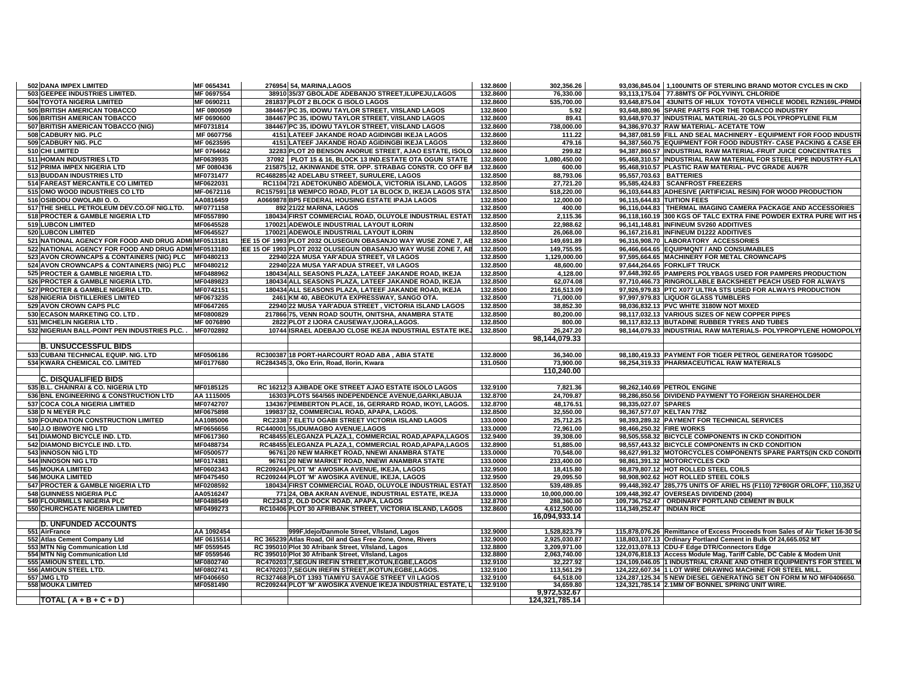| | | | | | | | |
|---|---|---|---|---|---|---|---|
| 502 DANA IMPEX LIMITED | MF 0654341 | 276954 | 54, MARINA,LAGOS | 132.8600 | 302,356.26 | 93,036,845.04 | 1,100UNITS OF STERLING BRAND MOTOR CYCLES IN CKD |
| 503 GEEPEE INDUSTRIES LIMITED. | MF 0697554 | 38910 | 35/37 GBOLADE ADEBANJO STREET,ILUPEJU,LAGOS | 132.8600 | 76,330.00 | 93,113,175.04 | 77.88MTS OF POLYVINYL CHLORIDE |
| 504 TOYOTA NIGERIA LIMITED | MF 0690211 | 281837 | PLOT 2 BLOCK G ISOLO LAGOS | 132.8600 | 535,700.00 | 93,648,875.04 | 43UNITS OF HILUX TOYOTA VEHICLE MODEL RZN169L-PRMDI |
| 505 BRITISH AMERICAN TOBACCO | MF 0800509 | 384467 | PC 35, IDOWU TAYLOR STREET, V/ISLAND LAGOS | 132.8600 | 5.92 | 93,648,880.96 | SPARE PARTS FOR THE TOBACCO INDUSTRY |
| 506 BRITISH AMERICAN TOBACCO | MF 0690600 | 384467 | PC 35, IDOWU TAYLOR STREET, V/ISLAND LAGOS | 132.8600 | 89.41 | 93,648,970.37 | INDUSTRIAL MATERIAL-20 GLS POLYPROPYLENE FILM |
| 507 BRITISH AMERICAN TOBACCO (NIG) | MF0731814 | 384467 | PC 35, IDOWU TAYLOR STREET, V/ISLAND LAGOS | 132.8600 | 738,000.00 | 94,386,970.37 | RAW MATERIAL- ACETATE TOW |
| 508 CADBURY NIG. PLC | MF 0607756 | 4151 | LATEEF JAKANDE ROAD AGIDINGBI IKEJA LAGOS | 132.8600 | 111.22 | 94,387,081.59 | FILL AND SEAL MACHINERY - EQUIPMENT FOR FOOD INDUSTR |
| 509 CADBURY NIG. PLC | MF 0623595 | 4151 | LATEEF JAKANDE ROAD AGIDINGBI IKEJA LAGOS | 132.8600 | 479.16 | 94,387,560.75 | EQUIPMENT FOR FOOD INDUSTRY- CASE PACKING & CASE ER |
| 510 CHI LIMITED | MF 0764662 | 32283 | PLOT 20 BENSON ANORUE STREET, AJAO ESTATE, ISOLO | 132.8600 | 299.82 | 94,387,860.57 | INDUSTRIAL RAW MATERIAL-FRUIT JUICE CONCENTRATES |
| 511 HOMAN INDUSTRIES LTD | MF0639935 | 37092 | PLOT 15 & 16, BLOCK 13 IND.ESTATE OTA OGUN STATE | 132.8600 | 1,080,450.00 | 95,468,310.57 | INDUSTRIAL RAW MATERIAL FOR STEEL PIPE INDUSTRY-FLAT |
| 512 PRIMA IMPEX NIGERIA LTD | MF 0080436 | 215875 | 12, AKINWANDE STR. OPP. STRABAG CONSTR. CO OFF BA | 132.8600 | 600.00 | 95,468,910.57 | PLASTIC RAW MATERIAL- PVC GRADE AU67R |
| 513 BUDDAN INDUSTRIES LTD | MF0731477 | RC468285 | 42 ADELABU STREET, SURULERE, LAGOS | 132.8500 | 88,793.06 | 95,557,703.63 | BATTERIES |
| 514 FAREAST MERCANTILE CO LIMITED | MF0622031 | RC1104 | 721 ADETOKUNBO ADEMOLA, VICTORIA ISLAND, LAGOS | 132.8500 | 27,721.20 | 95,585,424.83 | SCANFROST FREEZERS |
| 515 OMO WOOD INDUSTRIES CO LTD | MF-0672116 | RC157591 | 18 WEMPCO ROAD, PLOT 1A BLOCK D, IKEJA LAGOS STA | 132.8500 | 518,220.00 | 96,103,644.83 | ADHESIVE (ARTIFICIAL RESIN) FOR WOOD PRODUCTION |
| 516 OSIBODU OWOLABI O. O. | AA0816459 | A0669878 | BP5 FEDERAL HOUSING ESTATE IPAJA LAGOS | 132.8500 | 12,000.00 | 96,115,644.83 | TUITION FEES |
| 517 THE SHELL PETROLEUM DEV.CO.OF NIG.LTD. | MF0771158 | 892 | 21/22 MARINA, LAGOS | 132.8500 | 400.00 | 96,116,044.83 | THERMAL IMAGING CAMERA PACKAGE AND ACCESSORIES |
| 518 PROCTER & GAMBLE NIGERIA LTD | MF0557890 | 180434 | FIRST COMMERCIAL ROAD, OLUYOLE INDUSTRIAL ESTAT | 132.8500 | 2,115.36 | 96,118,160.19 | 300 KGS OF TALC EXTRA FINE POWDER EXTRA PURE WIT HS |
| 519 LUBCON LIMITED | MF0645528 | 170021 | ADEWOLE INDUSTRIAL LAYOUT ILORIN | 132.8500 | 22,988.62 | 96,141,148.81 | INFINEUM SV260 ADDITIVES |
| 520 LUBCON LIMITED | MF0645527 | 170021 | ADEWOLE INDUSTRIAL LAYOUT ILORIN | 132.8500 | 26,068.00 | 96,167,216.81 | INFINEUM D1222 ADDITIVES |
| 521 NATIONAL AGENCY FOR FOOD AND DRUG ADMI | MF0513181 | EE 15 OF 1993 | PLOT 2032 OLUSEGUN OBASANJO WAY WUSE ZONE 7, AB | 132.8500 | 149,691.89 | 96,316,908.70 | LABORATORY ACCESSORIES |
| 522 NATIONAL AGENCY FOR FOOD AND DRUG ADMI | MF0513180 | EE 15 OF 1993 | PLOT 2032 OLUSEGUN OBASANJO WAY WUSE ZONE 7, AB | 132.8500 | 149,755.95 | 96,466,664.65 | EQUIPMQNT / AND CONSUMABLES |
| 523 AVON CROWNCAPS & CONTAINERS (NIG) PLC | MF0480213 | 22940 | 22A MUSA YAR'ADUA STREET, V/I LAGOS | 132.8500 | 1,129,000.00 | 97,595,664.65 | MACHINERY FOR METAL CROWNCAPS |
| 524 AVON CROWNCAPS & CONTAINERS (NIG) PLC | MF0480212 | 22940 | 22A MUSA YAR'ADUA STREET, V/I LAGOS | 132.8500 | 48,600.00 | 97,644,264.65 | FORKLIFT TRUCK |
| 525 PROCTER & GAMBLE NIGERIA LTD. | MF0488962 | 180434 | ALL SEASONS PLAZA, LATEEF JAKANDE ROAD, IKEJA | 132.8500 | 4,128.00 | 97,648,392.65 | PAMPERS POLYBAGS USED FOR PAMPERS PRODUCTION |
| 526 PROCTER & GAMBLE NIGERIA LTD. | MF0489823 | 180434 | ALL SEASONS PLAZA, LATEEF JAKANDE ROAD, IKEJA | 132.8500 | 62,074.08 | 97,710,466.73 | RINGROLLABLE BACKSHEET PEACH USED FOR ALWAYS |
| 527 PROCTER & GAMBLE NIGERIA LTD. | MF0742151 | 180434 | ALL SEASONS PLAZA, LATEEF JAKANDE ROAD, IKEJA | 132.8500 | 216,513.09 | 97,926,979.83 | PTC X077 ULTRA STS USED FOR ALWAYS PRODUCTION |
| 528 NIGERIA DISTILLERIES LIMITED | MF0673235 | 2461 | KM 40, ABEOKUTA EXPRESSWAY, SANGO OTA. | 132.8500 | 71,000.00 | 97,997,979.83 | LIQUOR GLASS TUMBLERS |
| 529 AVON CROWN CAPS PLC | MF0647265 | 22940 | 22 MUSA YAR'ADUA STREET , VICTORIA ISLAND LAGOS | 132.8500 | 38,852.30 | 98,036,832.13 | PVC WHITE 3180W NOT MIXED |
| 530 ECASON MARKETING CO. LTD . | MF0800829 | 217866 | 75, VENN ROAD SOUTH, ONITSHA, ANAMBRA STATE | 132.8500 | 80,200.00 | 98,117,032.13 | VARIOUS SIZES OF NEW COPPER PIPES |
| 531 MICHELIN NIGERIA LTD . | MF 0076890 | 2822 | PLOT 2 IJORA CAUSEWAY,IJORA,LAGOS. | 132.8500 | 800.00 | 98,117,832.13 | BUTADINE RUBBER TYRES AND TUBES |
| 532 NIGERIAN BALL-POINT PEN INDUSTRIES PLC. . | MF0702892 | 10744 | ISRAEL ADEBAJO CLOSE IKEJA INDUSTRIAL ESTATE IKEJ | 132.8500 | 26,247.20 | 98,144,079.33 | INDUSTRIAL RAW MATERIALS- POLYPROPYLENE HOMOPOLYI |
| | | | | | **98,144,079.33** | | |
| **B. UNSUCCESSFUL BIDS** | | | | | | | |
| 533 CUBANI TECHNICAL EQUIP. NIG. LTD | MF0506186 | RC300387 | 18 PORT-HARCOURT ROAD ABA , ABIA STATE | 132.8000 | 36,340.00 | 98,180,419.33 | PAYMENT FOR TIGER PETROL GENERATOR TG950DC |
| 534 KWARA CHEMICAL CO. LIMITED | MF0177680 | RC284345 | 3, Oko Erin, Road, Ilorin, Kwara | 131.0500 | 73,900.00 | 98,254,319.33 | PHARMACEUTICAL RAW MATERIALS |
| | | | | | **110,240.00** | | |
| **C. DISQUALIFIED BIDS** | | | | | | | |
| 535 B.L. CHAINRAI & CO. NIGERIA LTD | MF0185125 | RC 16212 | 3 AJIBADE OKE STREET AJAO ESTATE ISOLO LAGOS | 132.9100 | 7,821.36 | 98,262,140.69 | PETROL ENGINE |
| 536 BNL ENGINEERING & CONSTRUCTION LTD | AA 1115005 | 16303 | PLOTS 564/565 INDEPENDENCE AVENUE,GARKI,ABUJA | 132.8700 | 24,709.87 | 98,286,850.56 | DIVIDEND PAYMENT TO FOREIGN SHAREHOLDER |
| 537 COCA COLA NIGERIA LIMTIED | MF0742707 | 134367 | PEMBERTON PLACE, 16, GERRARD ROAD, IKOYI, LAGOS. | 132.8700 | 48,176.51 | 98,335,027.07 | SPARES |
| 538 D N MEYER PLC | MF0675898 | 199837 | 32, COMMERCIAL ROAD, APAPA, LAGOS. | 132.8500 | 32,550.00 | 98,367,577.07 | KELTAN 778Z |
| 539 FOUNDATION CONSTRUCTION LIMITED | AA1085006 | RC2338 | 7 ELETU OGABI STREET VICTORIA ISLAND LAGOS | 133.0000 | 25,712.25 | 98,393,289.32 | PAYMENT FOR TECHNICAL SERVICES |
| 540 J.O IBIWOYE NIG LTD | MF0656656 | RC440001 | 55,IDUMAGBO AVENUE,LAGOS | 133.0000 | 72,961.00 | 98,466,250.32 | FIRE WORKS |
| 541 DIAMOND BICYCLE IND. LTD. | MF0617360 | RC48455 | ELEGANZA PLAZA,1, COMMERCIAL ROAD,APAPA,LAGOS | 132.9400 | 39,308.00 | 98,505,558.32 | BICYCLE COMPONENTS IN CKD CONDITION |
| 542 DIAMOND BICYCLE IND. LTD. | MF0488734 | RC48455 | ELEGANZA PLAZA,1, COMMERCIAL ROAD,APAPA,LAGOS | 132.8900 | 51,885.00 | 98,557,443.32 | BICYCLE COMPONENTS IN CKD CONDITION |
| 543 INNOSON NIG LTD | MF0500577 | 96761 | 20 NEW MARKET ROAD, NNEWI ANAMBRA STATE | 133.0000 | 70,548.00 | 98,627,991.32 | MOTORCYCLES COMPONENTS SPARE PARTS(IN CKD CONDITI |
| 544 INNOSON NIG LTD | MF0174381 | 96761 | 20 NEW MARKET ROAD, NNEWI ANAMBRA STATE | 133.0000 | 233,400.00 | 98,861,391.32 | MOTORCYCLES CKD |
| 545 MOUKA LIMITED | MF0602343 | RC209244 | PLOT 'M' AWOSIKA AVENUE, IKEJA, LAGOS | 132.9500 | 18,415.80 | 98,879,807.12 | HOT ROLLED STEEL COILS |
| 546 MOUKA LIMITED | MF0475450 | RC209244 | PLOT 'M' AWOSIKA AVENUE, IKEJA, LAGOS | 132.9500 | 29,095.50 | 98,908,902.62 | HOT ROLLED STEEL COILS |
| 547 PROCTER & GAMBLE NIGERIA LTD | MF0208592 | 180434 | FIRST COMMERCIAL ROAD, OLUYOLE INDUSTRIAL ESTAT | 132.8500 | 539,489.85 | 99,448,392.47 | 285,775 UNITS OF ARIEL HS (F110) 72*80GR ORLOFF, 110,352 U |
| 548 GUINNESS NIGERIA PLC | AA0516247 | 771 | 24, OBA AKRAN AVENUE, INDUSTRIAL ESTATE, IKEJA | 133.0000 | 10,000,000.00 | 109,448,392.47 | OVERSEAS DIVIDEND (2004) |
| 549 FLOURMILLS NIGERIA PLC | MF0488549 | RC2343 | 2, OLD DOCK ROAD, APAPA, LAGOS | 132.8700 | 288,360.00 | 109,736,752.47 | ORDINARY PORTLAND CEMENT IN BULK |
| 550 CHURCHGATE NIGERIA LIMITED | MF0499273 | RC10406 | PLOT 30 AFRIBANK STREET, VICTORIA ISLAND, LAGOS | 132.8600 | 4,612,500.00 | 114,349,252.47 | INDIAN RICE |
| | | | | | **16,094,933.14** | | |
| **D. UNFUNDED ACCOUNTS** | | | | | | | |
| 551 AirFrance | AA 1092454 | | 999F,Idejo/Danmole Street, V/Island, Lagos | 132.9000 | 1,528,823.79 | 115,878,076.26 | Remittance of Excess Proceeds from Sales of Air Ticket 16-30 Se |
| 552 Atlas Cement Company Ltd | MF 0615514 | RC 365239 | Atlas Road, Oil and Gas Free Zone, Onne, Rivers | 132.9000 | 2,925,030.87 | 118,803,107.13 | Ordinary Portland Cement in Bulk Of 24,665.052 MT |
| 553 MTN Nig Communication Ltd | MF 0559545 | RC 395010 | Plot 30 Afribank Street, V/Island, Lagos | 132.8800 | 3,209,971.00 | 122,013,078.13 | CDU-F Edge DTR/Connectors Edge |
| 554 MTN Nig Communication Ltd | MF 0559546 | RC 395010 | Plot 30 Afribank Street, V/Island, Lagos | 132.8800 | 2,063,740.00 | 124,076,818.13 | Access Module Mag, Tariff Cable, DC Cable & Modem Unit |
| 555 AMIOUN STEEL LTD. | MF0802740 | RC470203 | 7,SEGUN IREFIN STREET,IKOTUN,EGBE,LAGOS | 132.9100 | 32,227.92 | 124,109,046.05 | 1 INDUSTRIAL CRANE AND OTHER EQUIPMENTS FOR STEEL M |
| 556 AMIOUN STEEL LTD. | MF0802741 | RC470203 | 7,SEGUN IREFIN STREET,IKOTUN,EGBE,LAGOS. | 132.9100 | 113,561.29 | 124,222,607.34 | 1 LOT WIRE DRAWING MACHINE FOR STEEL MILL. |
| 557 JMG LTD | MF0406650 | RC327468 | PLOT 1393 TIAMIYU SAVAGE STREET V/I LAGOS | 132.9100 | 64,518.00 | 124,287,125.34 | 5 NEW DIESEL GENERATING SET ON FORM M NO MF0406650. |
| 558 MOUKA LIMITED | MF0581490 | RC209244 | PLOT 'M' AWOSIKA AVENUE IKEJA INDUSTRIAL ESTATE, L | 132.9100 | 34,659.80 | 124,321,785.14 | 2.1MM OF BONNEL SPRING UNIT WIRE. |
| | | | | | **9,972,532.67** | | |
| **TOTAL ( A + B + C + D )** | | | | | **124,321,785.14** | | |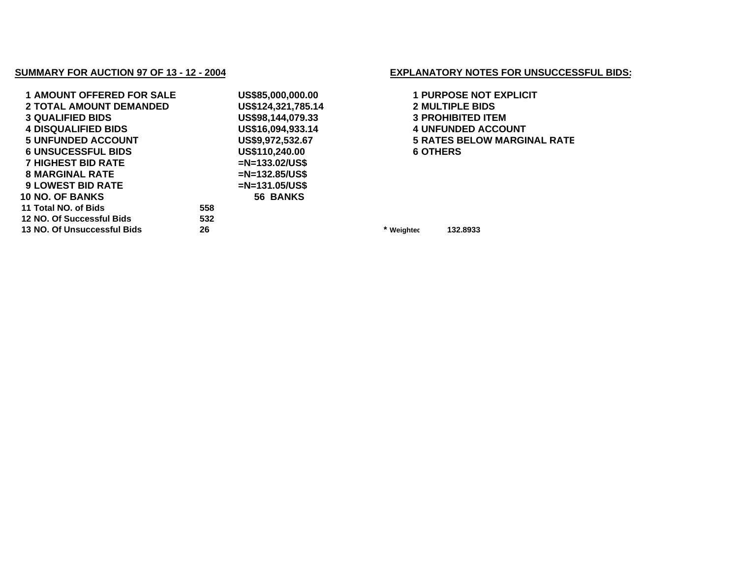**SUMMARY FOR AUCTION 97 OF 13 - 12 - 2004**

| | | |
|---|---|---|
| 1 AMOUNT OFFERED FOR SALE | | US$85,000,000.00 |
| 2 TOTAL AMOUNT DEMANDED | | US$124,321,785.14 |
| 3 QUALIFIED BIDS | | US$98,144,079.33 |
| 4 DISQUALIFIED BIDS | | US$16,094,933.14 |
| 5 UNFUNDED ACCOUNT | | US$9,972,532.67 |
| 6 UNSUCESSFUL BIDS | | US$110,240.00 |
| 7 HIGHEST BID RATE | | =N=133.02/US$ |
| 8 MARGINAL RATE | | =N=132.85/US$ |
| 9 LOWEST BID RATE | | =N=131.05/US$ |
| 10 NO. OF BANKS | | 56 BANKS |
| 11 Total NO. of Bids | 558 | |
| 12 NO. Of Successful Bids | 532 | |
| 13 NO. Of Unsuccessful Bids | 26 | |

**EXPLANATORY NOTES FOR UNSUCCESSFUL BIDS:**

1 PURPOSE NOT EXPLICIT
2 MULTIPLE BIDS
3 PROHIBITED ITEM
4 UNFUNDED ACCOUNT
5 RATES BELOW MARGINAL RATE
6 OTHERS

* Weighted 132.8933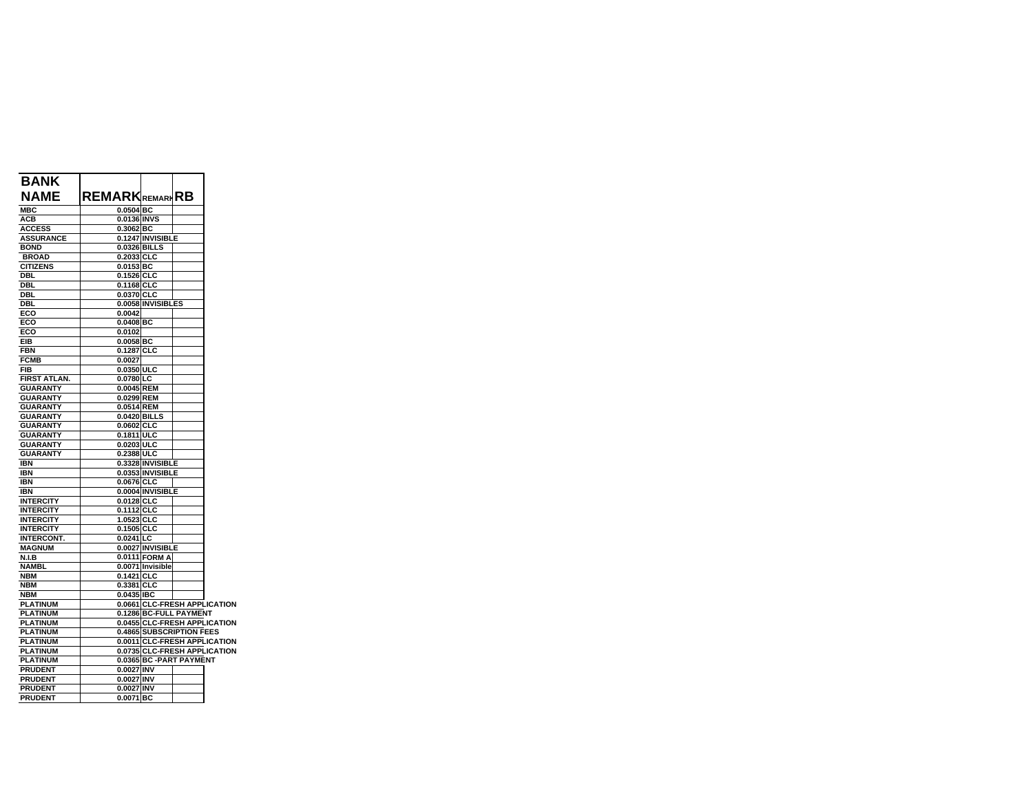| BANK NAME | REMARK | REMARK | RB |
|---|---|---|---|
| MBC | 0.0504 | BC | |
| ACB | 0.0136 | INVS | |
| ACCESS | 0.3062 | BC | |
| ASSURANCE | 0.1247 | INVISIBLE | |
| BOND | 0.0326 | BILLS | |
| BROAD | 0.2033 | CLC | |
| CITIZENS | 0.0153 | BC | |
| DBL | 0.1526 | CLC | |
| DBL | 0.1168 | CLC | |
| DBL | 0.0370 | CLC | |
| DBL | 0.0058 | INVISIBLES | |
| ECO | 0.0042 | | |
| ECO | 0.0408 | BC | |
| ECO | 0.0102 | | |
| EIB | 0.0058 | BC | |
| FBN | 0.1287 | CLC | |
| FCMB | 0.0027 | | |
| FIB | 0.0350 | ULC | |
| FIRST ATLAN. | 0.0780 | LC | |
| GUARANTY | 0.0045 | REM | |
| GUARANTY | 0.0299 | REM | |
| GUARANTY | 0.0514 | REM | |
| GUARANTY | 0.0420 | BILLS | |
| GUARANTY | 0.0602 | CLC | |
| GUARANTY | 0.1811 | ULC | |
| GUARANTY | 0.0203 | ULC | |
| GUARANTY | 0.2388 | ULC | |
| IBN | 0.3328 | INVISIBLE | |
| IBN | 0.0353 | INVISIBLE | |
| IBN | 0.0676 | CLC | |
| IBN | 0.0004 | INVISIBLE | |
| INTERCITY | 0.0128 | CLC | |
| INTERCITY | 0.1112 | CLC | |
| INTERCITY | 1.0523 | CLC | |
| INTERCITY | 0.1505 | CLC | |
| INTERCONT. | 0.0241 | LC | |
| MAGNUM | 0.0027 | INVISIBLE | |
| N.I.B | 0.0111 | FORM A | |
| NAMBL | 0.0071 | Invisible | |
| NBM | 0.1421 | CLC | |
| NBM | 0.3381 | CLC | |
| NBM | 0.0435 | IBC | |
| PLATINUM | 0.0661 | CLC-FRESH APPLICATION | |
| PLATINUM | 0.1286 | BC-FULL PAYMENT | |
| PLATINUM | 0.0455 | CLC-FRESH APPLICATION | |
| PLATINUM | 0.4865 | SUBSCRIPTION FEES | |
| PLATINUM | 0.0011 | CLC-FRESH APPLICATION | |
| PLATINUM | 0.0735 | CLC-FRESH APPLICATION | |
| PLATINUM | 0.0365 | BC -PART PAYMENT | |
| PRUDENT | 0.0027 | INV | |
| PRUDENT | 0.0027 | INV | |
| PRUDENT | 0.0027 | INV | |
| PRUDENT | 0.0071 | BC | |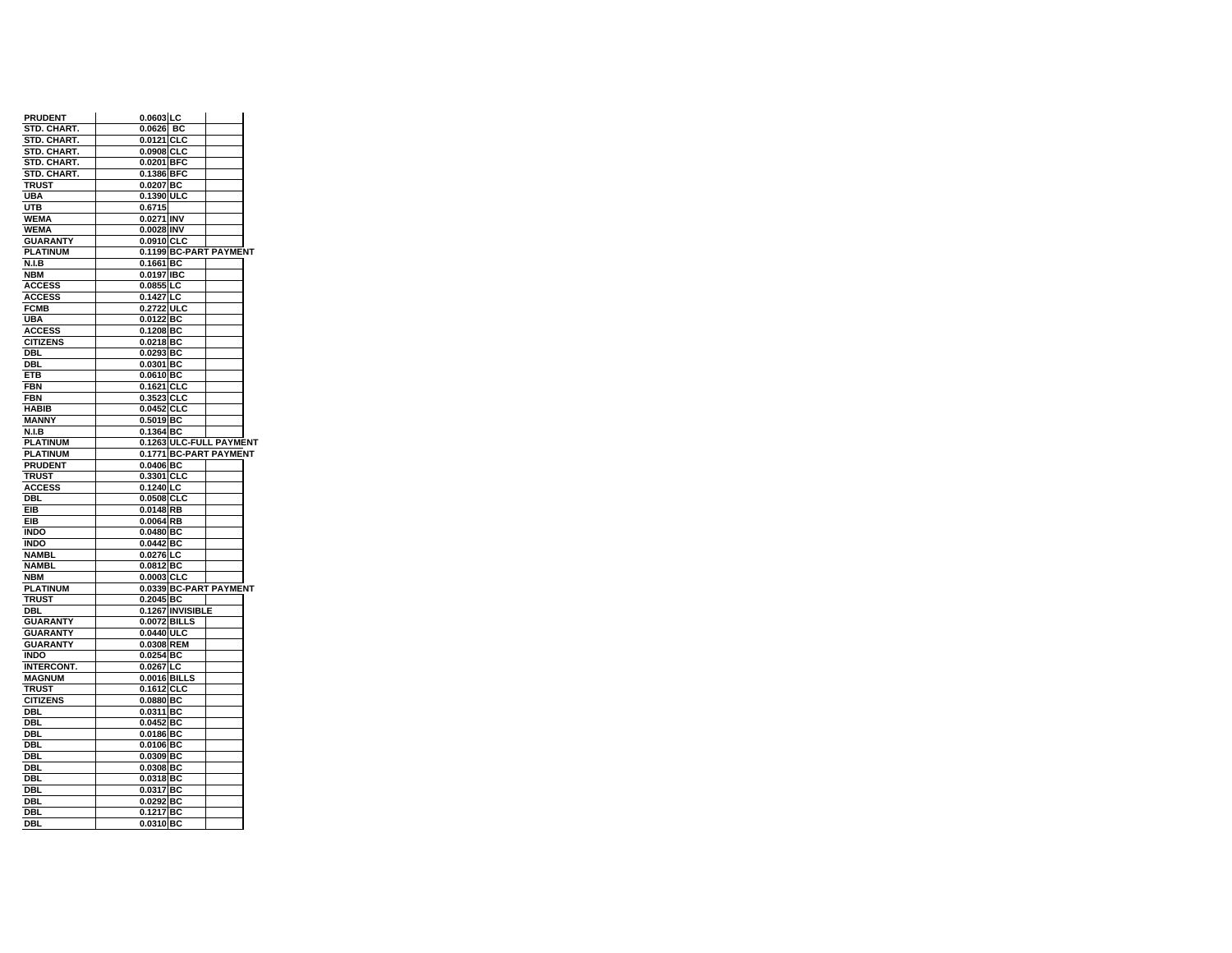| | | | |
|---|---|---|---|
| PRUDENT | 0.0603 | LC | |
| STD. CHART. | 0.0626 | BC | |
| STD. CHART. | 0.0121 | CLC | |
| STD. CHART. | 0.0908 | CLC | |
| STD. CHART. | 0.0201 | BFC | |
| STD. CHART. | 0.1386 | BFC | |
| TRUST | 0.0207 | BC | |
| UBA | 0.1390 | ULC | |
| UTB | 0.6715 | | |
| WEMA | 0.0271 | INV | |
| WEMA | 0.0028 | INV | |
| GUARANTY | 0.0910 | CLC | |
| PLATINUM | 0.1199 | BC-PART PAYMENT | |
| N.I.B | 0.1661 | BC | |
| NBM | 0.0197 | IBC | |
| ACCESS | 0.0855 | LC | |
| ACCESS | 0.1427 | LC | |
| FCMB | 0.2722 | ULC | |
| UBA | 0.0122 | BC | |
| ACCESS | 0.1208 | BC | |
| CITIZENS | 0.0218 | BC | |
| DBL | 0.0293 | BC | |
| DBL | 0.0301 | BC | |
| ETB | 0.0610 | BC | |
| FBN | 0.1621 | CLC | |
| FBN | 0.3523 | CLC | |
| HABIB | 0.0452 | CLC | |
| MANNY | 0.5019 | BC | |
| N.I.B | 0.1364 | BC | |
| PLATINUM | 0.1263 | ULC-FULL PAYMENT | |
| PLATINUM | 0.1771 | BC-PART PAYMENT | |
| PRUDENT | 0.0406 | BC | |
| TRUST | 0.3301 | CLC | |
| ACCESS | 0.1240 | LC | |
| DBL | 0.0508 | CLC | |
| EIB | 0.0148 | RB | |
| EIB | 0.0064 | RB | |
| INDO | 0.0480 | BC | |
| INDO | 0.0442 | BC | |
| NAMBL | 0.0276 | LC | |
| NAMBL | 0.0812 | BC | |
| NBM | 0.0003 | CLC | |
| PLATINUM | 0.0339 | BC-PART PAYMENT | |
| TRUST | 0.2045 | BC | |
| DBL | 0.1267 | INVISIBLE | |
| GUARANTY | 0.0072 | BILLS | |
| GUARANTY | 0.0440 | ULC | |
| GUARANTY | 0.0308 | REM | |
| INDO | 0.0254 | BC | |
| INTERCONT. | 0.0267 | LC | |
| MAGNUM | 0.0016 | BILLS | |
| TRUST | 0.1612 | CLC | |
| CITIZENS | 0.0880 | BC | |
| DBL | 0.0311 | BC | |
| DBL | 0.0452 | BC | |
| DBL | 0.0186 | BC | |
| DBL | 0.0106 | BC | |
| DBL | 0.0309 | BC | |
| DBL | 0.0308 | BC | |
| DBL | 0.0318 | BC | |
| DBL | 0.0317 | BC | |
| DBL | 0.0292 | BC | |
| DBL | 0.1217 | BC | |
| DBL | 0.0310 | BC | |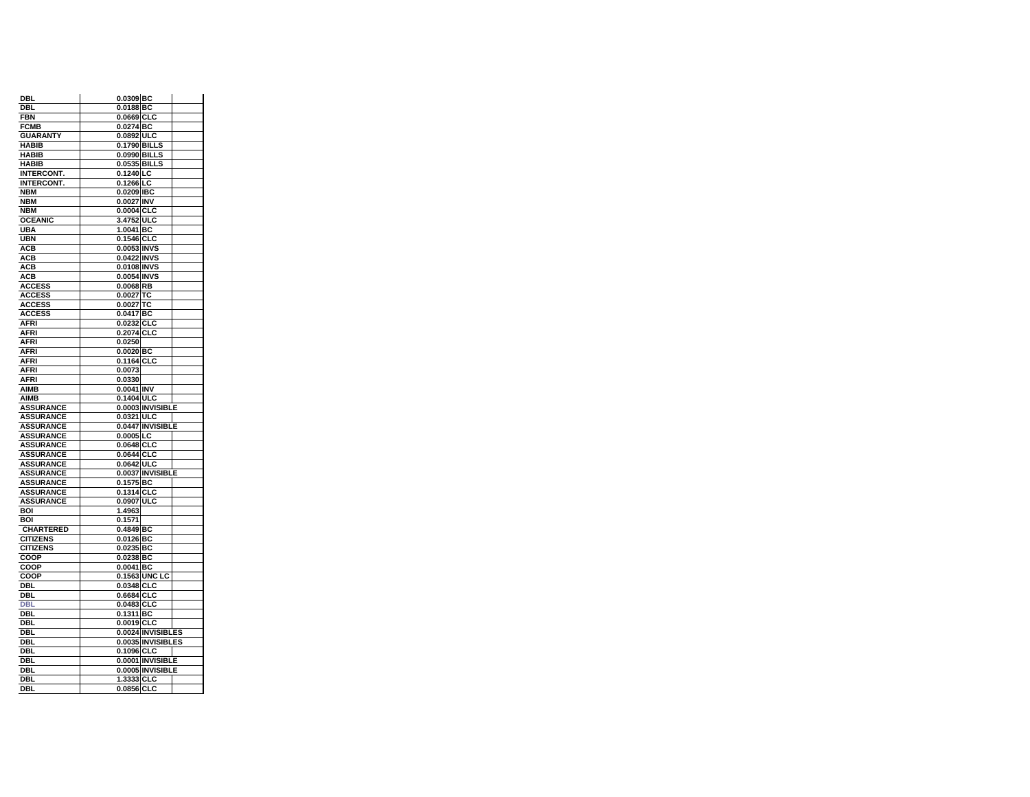| | | | |
|---|---|---|---|
| DBL | 0.0309 | BC | |
| DBL | 0.0188 | BC | |
| FBN | 0.0669 | CLC | |
| FCMB | 0.0274 | BC | |
| GUARANTY | 0.0892 | ULC | |
| HABIB | 0.1790 | BILLS | |
| HABIB | 0.0990 | BILLS | |
| HABIB | 0.0535 | BILLS | |
| INTERCONT. | 0.1240 | LC | |
| INTERCONT. | 0.1266 | LC | |
| NBM | 0.0209 | IBC | |
| NBM | 0.0027 | INV | |
| NBM | 0.0004 | CLC | |
| OCEANIC | 3.4752 | ULC | |
| UBA | 1.0041 | BC | |
| UBN | 0.1546 | CLC | |
| ACB | 0.0053 | INVS | |
| ACB | 0.0422 | INVS | |
| ACB | 0.0108 | INVS | |
| ACB | 0.0054 | INVS | |
| ACCESS | 0.0068 | RB | |
| ACCESS | 0.0027 | TC | |
| ACCESS | 0.0027 | TC | |
| ACCESS | 0.0417 | BC | |
| AFRI | 0.0232 | CLC | |
| AFRI | 0.2074 | CLC | |
| AFRI | 0.0250 | | |
| AFRI | 0.0020 | BC | |
| AFRI | 0.1164 | CLC | |
| AFRI | 0.0073 | | |
| AFRI | 0.0330 | | |
| AIMB | 0.0041 | INV | |
| AIMB | 0.1404 | ULC | |
| ASSURANCE | 0.0003 | INVISIBLE | |
| ASSURANCE | 0.0321 | ULC | |
| ASSURANCE | 0.0447 | INVISIBLE | |
| ASSURANCE | 0.0005 | LC | |
| ASSURANCE | 0.0648 | CLC | |
| ASSURANCE | 0.0644 | CLC | |
| ASSURANCE | 0.0642 | ULC | |
| ASSURANCE | 0.0037 | INVISIBLE | |
| ASSURANCE | 0.1575 | BC | |
| ASSURANCE | 0.1314 | CLC | |
| ASSURANCE | 0.0907 | ULC | |
| BOI | 1.4963 | | |
| BOI | 0.1571 | | |
| CHARTERED | 0.4849 | BC | |
| CITIZENS | 0.0126 | BC | |
| CITIZENS | 0.0235 | BC | |
| COOP | 0.0238 | BC | |
| COOP | 0.0041 | BC | |
| COOP | 0.1563 | UNC LC | |
| DBL | 0.0348 | CLC | |
| DBL | 0.6684 | CLC | |
| DBL | 0.0483 | CLC | |
| DBL | 0.1311 | BC | |
| DBL | 0.0019 | CLC | |
| DBL | 0.0024 | INVISIBLES | |
| DBL | 0.0035 | INVISIBLES | |
| DBL | 0.1096 | CLC | |
| DBL | 0.0001 | INVISIBLE | |
| DBL | 0.0005 | INVISIBLE | |
| DBL | 1.3333 | CLC | |
| DBL | 0.0856 | CLC | |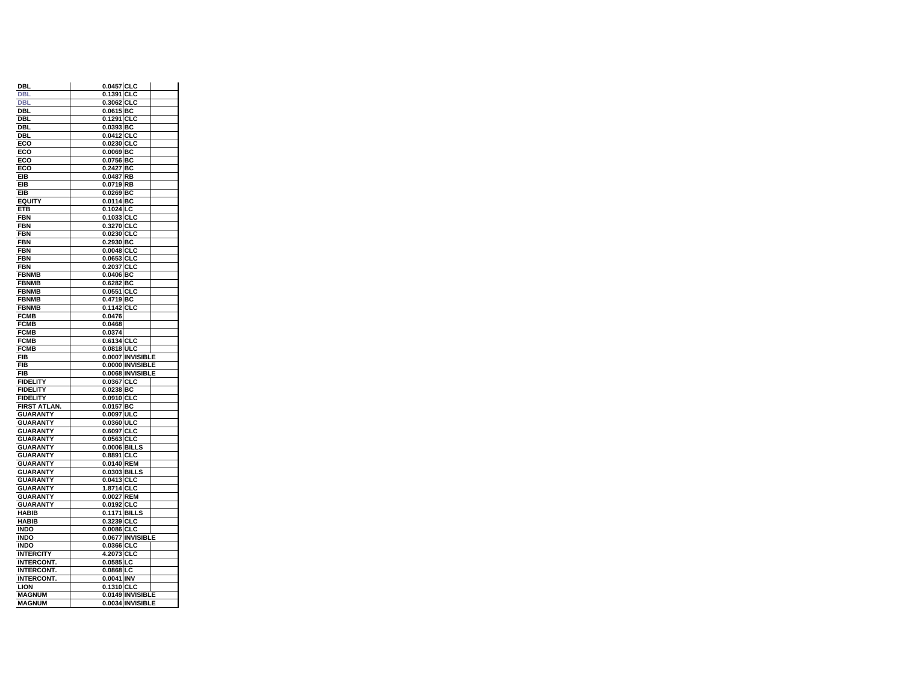| | | | |
|---|---|---|---|
| DBL | 0.0457 | CLC | |
| DBL | 0.1391 | CLC | |
| DBL | 0.3062 | CLC | |
| DBL | 0.0615 | BC | |
| DBL | 0.1291 | CLC | |
| DBL | 0.0393 | BC | |
| DBL | 0.0412 | CLC | |
| ECO | 0.0230 | CLC | |
| ECO | 0.0069 | BC | |
| ECO | 0.0756 | BC | |
| ECO | 0.2427 | BC | |
| EIB | 0.0487 | RB | |
| EIB | 0.0719 | RB | |
| EIB | 0.0269 | BC | |
| EQUITY | 0.0114 | BC | |
| ETB | 0.1024 | LC | |
| FBN | 0.1033 | CLC | |
| FBN | 0.3270 | CLC | |
| FBN | 0.0230 | CLC | |
| FBN | 0.2930 | BC | |
| FBN | 0.0048 | CLC | |
| FBN | 0.0653 | CLC | |
| FBN | 0.2037 | CLC | |
| FBNMB | 0.0406 | BC | |
| FBNMB | 0.6282 | BC | |
| FBNMB | 0.0551 | CLC | |
| FBNMB | 0.4719 | BC | |
| FBNMB | 0.1142 | CLC | |
| FCMB | 0.0476 | | |
| FCMB | 0.0468 | | |
| FCMB | 0.0374 | | |
| FCMB | 0.6134 | CLC | |
| FCMB | 0.0818 | ULC | |
| FIB | 0.0007 | INVISIBLE | |
| FIB | 0.0000 | INVISIBLE | |
| FIB | 0.0068 | INVISIBLE | |
| FIDELITY | 0.0367 | CLC | |
| FIDELITY | 0.0238 | BC | |
| FIDELITY | 0.0910 | CLC | |
| FIRST ATLAN. | 0.0157 | BC | |
| GUARANTY | 0.0097 | ULC | |
| GUARANTY | 0.0360 | ULC | |
| GUARANTY | 0.6097 | CLC | |
| GUARANTY | 0.0563 | CLC | |
| GUARANTY | 0.0006 | BILLS | |
| GUARANTY | 0.8891 | CLC | |
| GUARANTY | 0.0140 | REM | |
| GUARANTY | 0.0303 | BILLS | |
| GUARANTY | 0.0413 | CLC | |
| GUARANTY | 1.8714 | CLC | |
| GUARANTY | 0.0027 | REM | |
| GUARANTY | 0.0192 | CLC | |
| HABIB | 0.1171 | BILLS | |
| HABIB | 0.3239 | CLC | |
| INDO | 0.0086 | CLC | |
| INDO | 0.0677 | INVISIBLE | |
| INDO | 0.0366 | CLC | |
| INTERCITY | 4.2073 | CLC | |
| INTERCONT. | 0.0585 | LC | |
| INTERCONT. | 0.0868 | LC | |
| INTERCONT. | 0.0041 | INV | |
| LION | 0.1310 | CLC | |
| MAGNUM | 0.0149 | INVISIBLE | |
| MAGNUM | 0.0034 | INVISIBLE | |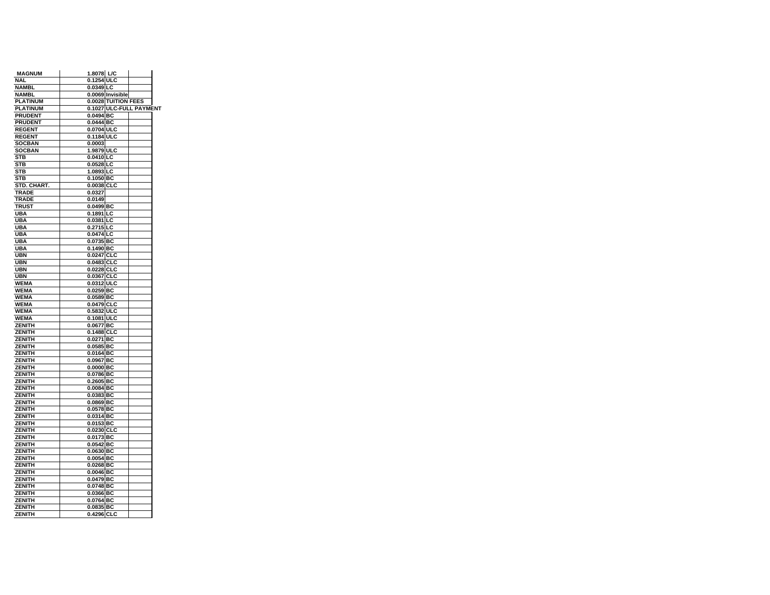| MAGNUM | 1.8078 | L/C | |
|---|---|---|---|
| NAL | 0.1254 | ULC | |
| NAMBL | 0.0349 | LC | |
| NAMBL | 0.0069 | Invisible | |
| PLATINUM | 0.0028 | TUITION FEES | |
| PLATINUM | 0.1027 | ULC-FULL PAYMENT | |
| PRUDENT | 0.0494 | BC | |
| PRUDENT | 0.0444 | BC | |
| REGENT | 0.0704 | ULC | |
| REGENT | 0.1184 | ULC | |
| SOCBAN | 0.0003 | | |
| SOCBAN | 1.9879 | ULC | |
| STB | 0.0410 | LC | |
| STB | 0.0528 | LC | |
| STB | 1.0893 | LC | |
| STB | 0.1050 | BC | |
| STD. CHART. | 0.0038 | CLC | |
| TRADE | 0.0327 | | |
| TRADE | 0.0149 | | |
| TRUST | 0.0499 | BC | |
| UBA | 0.1891 | LC | |
| UBA | 0.0381 | LC | |
| UBA | 0.2715 | LC | |
| UBA | 0.0474 | LC | |
| UBA | 0.0735 | BC | |
| UBA | 0.1490 | BC | |
| UBN | 0.0247 | CLC | |
| UBN | 0.0483 | CLC | |
| UBN | 0.0228 | CLC | |
| UBN | 0.0367 | CLC | |
| WEMA | 0.0312 | ULC | |
| WEMA | 0.0259 | BC | |
| WEMA | 0.0589 | BC | |
| WEMA | 0.0479 | CLC | |
| WEMA | 0.5832 | ULC | |
| WEMA | 0.1081 | ULC | |
| ZENITH | 0.0677 | BC | |
| ZENITH | 0.1488 | CLC | |
| ZENITH | 0.0271 | BC | |
| ZENITH | 0.0585 | BC | |
| ZENITH | 0.0164 | BC | |
| ZENITH | 0.0967 | BC | |
| ZENITH | 0.0000 | BC | |
| ZENITH | 0.0786 | BC | |
| ZENITH | 0.2605 | BC | |
| ZENITH | 0.0084 | BC | |
| ZENITH | 0.0383 | BC | |
| ZENITH | 0.0869 | BC | |
| ZENITH | 0.0578 | BC | |
| ZENITH | 0.0314 | BC | |
| ZENITH | 0.0153 | BC | |
| ZENITH | 0.0230 | CLC | |
| ZENITH | 0.0173 | BC | |
| ZENITH | 0.0542 | BC | |
| ZENITH | 0.0630 | BC | |
| ZENITH | 0.0054 | BC | |
| ZENITH | 0.0268 | BC | |
| ZENITH | 0.0046 | BC | |
| ZENITH | 0.0479 | BC | |
| ZENITH | 0.0748 | BC | |
| ZENITH | 0.0366 | BC | |
| ZENITH | 0.0764 | BC | |
| ZENITH | 0.0835 | BC | |
| ZENITH | 0.4296 | CLC | |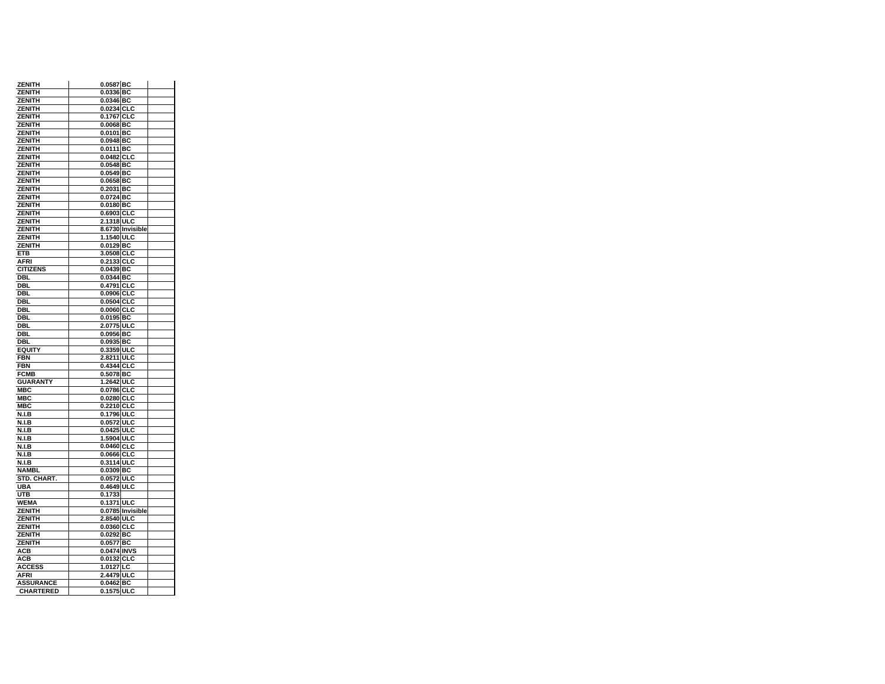| | | | |
|---|---|---|---|
| ZENITH | 0.0587 | BC | |
| ZENITH | 0.0336 | BC | |
| ZENITH | 0.0346 | BC | |
| ZENITH | 0.0234 | CLC | |
| ZENITH | 0.1767 | CLC | |
| ZENITH | 0.0068 | BC | |
| ZENITH | 0.0101 | BC | |
| ZENITH | 0.0948 | BC | |
| ZENITH | 0.0111 | BC | |
| ZENITH | 0.0482 | CLC | |
| ZENITH | 0.0548 | BC | |
| ZENITH | 0.0549 | BC | |
| ZENITH | 0.0658 | BC | |
| ZENITH | 0.2031 | BC | |
| ZENITH | 0.0724 | BC | |
| ZENITH | 0.0180 | BC | |
| ZENITH | 0.6903 | CLC | |
| ZENITH | 2.1318 | ULC | |
| ZENITH | 8.6730 | Invisible | |
| ZENITH | 1.1540 | ULC | |
| ZENITH | 0.0129 | BC | |
| ETB | 3.0508 | CLC | |
| AFRI | 0.2133 | CLC | |
| CITIZENS | 0.0439 | BC | |
| DBL | 0.0344 | BC | |
| DBL | 0.4791 | CLC | |
| DBL | 0.0906 | CLC | |
| DBL | 0.0504 | CLC | |
| DBL | 0.0060 | CLC | |
| DBL | 0.0195 | BC | |
| DBL | 2.0775 | ULC | |
| DBL | 0.0956 | BC | |
| DBL | 0.0935 | BC | |
| EQUITY | 0.3359 | ULC | |
| FBN | 2.8211 | ULC | |
| FBN | 0.4344 | CLC | |
| FCMB | 0.5078 | BC | |
| GUARANTY | 1.2642 | ULC | |
| MBC | 0.0786 | CLC | |
| MBC | 0.0280 | CLC | |
| MBC | 0.2210 | CLC | |
| N.I.B | 0.1796 | ULC | |
| N.I.B | 0.0572 | ULC | |
| N.I.B | 0.0425 | ULC | |
| N.I.B | 1.5904 | ULC | |
| N.I.B | 0.0460 | CLC | |
| N.I.B | 0.0666 | CLC | |
| N.I.B | 0.3114 | ULC | |
| NAMBL | 0.0309 | BC | |
| STD. CHART. | 0.0572 | ULC | |
| UBA | 0.4649 | ULC | |
| UTB | 0.1733 | | |
| WEMA | 0.1371 | ULC | |
| ZENITH | 0.0785 | Invisible | |
| ZENITH | 2.8540 | ULC | |
| ZENITH | 0.0360 | CLC | |
| ZENITH | 0.0292 | BC | |
| ZENITH | 0.0577 | BC | |
| ACB | 0.0474 | INVS | |
| ACB | 0.0132 | CLC | |
| ACCESS | 1.0127 | LC | |
| AFRI | 2.4479 | ULC | |
| ASSURANCE | 0.0462 | BC | |
| CHARTERED | 0.1575 | ULC | |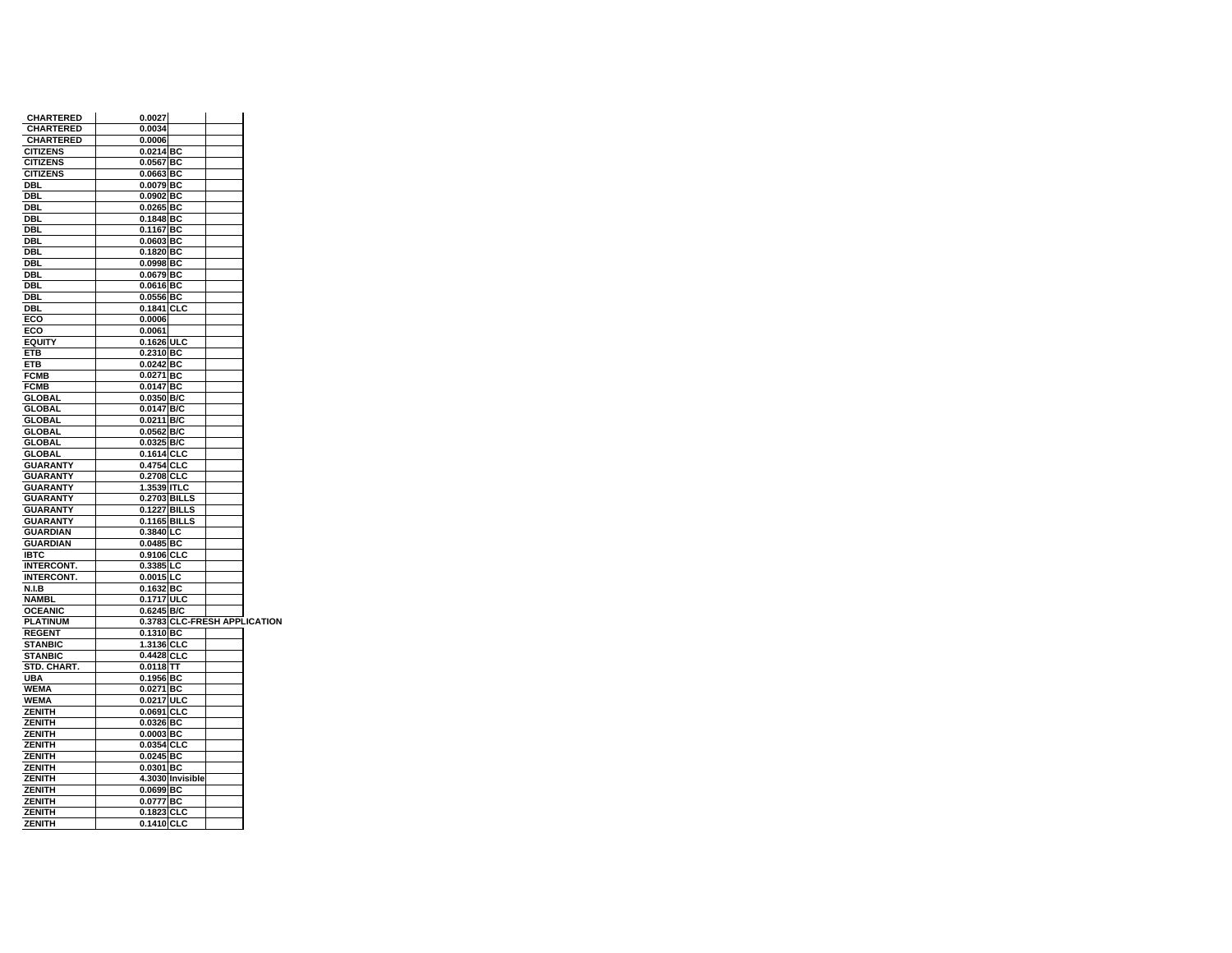| | | | |
|---|---|---|---|
| CHARTERED | 0.0027 | | |
| CHARTERED | 0.0034 | | |
| CHARTERED | 0.0006 | | |
| CITIZENS | 0.0214 | BC | |
| CITIZENS | 0.0567 | BC | |
| CITIZENS | 0.0663 | BC | |
| DBL | 0.0079 | BC | |
| DBL | 0.0902 | BC | |
| DBL | 0.0265 | BC | |
| DBL | 0.1848 | BC | |
| DBL | 0.1167 | BC | |
| DBL | 0.0603 | BC | |
| DBL | 0.1820 | BC | |
| DBL | 0.0998 | BC | |
| DBL | 0.0679 | BC | |
| DBL | 0.0616 | BC | |
| DBL | 0.0556 | BC | |
| DBL | 0.1841 | CLC | |
| ECO | 0.0006 | | |
| ECO | 0.0061 | | |
| EQUITY | 0.1626 | ULC | |
| ETB | 0.2310 | BC | |
| ETB | 0.0242 | BC | |
| FCMB | 0.0271 | BC | |
| FCMB | 0.0147 | BC | |
| GLOBAL | 0.0350 | B/C | |
| GLOBAL | 0.0147 | B/C | |
| GLOBAL | 0.0211 | B/C | |
| GLOBAL | 0.0562 | B/C | |
| GLOBAL | 0.0325 | B/C | |
| GLOBAL | 0.1614 | CLC | |
| GUARANTY | 0.4754 | CLC | |
| GUARANTY | 0.2708 | CLC | |
| GUARANTY | 1.3539 | ITLC | |
| GUARANTY | 0.2703 | BILLS | |
| GUARANTY | 0.1227 | BILLS | |
| GUARANTY | 0.1165 | BILLS | |
| GUARDIAN | 0.3840 | LC | |
| GUARDIAN | 0.0485 | BC | |
| IBTC | 0.9106 | CLC | |
| INTERCONT. | 0.3385 | LC | |
| INTERCONT. | 0.0015 | LC | |
| N.I.B | 0.1632 | BC | |
| NAMBL | 0.1717 | ULC | |
| OCEANIC | 0.6245 | B/C | |
| PLATINUM | 0.3783 | CLC-FRESH APPLICATION | |
| REGENT | 0.1310 | BC | |
| STANBIC | 1.3136 | CLC | |
| STANBIC | 0.4428 | CLC | |
| STD. CHART. | 0.0118 | TT | |
| UBA | 0.1956 | BC | |
| WEMA | 0.0271 | BC | |
| WEMA | 0.0217 | ULC | |
| ZENITH | 0.0691 | CLC | |
| ZENITH | 0.0326 | BC | |
| ZENITH | 0.0003 | BC | |
| ZENITH | 0.0354 | CLC | |
| ZENITH | 0.0245 | BC | |
| ZENITH | 0.0301 | BC | |
| ZENITH | 4.3030 | Invisible | |
| ZENITH | 0.0699 | BC | |
| ZENITH | 0.0777 | BC | |
| ZENITH | 0.1823 | CLC | |
| ZENITH | 0.1410 | CLC | |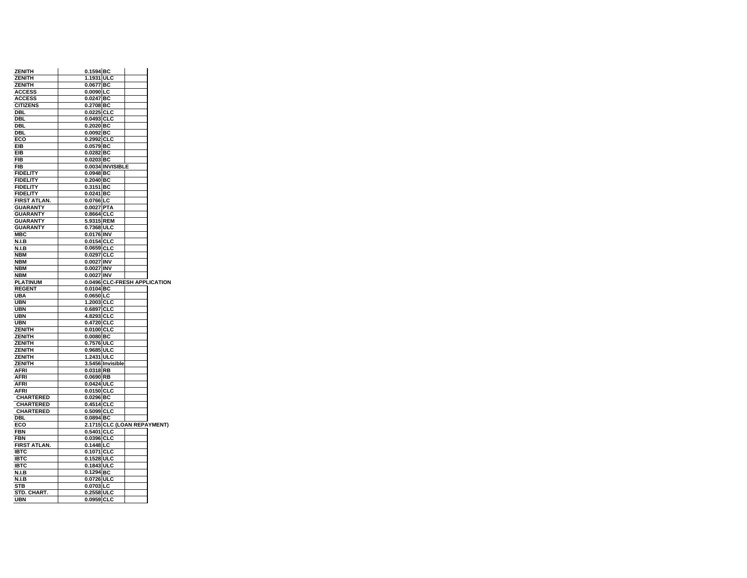| | | | |
|---|---|---|---|
| ZENITH | 0.1594 | BC | |
| ZENITH | 1.1931 | ULC | |
| ZENITH | 0.0677 | BC | |
| ACCESS | 0.0090 | LC | |
| ACCESS | 0.0247 | BC | |
| CITIZENS | 0.2708 | BC | |
| DBL | 0.0225 | CLC | |
| DBL | 0.0493 | CLC | |
| DBL | 0.2020 | BC | |
| DBL | 0.0092 | BC | |
| ECO | 0.2992 | CLC | |
| EIB | 0.0579 | BC | |
| EIB | 0.0282 | BC | |
| FIB | 0.0203 | BC | |
| FIB | 0.0034 | INVISIBLE | |
| FIDELITY | 0.0948 | BC | |
| FIDELITY | 0.2040 | BC | |
| FIDELITY | 0.3151 | BC | |
| FIDELITY | 0.0241 | BC | |
| FIRST ATLAN. | 0.0766 | LC | |
| GUARANTY | 0.0027 | PTA | |
| GUARANTY | 0.8664 | CLC | |
| GUARANTY | 5.9315 | REM | |
| GUARANTY | 0.7368 | ULC | |
| MBC | 0.0176 | INV | |
| N.I.B | 0.0154 | CLC | |
| N.I.B | 0.0659 | CLC | |
| NBM | 0.0297 | CLC | |
| NBM | 0.0027 | INV | |
| NBM | 0.0027 | INV | |
| NBM | 0.0027 | INV | |
| PLATINUM | 0.0496 | CLC-FRESH APPLICATION | |
| REGENT | 0.0104 | BC | |
| UBA | 0.0650 | LC | |
| UBN | 1.2003 | CLC | |
| UBN | 0.6897 | CLC | |
| UBN | 4.8293 | CLC | |
| UBN | 0.4720 | CLC | |
| ZENITH | 0.0100 | CLC | |
| ZENITH | 0.0080 | BC | |
| ZENITH | 0.7576 | ULC | |
| ZENITH | 0.9685 | ULC | |
| ZENITH | 1.2431 | ULC | |
| ZENITH | 3.5456 | Invisible | |
| AFRI | 0.0318 | RB | |
| AFRI | 0.0690 | RB | |
| AFRI | 0.0424 | ULC | |
| AFRI | 0.0150 | CLC | |
| CHARTERED | 0.0296 | BC | |
| CHARTERED | 0.4514 | CLC | |
| CHARTERED | 0.5099 | CLC | |
| DBL | 0.0894 | BC | |
| ECO | 2.1715 | CLC (LOAN REPAYMENT) | |
| FBN | 0.5401 | CLC | |
| FBN | 0.0396 | CLC | |
| FIRST ATLAN. | 0.1448 | LC | |
| IBTC | 0.1071 | CLC | |
| IBTC | 0.1528 | ULC | |
| IBTC | 0.1843 | ULC | |
| N.I.B | 0.1294 | BC | |
| N.I.B | 0.0726 | ULC | |
| STB | 0.0703 | LC | |
| STD. CHART. | 0.2558 | ULC | |
| UBN | 0.0959 | CLC | |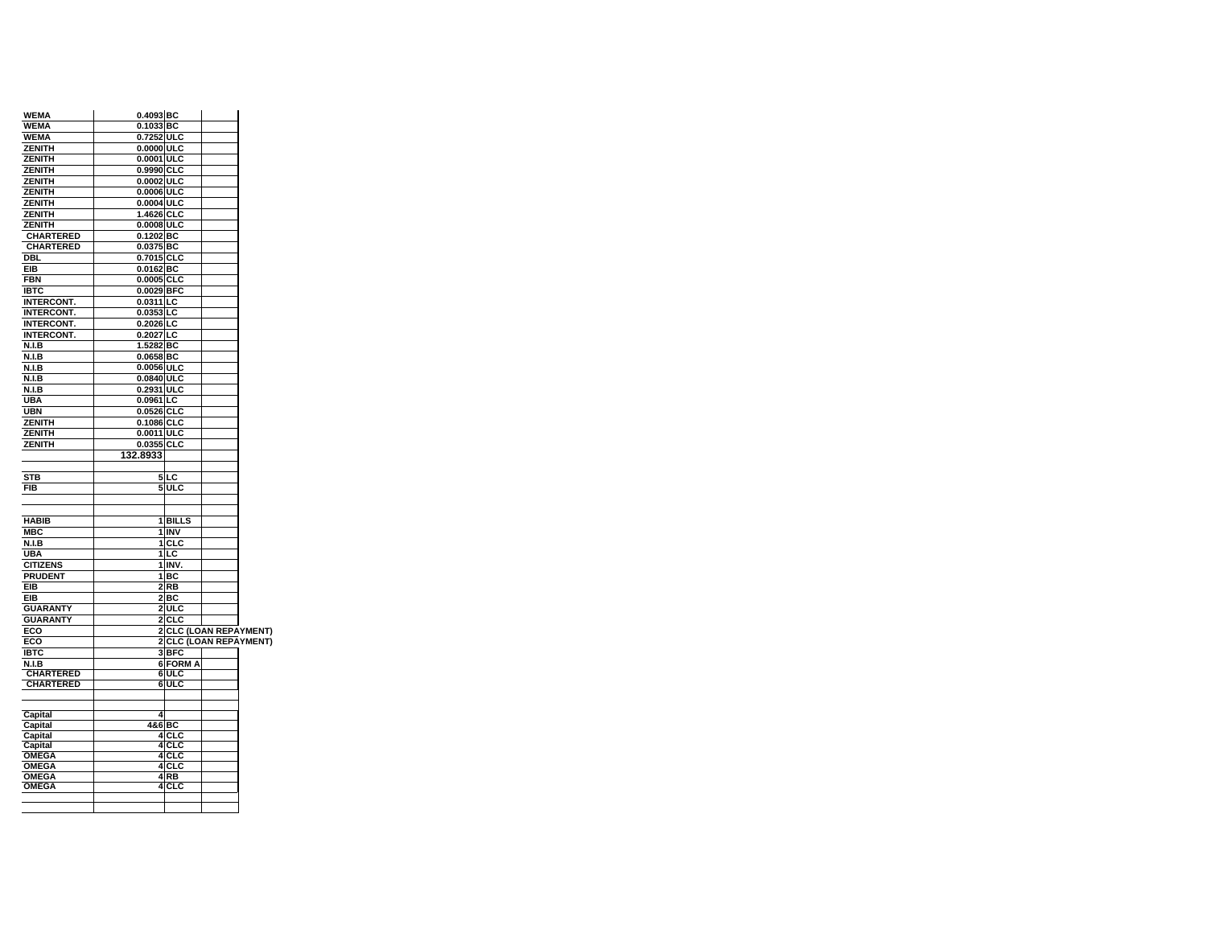| | | | |
|---|---|---|---|
| WEMA | 0.4093 | BC | |
| WEMA | 0.1033 | BC | |
| WEMA | 0.7252 | ULC | |
| ZENITH | 0.0000 | ULC | |
| ZENITH | 0.0001 | ULC | |
| ZENITH | 0.9990 | CLC | |
| ZENITH | 0.0002 | ULC | |
| ZENITH | 0.0006 | ULC | |
| ZENITH | 0.0004 | ULC | |
| ZENITH | 1.4626 | CLC | |
| ZENITH | 0.0008 | ULC | |
| CHARTERED | 0.1202 | BC | |
| CHARTERED | 0.0375 | BC | |
| DBL | 0.7015 | CLC | |
| EIB | 0.0162 | BC | |
| FBN | 0.0005 | CLC | |
| IBTC | 0.0029 | BFC | |
| INTERCONT. | 0.0311 | LC | |
| INTERCONT. | 0.0353 | LC | |
| INTERCONT. | 0.2026 | LC | |
| INTERCONT. | 0.2027 | LC | |
| N.I.B | 1.5282 | BC | |
| N.I.B | 0.0658 | BC | |
| N.I.B | 0.0056 | ULC | |
| N.I.B | 0.0840 | ULC | |
| N.I.B | 0.2931 | ULC | |
| UBA | 0.0961 | LC | |
| UBN | 0.0526 | CLC | |
| ZENITH | 0.1086 | CLC | |
| ZENITH | 0.0011 | ULC | |
| ZENITH | 0.0355 | CLC | |
| | 132.8933 | | |
| | | | |
| STB | 5 | LC | |
| FIB | 5 | ULC | |
| | | | |
| | | | |
| HABIB | 1 | BILLS | |
| MBC | 1 | INV | |
| N.I.B | 1 | CLC | |
| UBA | 1 | LC | |
| CITIZENS | 1 | INV. | |
| PRUDENT | 1 | BC | |
| EIB | 2 | RB | |
| EIB | 2 | BC | |
| GUARANTY | 2 | ULC | |
| GUARANTY | 2 | CLC | |
| ECO | 2 | CLC (LOAN REPAYMENT) | |
| ECO | 2 | CLC (LOAN REPAYMENT) | |
| IBTC | 3 | BFC | |
| N.I.B | 6 | FORM A | |
| CHARTERED | 6 | ULC | |
| CHARTERED | 6 | ULC | |
| | | | |
| | | | |
| Capital | 4 | | |
| Capital | 4&6 | BC | |
| Capital | 4 | CLC | |
| Capital | 4 | CLC | |
| OMEGA | 4 | CLC | |
| OMEGA | 4 | CLC | |
| OMEGA | 4 | RB | |
| OMEGA | 4 | CLC | |
| | | | |
| | | | |